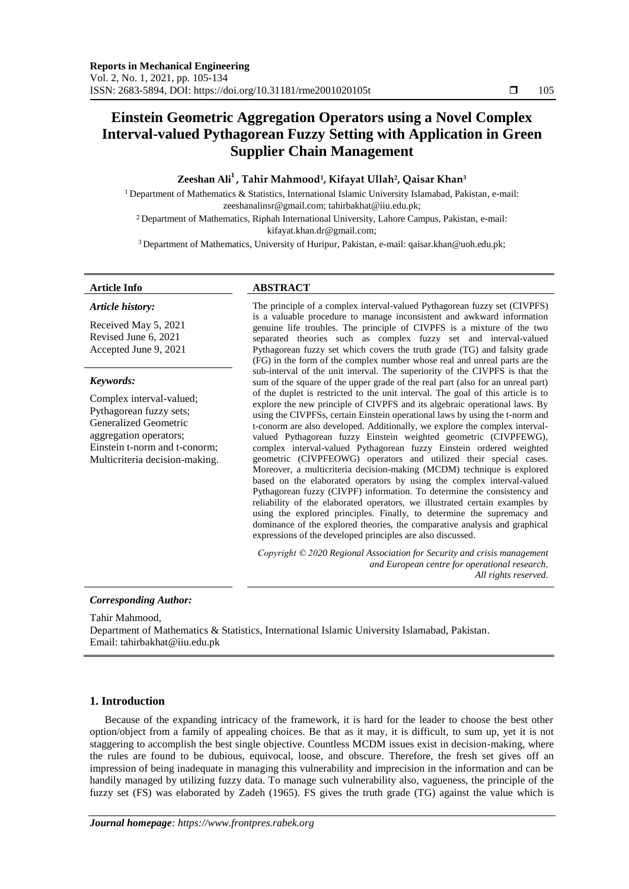# Einstein Geometric Aggregation Operators using a Novel Complex Interval-valued Pythagorean Fuzzy Setting with Application in Green Supplier Chain Management

**Zeeshan Ali[1], Tahir Mahmood[1], Kifayat Ullah[2], Qaisar Khan[3]**

[1] Department of Mathematics & Statistics, International Islamic University Islamabad, Pakistan, e-mail: zeeshanalinsr@gmail.com; tahirbakhat@iiu.edu.pk;

[2] Department of Mathematics, Riphah International University, Lahore Campus, Pakistan, e-mail: kifayat.khan.dr@gmail.com;

[3] Department of Mathematics, University of Huripur, Pakistan, e-mail: qaisar.khan@uoh.edu.pk;

**Article Info**

*Article history:*

Received May 5, 2021
Revised June 6, 2021
Accepted June 9, 2021

*Keywords:*

Complex interval-valued;
Pythagorean fuzzy sets;
Generalized Geometric aggregation operators;
Einstein t-norm and t-conorm;
Multicriteria decision-making.

**ABSTRACT**

The principle of a complex interval-valued Pythagorean fuzzy set (CIVPFS) is a valuable procedure to manage inconsistent and awkward information genuine life troubles. The principle of CIVPFS is a mixture of the two separated theories such as complex fuzzy set and interval-valued Pythagorean fuzzy set which covers the truth grade (TG) and falsity grade (FG) in the form of the complex number whose real and unreal parts are the sub-interval of the unit interval. The superiority of the CIVPFS is that the sum of the square of the upper grade of the real part (also for an unreal part) of the duplet is restricted to the unit interval. The goal of this article is to explore the new principle of CIVPFS and its algebraic operational laws. By using the CIVPFSs, certain Einstein operational laws by using the t-norm and t-conorm are also developed. Additionally, we explore the complex interval-valued Pythagorean fuzzy Einstein weighted geometric (CIVPFEWG), complex interval-valued Pythagorean fuzzy Einstein ordered weighted geometric (CIVPFEOWG) operators and utilized their special cases. Moreover, a multicriteria decision-making (MCDM) technique is explored based on the elaborated operators by using the complex interval-valued Pythagorean fuzzy (CIVPF) information. To determine the consistency and reliability of the elaborated operators, we illustrated certain examples by using the explored principles. Finally, to determine the supremacy and dominance of the explored theories, the comparative analysis and graphical expressions of the developed principles are also discussed.

*Copyright © 2020 Regional Association for Security and crisis management and European centre for operational research. All rights reserved.*

*Corresponding Author:*

Tahir Mahmood,
Department of Mathematics & Statistics, International Islamic University Islamabad, Pakistan.
Email: tahirbakhat@iiu.edu.pk

## 1. Introduction

Because of the expanding intricacy of the framework, it is hard for the leader to choose the best other option/object from a family of appealing choices. Be that as it may, it is difficult, to sum up, yet it is not staggering to accomplish the best single objective. Countless MCDM issues exist in decision-making, where the rules are found to be dubious, equivocal, loose, and obscure. Therefore, the fresh set gives off an impression of being inadequate in managing this vulnerability and imprecision in the information and can be handily managed by utilizing fuzzy data. To manage such vulnerability also, vagueness, the principle of the fuzzy set (FS) was elaborated by Zadeh (1965). FS gives the truth grade (TG) against the value which is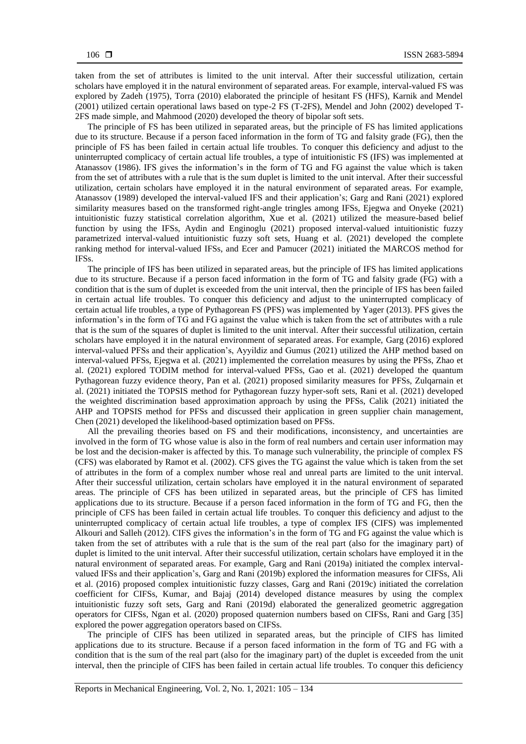taken from the set of attributes is limited to the unit interval. After their successful utilization, certain scholars have employed it in the natural environment of separated areas. For example, interval-valued FS was explored by Zadeh (1975), Torra (2010) elaborated the principle of hesitant FS (HFS), Karnik and Mendel (2001) utilized certain operational laws based on type-2 FS (T-2FS), Mendel and John (2002) developed T-2FS made simple, and Mahmood (2020) developed the theory of bipolar soft sets.

The principle of FS has been utilized in separated areas, but the principle of FS has limited applications due to its structure. Because if a person faced information in the form of TG and falsity grade (FG), then the principle of FS has been failed in certain actual life troubles. To conquer this deficiency and adjust to the uninterrupted complicacy of certain actual life troubles, a type of intuitionistic FS (IFS) was implemented at Atanassov (1986). IFS gives the information's in the form of TG and FG against the value which is taken from the set of attributes with a rule that is the sum duplet is limited to the unit interval. After their successful utilization, certain scholars have employed it in the natural environment of separated areas. For example, Atanassov (1989) developed the interval-valued IFS and their application's; Garg and Rani (2021) explored similarity measures based on the transformed right-angle tringles among IFSs, Ejegwa and Onyeke (2021) intuitionistic fuzzy statistical correlation algorithm, Xue et al. (2021) utilized the measure-based belief function by using the IFSs, Aydin and Enginoglu (2021) proposed interval-valued intuitionistic fuzzy parametrized interval-valued intuitionistic fuzzy soft sets, Huang et al. (2021) developed the complete ranking method for interval-valued IFSs, and Ecer and Pamucer (2021) initiated the MARCOS method for IFSs.

The principle of IFS has been utilized in separated areas, but the principle of IFS has limited applications due to its structure. Because if a person faced information in the form of TG and falsity grade (FG) with a condition that is the sum of duplet is exceeded from the unit interval, then the principle of IFS has been failed in certain actual life troubles. To conquer this deficiency and adjust to the uninterrupted complicacy of certain actual life troubles, a type of Pythagorean FS (PFS) was implemented by Yager (2013). PFS gives the information's in the form of TG and FG against the value which is taken from the set of attributes with a rule that is the sum of the squares of duplet is limited to the unit interval. After their successful utilization, certain scholars have employed it in the natural environment of separated areas. For example, Garg (2016) explored interval-valued PFSs and their application's, Ayyildiz and Gumus (2021) utilized the AHP method based on interval-valued PFSs, Ejegwa et al. (2021) implemented the correlation measures by using the PFSs, Zhao et al. (2021) explored TODIM method for interval-valued PFSs, Gao et al. (2021) developed the quantum Pythagorean fuzzy evidence theory, Pan et al. (2021) proposed similarity measures for PFSs, Zulqarnain et al. (2021) initiated the TOPSIS method for Pythagorean fuzzy hyper-soft sets, Rani et al. (2021) developed the weighted discrimination based approximation approach by using the PFSs, Calik (2021) initiated the AHP and TOPSIS method for PFSs and discussed their application in green supplier chain management, Chen (2021) developed the likelihood-based optimization based on PFSs.

All the prevailing theories based on FS and their modifications, inconsistency, and uncertainties are involved in the form of TG whose value is also in the form of real numbers and certain user information may be lost and the decision-maker is affected by this. To manage such vulnerability, the principle of complex FS (CFS) was elaborated by Ramot et al. (2002). CFS gives the TG against the value which is taken from the set of attributes in the form of a complex number whose real and unreal parts are limited to the unit interval. After their successful utilization, certain scholars have employed it in the natural environment of separated areas. The principle of CFS has been utilized in separated areas, but the principle of CFS has limited applications due to its structure. Because if a person faced information in the form of TG and FG, then the principle of CFS has been failed in certain actual life troubles. To conquer this deficiency and adjust to the uninterrupted complicacy of certain actual life troubles, a type of complex IFS (CIFS) was implemented Alkouri and Salleh (2012). CIFS gives the information's in the form of TG and FG against the value which is taken from the set of attributes with a rule that is the sum of the real part (also for the imaginary part) of duplet is limited to the unit interval. After their successful utilization, certain scholars have employed it in the natural environment of separated areas. For example, Garg and Rani (2019a) initiated the complex interval-valued IFSs and their application's, Garg and Rani (2019b) explored the information measures for CIFSs, Ali et al. (2016) proposed complex intuitionistic fuzzy classes, Garg and Rani (2019c) initiated the correlation coefficient for CIFSs, Kumar, and Bajaj (2014) developed distance measures by using the complex intuitionistic fuzzy soft sets, Garg and Rani (2019d) elaborated the generalized geometric aggregation operators for CIFSs, Ngan et al. (2020) proposed quaternion numbers based on CIFSs, Rani and Garg [35] explored the power aggregation operators based on CIFSs.

The principle of CIFS has been utilized in separated areas, but the principle of CIFS has limited applications due to its structure. Because if a person faced information in the form of TG and FG with a condition that is the sum of the real part (also for the imaginary part) of the duplet is exceeded from the unit interval, then the principle of CIFS has been failed in certain actual life troubles. To conquer this deficiency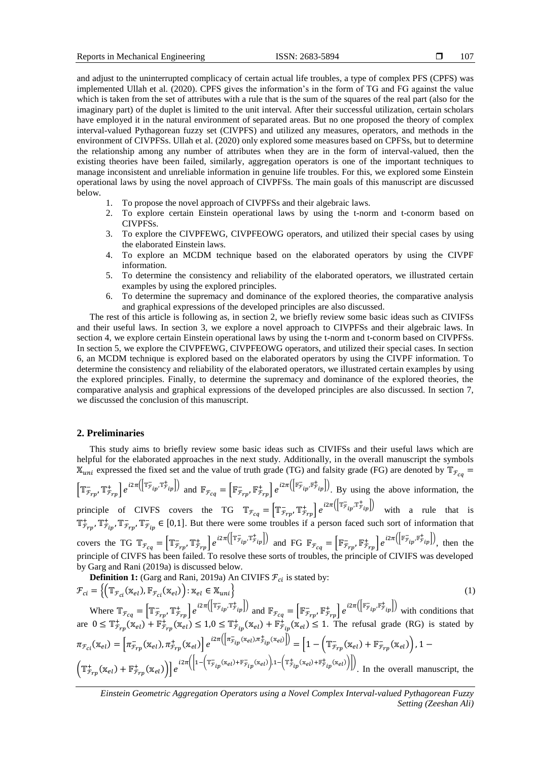and adjust to the uninterrupted complicacy of certain actual life troubles, a type of complex PFS (CPFS) was implemented Ullah et al. (2020). CPFS gives the information's in the form of TG and FG against the value which is taken from the set of attributes with a rule that is the sum of the squares of the real part (also for the imaginary part) of the duplet is limited to the unit interval. After their successful utilization, certain scholars have employed it in the natural environment of separated areas. But no one proposed the theory of complex interval-valued Pythagorean fuzzy set (CIVPFS) and utilized any measures, operators, and methods in the environment of CIVPFSs. Ullah et al. (2020) only explored some measures based on CPFSs, but to determine the relationship among any number of attributes when they are in the form of interval-valued, then the existing theories have been failed, similarly, aggregation operators is one of the important techniques to manage inconsistent and unreliable information in genuine life troubles. For this, we explored some Einstein operational laws by using the novel approach of CIVPFSs. The main goals of this manuscript are discussed below.

1. To propose the novel approach of CIVPFSs and their algebraic laws.
2. To explore certain Einstein operational laws by using the t-norm and t-conorm based on CIVPFSs.
3. To explore the CIVPFEWG, CIVPFEOWG operators, and utilized their special cases by using the elaborated Einstein laws.
4. To explore an MCDM technique based on the elaborated operators by using the CIVPF information.
5. To determine the consistency and reliability of the elaborated operators, we illustrated certain examples by using the explored principles.
6. To determine the supremacy and dominance of the explored theories, the comparative analysis and graphical expressions of the developed principles are also discussed.

The rest of this article is following as, in section 2, we briefly review some basic ideas such as CIVIFSs and their useful laws. In section 3, we explore a novel approach to CIVPFSs and their algebraic laws. In section 4, we explore certain Einstein operational laws by using the t-norm and t-conorm based on CIVPFSs. In section 5, we explore the CIVPFEWG, CIVPFEOWG operators, and utilized their special cases. In section 6, an MCDM technique is explored based on the elaborated operators by using the CIVPF information. To determine the consistency and reliability of the elaborated operators, we illustrated certain examples by using the explored principles. Finally, to determine the supremacy and dominance of the explored theories, the comparative analysis and graphical expressions of the developed principles are also discussed. In section 7, we discussed the conclusion of this manuscript.

## 2. Preliminaries

This study aims to briefly review some basic ideas such as CIVIFSs and their useful laws which are helpful for the elaborated approaches in the next study. Additionally, in the overall manuscript the symbols $\mathbb{X}_{uni}$ expressed the fixed set and the value of truth grade (TG) and falsity grade (FG) are denoted by $\mathbb{T}_{\mathcal{F}_{cq}} = \left[\mathbb{T}^-_{\mathcal{F}_{rp}}, \mathbb{T}^+_{\mathcal{F}_{rp}}\right] e^{i2\pi\left(\left[\mathbb{T}^-_{\mathcal{F}_{ip}}, \mathbb{T}^+_{\mathcal{F}_{ip}}\right]\right)}$ and $\mathbb{F}_{\mathcal{F}_{cq}} = \left[\mathbb{F}^-_{\mathcal{F}_{rp}}, \mathbb{F}^+_{\mathcal{F}_{rp}}\right] e^{i2\pi\left(\left[\mathbb{F}^-_{\mathcal{F}_{ip}}, \mathbb{F}^+_{\mathcal{F}_{ip}}\right]\right)}$. By using the above information, the principle of CIVFS covers the TG $\mathbb{T}_{\mathcal{F}_{cq}} = \left[\mathbb{T}^-_{\mathcal{F}_{rp}}, \mathbb{T}^+_{\mathcal{F}_{rp}}\right] e^{i2\pi\left(\left[\mathbb{T}^-_{\mathcal{F}_{ip}}, \mathbb{T}^+_{\mathcal{F}_{ip}}\right]\right)}$ with a rule that is $\mathbb{T}^+_{\mathcal{F}_{rp}}, \mathbb{T}^+_{\mathcal{F}_{ip}}, \mathbb{T}^-_{\mathcal{F}_{rp}}, \mathbb{T}^-_{\mathcal{F}_{ip}} \in [0,1]$. But there were some troubles if a person faced such sort of information that covers the TG $\mathbb{T}_{\mathcal{F}_{cq}} = \left[\mathbb{T}^-_{\mathcal{F}_{rp}}, \mathbb{T}^+_{\mathcal{F}_{rp}}\right] e^{i2\pi\left(\left[\mathbb{T}^-_{\mathcal{F}_{ip}}, \mathbb{T}^+_{\mathcal{F}_{ip}}\right]\right)}$ and FG $\mathbb{F}_{\mathcal{F}_{cq}} = \left[\mathbb{F}^-_{\mathcal{F}_{rp}}, \mathbb{F}^+_{\mathcal{F}_{rp}}\right] e^{i2\pi\left(\left[\mathbb{F}^-_{\mathcal{F}_{ip}}, \mathbb{F}^+_{\mathcal{F}_{ip}}\right]\right)}$, then the principle of CIVFS has been failed. To resolve these sorts of troubles, the principle of CIVIFS was developed by Garg and Rani (2019a) is discussed below.

**Definition 1:** (Garg and Rani, 2019a) An CIVIFS $\mathcal{F}_{ci}$ is stated by:

$$\mathcal{F}_{ci} = \left\{\left(\mathbb{T}_{\mathcal{F}_{ci}}(\mathbb{x}_{el}), \mathbb{F}_{\mathcal{F}_{ci}}(\mathbb{x}_{el})\right) : \mathbb{x}_{el} \in \mathbb{X}_{uni}\right\} \tag{1}$$

Where $\mathbb{T}_{\mathcal{F}_{cq}} = \left[\mathbb{T}^-_{\mathcal{F}_{rp}}, \mathbb{T}^+_{\mathcal{F}_{rp}}\right] e^{i2\pi\left(\left[\mathbb{T}^-_{\mathcal{F}_{ip}}, \mathbb{T}^+_{\mathcal{F}_{ip}}\right]\right)}$ and $\mathbb{F}_{\mathcal{F}_{cq}} = \left[\mathbb{F}^-_{\mathcal{F}_{rp}}, \mathbb{F}^+_{\mathcal{F}_{rp}}\right] e^{i2\pi\left(\left[\mathbb{F}^-_{\mathcal{F}_{ip}}, \mathbb{F}^+_{\mathcal{F}_{ip}}\right]\right)}$ with conditions that are $0 \le \mathbb{T}^+_{\mathcal{F}_{rp}}(\mathbb{x}_{el}) + \mathbb{F}^+_{\mathcal{F}_{rp}}(\mathbb{x}_{el}) \le 1, 0 \le \mathbb{T}^+_{\mathcal{F}_{ip}}(\mathbb{x}_{el}) + \mathbb{F}^+_{\mathcal{F}_{ip}}(\mathbb{x}_{el}) \le 1$. The refusal grade (RG) is stated by $\pi_{\mathcal{F}_{ci}}(\mathbb{x}_{el}) = \left[\pi^-_{\mathcal{F}_{rp}}(\mathbb{x}_{el}), \pi^+_{\mathcal{F}_{rp}}(\mathbb{x}_{el})\right] e^{i2\pi\left(\left[\pi^-_{\mathcal{F}_{ip}}(\mathbb{x}_{el}), \pi^+_{\mathcal{F}_{ip}}(\mathbb{x}_{el})\right]\right)} = \left[1 - \left(\mathbb{T}^-_{\mathcal{F}_{rp}}(\mathbb{x}_{el}) + \mathbb{F}^-_{\mathcal{F}_{rp}}(\mathbb{x}_{el})\right), 1 - \left(\mathbb{T}^+_{\mathcal{F}_{rp}}(\mathbb{x}_{el}) + \mathbb{F}^+_{\mathcal{F}_{rp}}(\mathbb{x}_{el})\right)\right] e^{i2\pi\left(\left[1-\left(\mathbb{T}^-_{\mathcal{F}_{ip}}(\mathbb{x}_{el}) + \mathbb{F}^-_{\mathcal{F}_{ip}}(\mathbb{x}_{el})\right), 1-\left(\mathbb{T}^+_{\mathcal{F}_{ip}}(\mathbb{x}_{el}) + \mathbb{F}^+_{\mathcal{F}_{ip}}(\mathbb{x}_{el})\right)\right]\right)}$. In the overall manuscript, the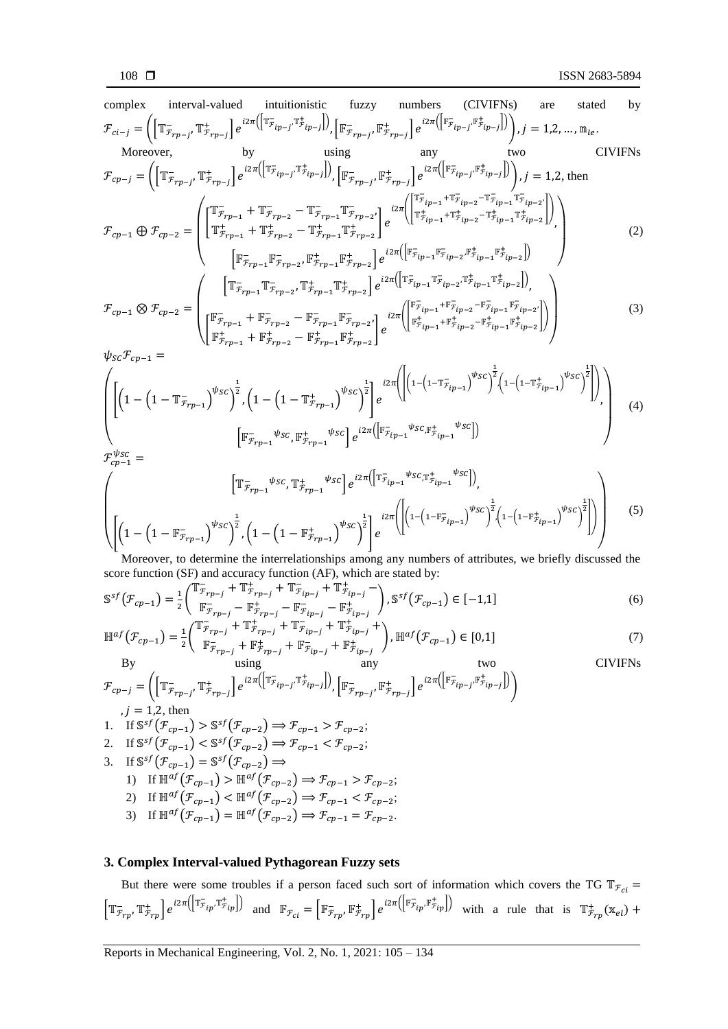complex interval-valued intuitionistic fuzzy numbers (CIVIFNs) are stated by $\mathcal{F}_{ci-j} = \left(\left[\mathbb{T}^{-}_{\mathcal{F}_{rp-j}}, \mathbb{T}^{+}_{\mathcal{F}_{rp-j}}\right] e^{i2\pi\left(\left[\mathbb{T}^{-}_{\mathcal{F}_{ip-j}}, \mathbb{T}^{+}_{\mathcal{F}_{ip-j}}\right]\right)}, \left[\mathbb{F}^{-}_{\mathcal{F}_{rp-j}}, \mathbb{F}^{+}_{\mathcal{F}_{rp-j}}\right] e^{i2\pi\left(\left[\mathbb{F}^{-}_{\mathcal{F}_{ip-j}}, \mathbb{F}^{+}_{\mathcal{F}_{ip-j}}\right]\right)}\right), j = 1,2, \dots, \mathbb{m}_{le}$.

Moreover, by using any two CIVIFNs $\mathcal{F}_{cp-j} = \left(\left[\mathbb{T}^{-}_{\mathcal{F}_{rp-j}}, \mathbb{T}^{+}_{\mathcal{F}_{rp-j}}\right] e^{i2\pi\left(\left[\mathbb{T}^{-}_{\mathcal{F}_{ip-j}}, \mathbb{T}^{+}_{\mathcal{F}_{ip-j}}\right]\right)}, \left[\mathbb{F}^{-}_{\mathcal{F}_{rp-j}}, \mathbb{F}^{+}_{\mathcal{F}_{rp-j}}\right] e^{i2\pi\left(\left[\mathbb{F}^{-}_{\mathcal{F}_{ip-j}}, \mathbb{F}^{+}_{\mathcal{F}_{ip-j}}\right]\right)}\right), j = 1,2$, then

$$\mathcal{F}_{cp-1} \oplus \mathcal{F}_{cp-2} = \left(\begin{array}{c} \begin{bmatrix} \mathbb{T}^{-}_{\mathcal{F}_{rp-1}} + \mathbb{T}^{-}_{\mathcal{F}_{rp-2}} - \mathbb{T}^{-}_{\mathcal{F}_{rp-1}}\mathbb{T}^{-}_{\mathcal{F}_{rp-2}}, \\ \mathbb{T}^{+}_{\mathcal{F}_{rp-1}} + \mathbb{T}^{+}_{\mathcal{F}_{rp-2}} - \mathbb{T}^{+}_{\mathcal{F}_{rp-1}}\mathbb{T}^{+}_{\mathcal{F}_{rp-2}} \end{bmatrix} e^{i2\pi\left(\begin{bmatrix} \mathbb{T}^{-}_{\mathcal{F}_{ip-1}} + \mathbb{T}^{-}_{\mathcal{F}_{ip-2}} - \mathbb{T}^{-}_{\mathcal{F}_{ip-1}}\mathbb{T}^{-}_{\mathcal{F}_{ip-2}}, \\ \mathbb{T}^{+}_{\mathcal{F}_{ip-1}} + \mathbb{T}^{+}_{\mathcal{F}_{ip-2}} - \mathbb{T}^{+}_{\mathcal{F}_{ip-1}}\mathbb{T}^{+}_{\mathcal{F}_{ip-2}} \end{bmatrix}\right)}, \\ \left[\mathbb{F}^{-}_{\mathcal{F}_{rp-1}}\mathbb{F}^{-}_{\mathcal{F}_{rp-2}}, \mathbb{F}^{+}_{\mathcal{F}_{rp-1}}\mathbb{F}^{+}_{\mathcal{F}_{rp-2}}\right] e^{i2\pi\left(\left[\mathbb{F}^{-}_{\mathcal{F}_{ip-1}}\mathbb{F}^{-}_{\mathcal{F}_{ip-2}}, \mathbb{F}^{+}_{\mathcal{F}_{ip-1}}\mathbb{F}^{+}_{\mathcal{F}_{ip-2}}\right]\right)} \end{array}\right) \quad (2)$$

$$\mathcal{F}_{cp-1} \otimes \mathcal{F}_{cp-2} = \left(\begin{array}{c} \left[\mathbb{T}^{-}_{\mathcal{F}_{rp-1}}\mathbb{T}^{-}_{\mathcal{F}_{rp-2}}, \mathbb{T}^{+}_{\mathcal{F}_{rp-1}}\mathbb{T}^{+}_{\mathcal{F}_{rp-2}}\right] e^{i2\pi\left(\left[\mathbb{T}^{-}_{\mathcal{F}_{ip-1}}\mathbb{T}^{-}_{\mathcal{F}_{ip-2}}, \mathbb{T}^{+}_{\mathcal{F}_{ip-1}}\mathbb{T}^{+}_{\mathcal{F}_{ip-2}}\right]\right)}, \\ \begin{bmatrix} \mathbb{F}^{-}_{\mathcal{F}_{rp-1}} + \mathbb{F}^{-}_{\mathcal{F}_{rp-2}} - \mathbb{F}^{-}_{\mathcal{F}_{rp-1}}\mathbb{F}^{-}_{\mathcal{F}_{rp-2}}, \\ \mathbb{F}^{+}_{\mathcal{F}_{rp-1}} + \mathbb{F}^{+}_{\mathcal{F}_{rp-2}} - \mathbb{F}^{+}_{\mathcal{F}_{rp-1}}\mathbb{F}^{+}_{\mathcal{F}_{rp-2}} \end{bmatrix} e^{i2\pi\left(\begin{bmatrix} \mathbb{F}^{-}_{\mathcal{F}_{ip-1}} + \mathbb{F}^{-}_{\mathcal{F}_{ip-2}} - \mathbb{F}^{-}_{\mathcal{F}_{ip-1}}\mathbb{F}^{-}_{\mathcal{F}_{ip-2}}, \\ \mathbb{F}^{+}_{\mathcal{F}_{ip-1}} + \mathbb{F}^{+}_{\mathcal{F}_{ip-2}} - \mathbb{F}^{+}_{\mathcal{F}_{ip-1}}\mathbb{F}^{+}_{\mathcal{F}_{ip-2}} \end{bmatrix}\right)} \end{array}\right) \quad (3)$$

$$\psi_{SC}\mathcal{F}_{cp-1} = \left(\begin{array}{c} \left[\left(1 - \left(1 - \mathbb{T}^{-}_{\mathcal{F}_{rp-1}}\right)^{\psi_{SC}}\right)^{\frac{1}{2}}, \left(1 - \left(1 - \mathbb{T}^{+}_{\mathcal{F}_{rp-1}}\right)^{\psi_{SC}}\right)^{\frac{1}{2}}\right] e^{i2\pi\left(\left[\left(1-\left(1-\mathbb{T}^{-}_{\mathcal{F}_{ip-1}}\right)^{\psi_{SC}}\right)^{\frac{1}{2}}, \left(1-\left(1-\mathbb{T}^{+}_{\mathcal{F}_{ip-1}}\right)^{\psi_{SC}}\right)^{\frac{1}{2}}\right]\right)}, \\ \left[\mathbb{F}^{-}_{\mathcal{F}_{rp-1}}{}^{\psi_{SC}}, \mathbb{F}^{+}_{\mathcal{F}_{rp-1}}{}^{\psi_{SC}}\right] e^{i2\pi\left(\left[\mathbb{F}^{-}_{\mathcal{F}_{ip-1}}{}^{\psi_{SC}}, \mathbb{F}^{+}_{\mathcal{F}_{ip-1}}{}^{\psi_{SC}}\right]\right)} \end{array}\right) \quad (4)$$

$$\mathcal{F}_{cp-1}^{\psi_{SC}} = \left(\begin{array}{c} \left[\mathbb{T}^{-}_{\mathcal{F}_{rp-1}}{}^{\psi_{SC}}, \mathbb{T}^{+}_{\mathcal{F}_{rp-1}}{}^{\psi_{SC}}\right] e^{i2\pi\left(\left[\mathbb{T}^{-}_{\mathcal{F}_{ip-1}}{}^{\psi_{SC}}, \mathbb{T}^{+}_{\mathcal{F}_{ip-1}}{}^{\psi_{SC}}\right]\right)}, \\ \left[\left(1 - \left(1 - \mathbb{F}^{-}_{\mathcal{F}_{rp-1}}\right)^{\psi_{SC}}\right)^{\frac{1}{2}}, \left(1 - \left(1 - \mathbb{F}^{+}_{\mathcal{F}_{rp-1}}\right)^{\psi_{SC}}\right)^{\frac{1}{2}}\right] e^{i2\pi\left(\left[\left(1-\left(1-\mathbb{F}^{-}_{\mathcal{F}_{ip-1}}\right)^{\psi_{SC}}\right)^{\frac{1}{2}}, \left(1-\left(1-\mathbb{F}^{+}_{\mathcal{F}_{ip-1}}\right)^{\psi_{SC}}\right)^{\frac{1}{2}}\right]\right)} \end{array}\right) \quad (5)$$

Moreover, to determine the interrelationships among any numbers of attributes, we briefly discussed the score function (SF) and accuracy function (AF), which are stated by:

$$\mathbb{S}^{sf}\left(\mathcal{F}_{cp-1}\right) = \frac{1}{2}\left(\begin{array}{c} \mathbb{T}^{-}_{\mathcal{F}_{rp-j}} + \mathbb{T}^{+}_{\mathcal{F}_{rp-j}} + \mathbb{T}^{-}_{\mathcal{F}_{ip-j}} + \mathbb{T}^{+}_{\mathcal{F}_{ip-j}} - \\ \mathbb{F}^{-}_{\mathcal{F}_{rp-j}} - \mathbb{F}^{+}_{\mathcal{F}_{rp-j}} - \mathbb{F}^{-}_{\mathcal{F}_{ip-j}} - \mathbb{F}^{+}_{\mathcal{F}_{ip-j}} \end{array}\right), \mathbb{S}^{sf}\left(\mathcal{F}_{cp-1}\right) \in [-1,1] \quad (6)$$

$$\mathbb{H}^{af}\left(\mathcal{F}_{cp-1}\right) = \frac{1}{2}\left(\begin{array}{c} \mathbb{T}^{-}_{\mathcal{F}_{rp-j}} + \mathbb{T}^{+}_{\mathcal{F}_{rp-j}} + \mathbb{T}^{-}_{\mathcal{F}_{ip-j}} + \mathbb{T}^{+}_{\mathcal{F}_{ip-j}} + \\ \mathbb{F}^{-}_{\mathcal{F}_{rp-j}} + \mathbb{F}^{+}_{\mathcal{F}_{rp-j}} + \mathbb{F}^{-}_{\mathcal{F}_{ip-j}} + \mathbb{F}^{+}_{\mathcal{F}_{ip-j}} \end{array}\right), \mathbb{H}^{af}\left(\mathcal{F}_{cp-1}\right) \in [0,1] \quad (7)$$

By using any two CIVIFNs $\mathcal{F}_{cp-j} = \left(\left[\mathbb{T}^{-}_{\mathcal{F}_{rp-j}}, \mathbb{T}^{+}_{\mathcal{F}_{rp-j}}\right] e^{i2\pi\left(\left[\mathbb{T}^{-}_{\mathcal{F}_{ip-j}}, \mathbb{T}^{+}_{\mathcal{F}_{ip-j}}\right]\right)}, \left[\mathbb{F}^{-}_{\mathcal{F}_{rp-j}}, \mathbb{F}^{+}_{\mathcal{F}_{rp-j}}\right] e^{i2\pi\left(\left[\mathbb{F}^{-}_{\mathcal{F}_{ip-j}}, \mathbb{F}^{+}_{\mathcal{F}_{ip-j}}\right]\right)}\right)$, $j = 1,2$, then

1. If $\mathbb{S}^{sf}\left(\mathcal{F}_{cp-1}\right) > \mathbb{S}^{sf}\left(\mathcal{F}_{cp-2}\right) \Rightarrow \mathcal{F}_{cp-1} > \mathcal{F}_{cp-2}$;
2. If $\mathbb{S}^{sf}\left(\mathcal{F}_{cp-1}\right) < \mathbb{S}^{sf}\left(\mathcal{F}_{cp-2}\right) \Rightarrow \mathcal{F}_{cp-1} < \mathcal{F}_{cp-2}$;
3. If $\mathbb{S}^{sf}\left(\mathcal{F}_{cp-1}\right) = \mathbb{S}^{sf}\left(\mathcal{F}_{cp-2}\right) \Rightarrow$
   1) If $\mathbb{H}^{af}\left(\mathcal{F}_{cp-1}\right) > \mathbb{H}^{af}\left(\mathcal{F}_{cp-2}\right) \Rightarrow \mathcal{F}_{cp-1} > \mathcal{F}_{cp-2}$;
   2) If $\mathbb{H}^{af}\left(\mathcal{F}_{cp-1}\right) < \mathbb{H}^{af}\left(\mathcal{F}_{cp-2}\right) \Rightarrow \mathcal{F}_{cp-1} < \mathcal{F}_{cp-2}$;
   3) If $\mathbb{H}^{af}\left(\mathcal{F}_{cp-1}\right) = \mathbb{H}^{af}\left(\mathcal{F}_{cp-2}\right) \Rightarrow \mathcal{F}_{cp-1} = \mathcal{F}_{cp-2}$.

## 3. Complex Interval-valued Pythagorean Fuzzy sets

But there were some troubles if a person faced such sort of information which covers the TG $\mathbb{T}_{\mathcal{F}_{ci}} = \left[\mathbb{T}^{-}_{\mathcal{F}_{rp}}, \mathbb{T}^{+}_{\mathcal{F}_{rp}}\right] e^{i2\pi\left(\left[\mathbb{T}^{-}_{\mathcal{F}_{ip}}, \mathbb{T}^{+}_{\mathcal{F}_{ip}}\right]\right)}$ and $\mathbb{F}_{\mathcal{F}_{ci}} = \left[\mathbb{F}^{-}_{\mathcal{F}_{rp}}, \mathbb{F}^{+}_{\mathcal{F}_{rp}}\right] e^{i2\pi\left(\left[\mathbb{F}^{-}_{\mathcal{F}_{ip}}, \mathbb{F}^{+}_{\mathcal{F}_{ip}}\right]\right)}$ with a rule that is $\mathbb{T}^{+}_{\mathcal{F}_{rp}}(\mathbb{x}_{el}) +$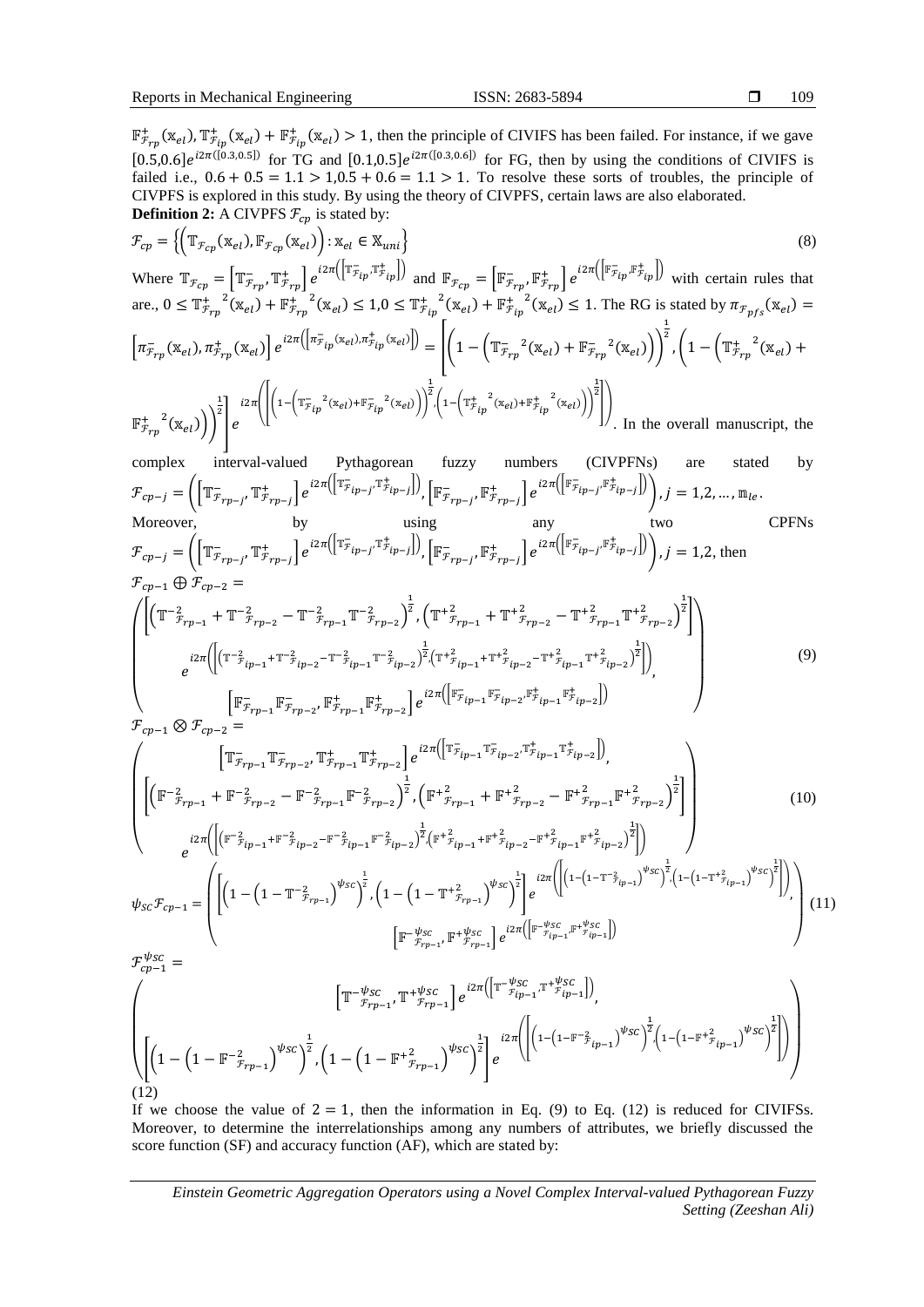$\mathbb{F}^{+}_{\mathcal{F}_{rp}}(\mathbb{x}_{el}), \mathbb{T}^{+}_{\mathcal{F}_{ip}}(\mathbb{x}_{el}) + \mathbb{F}^{+}_{\mathcal{F}_{ip}}(\mathbb{x}_{el}) > 1$, then the principle of CIVIFS has been failed. For instance, if we gave $[0.5,0.6]e^{i2\pi([0.3,0.5])}$ for TG and $[0.1,0.5]e^{i2\pi([0.3,0.6])}$ for FG, then by using the conditions of CIVIFS is failed i.e., $0.6 + 0.5 = 1.1 > 1, 0.5 + 0.6 = 1.1 > 1$. To resolve these sorts of troubles, the principle of CIVPFS is explored in this study. By using the theory of CIVPFS, certain laws are also elaborated.

**Definition 2:** A CIVPFS $\mathcal{F}_{cp}$ is stated by:

$$\mathcal{F}_{cp} = \left\{\left(\mathbb{T}_{\mathcal{F}_{cp}}(\mathbb{x}_{el}), \mathbb{F}_{\mathcal{F}_{cp}}(\mathbb{x}_{el})\right) : \mathbb{x}_{el} \in \mathbb{X}_{uni}\right\} \tag{8}$$

Where $\mathbb{T}_{\mathcal{F}_{cp}} = \left[\mathbb{T}^{-}_{\mathcal{F}_{rp}}, \mathbb{T}^{+}_{\mathcal{F}_{rp}}\right] e^{i2\pi\left(\left[\mathbb{T}^{-}_{\mathcal{F}_{ip}}, \mathbb{T}^{+}_{\mathcal{F}_{ip}}\right]\right)}$ and $\mathbb{F}_{\mathcal{F}_{cp}} = \left[\mathbb{F}^{-}_{\mathcal{F}_{rp}}, \mathbb{F}^{+}_{\mathcal{F}_{rp}}\right] e^{i2\pi\left(\left[\mathbb{F}^{-}_{\mathcal{F}_{ip}}, \mathbb{F}^{+}_{\mathcal{F}_{ip}}\right]\right)}$ with certain rules that are., $0 \le \mathbb{T}^{+\,2}_{\mathcal{F}_{rp}}(\mathbb{x}_{el}) + \mathbb{F}^{+\,2}_{\mathcal{F}_{rp}}(\mathbb{x}_{el}) \le 1, 0 \le \mathbb{T}^{+\,2}_{\mathcal{F}_{ip}}(\mathbb{x}_{el}) + \mathbb{F}^{+\,2}_{\mathcal{F}_{ip}}(\mathbb{x}_{el}) \le 1$. The RG is stated by $\pi_{\mathcal{F}_{pfs}}(\mathbb{x}_{el}) = \left[\pi^{-}_{\mathcal{F}_{rp}}(\mathbb{x}_{el}), \pi^{+}_{\mathcal{F}_{rp}}(\mathbb{x}_{el})\right] e^{i2\pi\left(\left[\pi^{-}_{\mathcal{F}_{ip}}(\mathbb{x}_{el}), \pi^{+}_{\mathcal{F}_{ip}}(\mathbb{x}_{el})\right]\right)} = \left[\left(1 - \left(\mathbb{T}^{-\,2}_{\mathcal{F}_{rp}}(\mathbb{x}_{el}) + \mathbb{F}^{-\,2}_{\mathcal{F}_{rp}}(\mathbb{x}_{el})\right)\right)^{\frac{1}{2}}, \left(1 - \left(\mathbb{T}^{+\,2}_{\mathcal{F}_{rp}}(\mathbb{x}_{el}) + \mathbb{F}^{+\,2}_{\mathcal{F}_{rp}}(\mathbb{x}_{el})\right)\right)^{\frac{1}{2}}\right] e^{i2\pi\left(\left[\left(1 - \left(\mathbb{T}^{-\,2}_{\mathcal{F}_{ip}}(\mathbb{x}_{el}) + \mathbb{F}^{-\,2}_{\mathcal{F}_{ip}}(\mathbb{x}_{el})\right)\right)^{\frac{1}{2}}, \left(1 - \left(\mathbb{T}^{+\,2}_{\mathcal{F}_{ip}}(\mathbb{x}_{el}) + \mathbb{F}^{+\,2}_{\mathcal{F}_{ip}}(\mathbb{x}_{el})\right)\right)^{\frac{1}{2}}\right]\right)}$. In the overall manuscript, the complex interval-valued Pythagorean fuzzy numbers (CIVPFNs) are stated by $\mathcal{F}_{cp-j} = \left(\left[\mathbb{T}^{-}_{\mathcal{F}_{rp-j}}, \mathbb{T}^{+}_{\mathcal{F}_{rp-j}}\right] e^{i2\pi\left(\left[\mathbb{T}^{-}_{\mathcal{F}_{ip-j}}, \mathbb{T}^{+}_{\mathcal{F}_{ip-j}}\right]\right)}, \left[\mathbb{F}^{-}_{\mathcal{F}_{rp-j}}, \mathbb{F}^{+}_{\mathcal{F}_{rp-j}}\right] e^{i2\pi\left(\left[\mathbb{F}^{-}_{\mathcal{F}_{ip-j}}, \mathbb{F}^{+}_{\mathcal{F}_{ip-j}}\right]\right)}\right), j = 1,2, \dots, \mathbb{n}_{le}$.

Moreover, by using any two CPFNs $\mathcal{F}_{cp-j} = \left(\left[\mathbb{T}^{-}_{\mathcal{F}_{rp-j}}, \mathbb{T}^{+}_{\mathcal{F}_{rp-j}}\right] e^{i2\pi\left(\left[\mathbb{T}^{-}_{\mathcal{F}_{ip-j}}, \mathbb{T}^{+}_{\mathcal{F}_{ip-j}}\right]\right)}, \left[\mathbb{F}^{-}_{\mathcal{F}_{rp-j}}, \mathbb{F}^{+}_{\mathcal{F}_{rp-j}}\right] e^{i2\pi\left(\left[\mathbb{F}^{-}_{\mathcal{F}_{ip-j}}, \mathbb{F}^{+}_{\mathcal{F}_{ip-j}}\right]\right)}\right), j = 1,2$, then

$$\mathcal{F}_{cp-1} \oplus \mathcal{F}_{cp-2} = \left(\begin{array}{c} \left[\left(\mathbb{T}^{-\,2}_{\mathcal{F}_{rp-1}} + \mathbb{T}^{-\,2}_{\mathcal{F}_{rp-2}} - \mathbb{T}^{-\,2}_{\mathcal{F}_{rp-1}}\mathbb{T}^{-\,2}_{\mathcal{F}_{rp-2}}\right)^{\frac{1}{2}}, \left(\mathbb{T}^{+\,2}_{\mathcal{F}_{rp-1}} + \mathbb{T}^{+\,2}_{\mathcal{F}_{rp-2}} - \mathbb{T}^{+\,2}_{\mathcal{F}_{rp-1}}\mathbb{T}^{+\,2}_{\mathcal{F}_{rp-2}}\right)^{\frac{1}{2}}\right] \\ e^{i2\pi\left(\left[\left(\mathbb{T}^{-\,2}_{\mathcal{F}_{ip-1}} + \mathbb{T}^{-\,2}_{\mathcal{F}_{ip-2}} - \mathbb{T}^{-\,2}_{\mathcal{F}_{ip-1}}\mathbb{T}^{-\,2}_{\mathcal{F}_{ip-2}}\right)^{\frac{1}{2}}, \left(\mathbb{T}^{+\,2}_{\mathcal{F}_{ip-1}} + \mathbb{T}^{+\,2}_{\mathcal{F}_{ip-2}} - \mathbb{T}^{+\,2}_{\mathcal{F}_{ip-1}}\mathbb{T}^{+\,2}_{\mathcal{F}_{ip-2}}\right)^{\frac{1}{2}}\right]\right)}, \\ \left[\mathbb{F}^{-}_{\mathcal{F}_{rp-1}}\mathbb{F}^{-}_{\mathcal{F}_{rp-2}}, \mathbb{F}^{+}_{\mathcal{F}_{rp-1}}\mathbb{F}^{+}_{\mathcal{F}_{rp-2}}\right] e^{i2\pi\left(\left[\mathbb{F}^{-}_{\mathcal{F}_{ip-1}}\mathbb{F}^{-}_{\mathcal{F}_{ip-2}}, \mathbb{F}^{+}_{\mathcal{F}_{ip-1}}\mathbb{F}^{+}_{\mathcal{F}_{ip-2}}\right]\right)} \end{array}\right) \tag{9}$$

$$\mathcal{F}_{cp-1} \otimes \mathcal{F}_{cp-2} = \left(\begin{array}{c} \left[\mathbb{T}^{-}_{\mathcal{F}_{rp-1}}\mathbb{T}^{-}_{\mathcal{F}_{rp-2}}, \mathbb{T}^{+}_{\mathcal{F}_{rp-1}}\mathbb{T}^{+}_{\mathcal{F}_{rp-2}}\right] e^{i2\pi\left(\left[\mathbb{T}^{-}_{\mathcal{F}_{ip-1}}\mathbb{T}^{-}_{\mathcal{F}_{ip-2}}, \mathbb{T}^{+}_{\mathcal{F}_{ip-1}}\mathbb{T}^{+}_{\mathcal{F}_{ip-2}}\right]\right)}, \\ \left[\left(\mathbb{F}^{-\,2}_{\mathcal{F}_{rp-1}} + \mathbb{F}^{-\,2}_{\mathcal{F}_{rp-2}} - \mathbb{F}^{-\,2}_{\mathcal{F}_{rp-1}}\mathbb{F}^{-\,2}_{\mathcal{F}_{rp-2}}\right)^{\frac{1}{2}}, \left(\mathbb{F}^{+\,2}_{\mathcal{F}_{rp-1}} + \mathbb{F}^{+\,2}_{\mathcal{F}_{rp-2}} - \mathbb{F}^{+\,2}_{\mathcal{F}_{rp-1}}\mathbb{F}^{+\,2}_{\mathcal{F}_{rp-2}}\right)^{\frac{1}{2}}\right] \\ e^{i2\pi\left(\left[\left(\mathbb{F}^{-\,2}_{\mathcal{F}_{ip-1}} + \mathbb{F}^{-\,2}_{\mathcal{F}_{ip-2}} - \mathbb{F}^{-\,2}_{\mathcal{F}_{ip-1}}\mathbb{F}^{-\,2}_{\mathcal{F}_{ip-2}}\right)^{\frac{1}{2}}, \left(\mathbb{F}^{+\,2}_{\mathcal{F}_{ip-1}} + \mathbb{F}^{+\,2}_{\mathcal{F}_{ip-2}} - \mathbb{F}^{+\,2}_{\mathcal{F}_{ip-1}}\mathbb{F}^{+\,2}_{\mathcal{F}_{ip-2}}\right)^{\frac{1}{2}}\right]\right)} \end{array}\right) \tag{10}$$

$$\psi_{SC}\mathcal{F}_{cp-1} = \left(\begin{array}{c} \left[\left(1 - \left(1 - \mathbb{T}^{-\,2}_{\mathcal{F}_{rp-1}}\right)^{\psi_{SC}}\right)^{\frac{1}{2}}, \left(1 - \left(1 - \mathbb{T}^{+\,2}_{\mathcal{F}_{rp-1}}\right)^{\psi_{SC}}\right)^{\frac{1}{2}}\right] e^{i2\pi\left(\left[\left(1 - \left(1 - \mathbb{T}^{-\,2}_{\mathcal{F}_{ip-1}}\right)^{\psi_{SC}}\right)^{\frac{1}{2}}, \left(1 - \left(1 - \mathbb{T}^{+\,2}_{\mathcal{F}_{ip-1}}\right)^{\psi_{SC}}\right)^{\frac{1}{2}}\right]\right)}, \\ \left[\mathbb{F}^{-\,\psi_{SC}}_{\mathcal{F}_{rp-1}}, \mathbb{F}^{+\,\psi_{SC}}_{\mathcal{F}_{rp-1}}\right] e^{i2\pi\left(\left[\mathbb{F}^{-\,\psi_{SC}}_{\mathcal{F}_{ip-1}}, \mathbb{F}^{+\,\psi_{SC}}_{\mathcal{F}_{ip-1}}\right]\right)} \end{array}\right) \tag{11}$$

$$\mathcal{F}^{\psi_{SC}}_{cp-1} = \left(\begin{array}{c} \left[\mathbb{T}^{-\,\psi_{SC}}_{\mathcal{F}_{rp-1}}, \mathbb{T}^{+\,\psi_{SC}}_{\mathcal{F}_{rp-1}}\right] e^{i2\pi\left(\left[\mathbb{T}^{-\,\psi_{SC}}_{\mathcal{F}_{ip-1}}, \mathbb{T}^{+\,\psi_{SC}}_{\mathcal{F}_{ip-1}}\right]\right)}, \\ \left[\left(1 - \left(1 - \mathbb{F}^{-\,2}_{\mathcal{F}_{rp-1}}\right)^{\psi_{SC}}\right)^{\frac{1}{2}}, \left(1 - \left(1 - \mathbb{F}^{+\,2}_{\mathcal{F}_{rp-1}}\right)^{\psi_{SC}}\right)^{\frac{1}{2}}\right] e^{i2\pi\left(\left[\left(1 - \left(1 - \mathbb{F}^{-\,2}_{\mathcal{F}_{ip-1}}\right)^{\psi_{SC}}\right)^{\frac{1}{2}}, \left(1 - \left(1 - \mathbb{F}^{+\,2}_{\mathcal{F}_{ip-1}}\right)^{\psi_{SC}}\right)^{\frac{1}{2}}\right]\right)} \end{array}\right) \tag{12}$$

If we choose the value of $2 = 1$, then the information in Eq. (9) to Eq. (12) is reduced for CIVIFSs. Moreover, to determine the interrelationships among any numbers of attributes, we briefly discussed the score function (SF) and accuracy function (AF), which are stated by: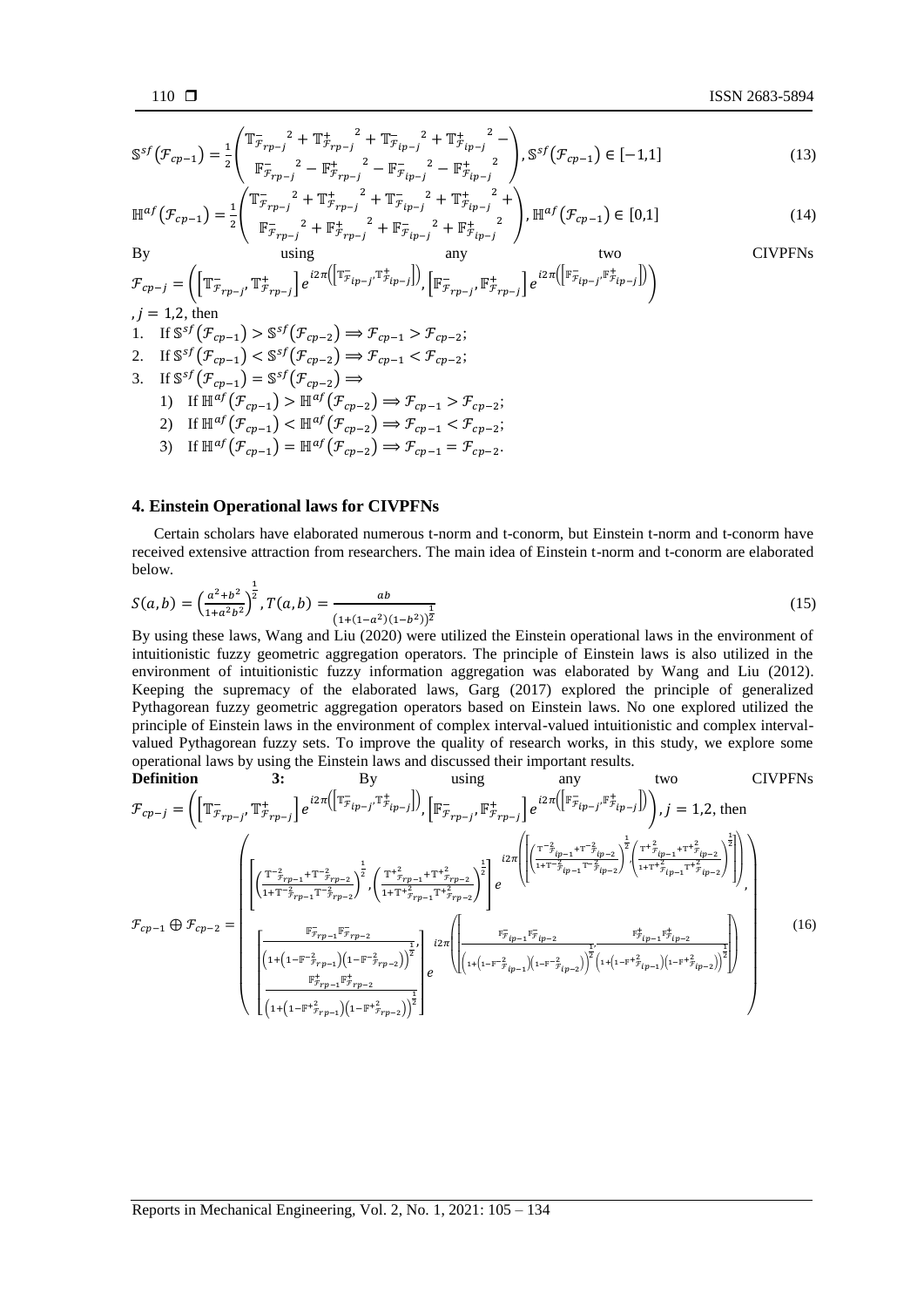$$\mathbb{S}^{sf}\left(\mathcal{F}_{cp-1}\right)=\frac{1}{2}\begin{pmatrix}\mathbb{T}^{-}_{\mathcal{F}_{rp-j}}{}^{2}+\mathbb{T}^{+}_{\mathcal{F}_{rp-j}}{}^{2}+\mathbb{T}^{-}_{\mathcal{F}_{ip-j}}{}^{2}+\mathbb{T}^{+}_{\mathcal{F}_{ip-j}}{}^{2}-\\ \mathbb{F}^{-}_{\mathcal{F}_{rp-j}}{}^{2}-\mathbb{F}^{+}_{\mathcal{F}_{rp-j}}{}^{2}-\mathbb{F}^{-}_{\mathcal{F}_{ip-j}}{}^{2}-\mathbb{F}^{+}_{\mathcal{F}_{ip-j}}{}^{2}\end{pmatrix},\ \mathbb{S}^{sf}\left(\mathcal{F}_{cp-1}\right)\in[-1,1] \tag{13}$$

$$\mathbb{H}^{af}\left(\mathcal{F}_{cp-1}\right)=\frac{1}{2}\begin{pmatrix}\mathbb{T}^{-}_{\mathcal{F}_{rp-j}}{}^{2}+\mathbb{T}^{+}_{\mathcal{F}_{rp-j}}{}^{2}+\mathbb{T}^{-}_{\mathcal{F}_{ip-j}}{}^{2}+\mathbb{T}^{+}_{\mathcal{F}_{ip-j}}{}^{2}+\\ \mathbb{F}^{-}_{\mathcal{F}_{rp-j}}{}^{2}+\mathbb{F}^{+}_{\mathcal{F}_{rp-j}}{}^{2}+\mathbb{F}^{-}_{\mathcal{F}_{ip-j}}{}^{2}+\mathbb{F}^{+}_{\mathcal{F}_{ip-j}}{}^{2}\end{pmatrix},\ \mathbb{H}^{af}\left(\mathcal{F}_{cp-1}\right)\in[0,1] \tag{14}$$

By using any two CIVPFNs $\mathcal{F}_{cp-j}=\left(\left[\mathbb{T}^{-}_{\mathcal{F}_{rp-j}},\mathbb{T}^{+}_{\mathcal{F}_{rp-j}}\right]e^{i2\pi\left(\left[\mathbb{T}^{-}_{\mathcal{F}_{ip-j}},\mathbb{T}^{+}_{\mathcal{F}_{ip-j}}\right]\right)},\left[\mathbb{F}^{-}_{\mathcal{F}_{rp-j}},\mathbb{F}^{+}_{\mathcal{F}_{rp-j}}\right]e^{i2\pi\left(\left[\mathbb{F}^{-}_{\mathcal{F}_{ip-j}},\mathbb{F}^{+}_{\mathcal{F}_{ip-j}}\right]\right)}\right)$, $j=1,2$, then

1. If $\mathbb{S}^{sf}\left(\mathcal{F}_{cp-1}\right)>\mathbb{S}^{sf}\left(\mathcal{F}_{cp-2}\right)\Rightarrow\mathcal{F}_{cp-1}>\mathcal{F}_{cp-2}$;
2. If $\mathbb{S}^{sf}\left(\mathcal{F}_{cp-1}\right)<\mathbb{S}^{sf}\left(\mathcal{F}_{cp-2}\right)\Rightarrow\mathcal{F}_{cp-1}<\mathcal{F}_{cp-2}$;
3. If $\mathbb{S}^{sf}\left(\mathcal{F}_{cp-1}\right)=\mathbb{S}^{sf}\left(\mathcal{F}_{cp-2}\right)\Rightarrow$
   1) If $\mathbb{H}^{af}\left(\mathcal{F}_{cp-1}\right)>\mathbb{H}^{af}\left(\mathcal{F}_{cp-2}\right)\Rightarrow\mathcal{F}_{cp-1}>\mathcal{F}_{cp-2}$;
   2) If $\mathbb{H}^{af}\left(\mathcal{F}_{cp-1}\right)<\mathbb{H}^{af}\left(\mathcal{F}_{cp-2}\right)\Rightarrow\mathcal{F}_{cp-1}<\mathcal{F}_{cp-2}$;
   3) If $\mathbb{H}^{af}\left(\mathcal{F}_{cp-1}\right)=\mathbb{H}^{af}\left(\mathcal{F}_{cp-2}\right)\Rightarrow\mathcal{F}_{cp-1}=\mathcal{F}_{cp-2}$.

## 4. Einstein Operational laws for CIVPFNs

Certain scholars have elaborated numerous t-norm and t-conorm, but Einstein t-norm and t-conorm have received extensive attraction from researchers. The main idea of Einstein t-norm and t-conorm are elaborated below.

$$S(a,b)=\left(\frac{a^2+b^2}{1+a^2b^2}\right)^{\frac{1}{2}},\ T(a,b)=\frac{ab}{\left(1+(1-a^2)(1-b^2)\right)^{\frac{1}{2}}} \tag{15}$$

By using these laws, Wang and Liu (2020) were utilized the Einstein operational laws in the environment of intuitionistic fuzzy geometric aggregation operators. The principle of Einstein laws is also utilized in the environment of intuitionistic fuzzy information aggregation was elaborated by Wang and Liu (2012). Keeping the supremacy of the elaborated laws, Garg (2017) explored the principle of generalized Pythagorean fuzzy geometric aggregation operators based on Einstein laws. No one explored utilized the principle of Einstein laws in the environment of complex interval-valued intuitionistic and complex interval-valued Pythagorean fuzzy sets. To improve the quality of research works, in this study, we explore some operational laws by using the Einstein laws and discussed their important results.

**Definition 3:** By using any two CIVPFNs $\mathcal{F}_{cp-j}=\left(\left[\mathbb{T}^{-}_{\mathcal{F}_{rp-j}},\mathbb{T}^{+}_{\mathcal{F}_{rp-j}}\right]e^{i2\pi\left(\left[\mathbb{T}^{-}_{\mathcal{F}_{ip-j}},\mathbb{T}^{+}_{\mathcal{F}_{ip-j}}\right]\right)},\left[\mathbb{F}^{-}_{\mathcal{F}_{rp-j}},\mathbb{F}^{+}_{\mathcal{F}_{rp-j}}\right]e^{i2\pi\left(\left[\mathbb{F}^{-}_{\mathcal{F}_{ip-j}},\mathbb{F}^{+}_{\mathcal{F}_{ip-j}}\right]\right)}\right)$, $j=1,2$, then

$$\mathcal{F}_{cp-1}\oplus\mathcal{F}_{cp-2}=\begin{pmatrix}\left[\left(\frac{\mathbb{T}^{-2}_{\mathcal{F}_{rp-1}}+\mathbb{T}^{-2}_{\mathcal{F}_{rp-2}}}{1+\mathbb{T}^{-2}_{\mathcal{F}_{rp-1}}\mathbb{T}^{-2}_{\mathcal{F}_{rp-2}}}\right)^{\frac{1}{2}},\left(\frac{\mathbb{T}^{+2}_{\mathcal{F}_{rp-1}}+\mathbb{T}^{+2}_{\mathcal{F}_{rp-2}}}{1+\mathbb{T}^{+2}_{\mathcal{F}_{rp-1}}\mathbb{T}^{+2}_{\mathcal{F}_{rp-2}}}\right)^{\frac{1}{2}}\right]e^{i2\pi\left(\left[\left(\frac{\mathbb{T}^{-2}_{\mathcal{F}_{ip-1}}+\mathbb{T}^{-2}_{\mathcal{F}_{ip-2}}}{1+\mathbb{T}^{-2}_{\mathcal{F}_{ip-1}}\mathbb{T}^{-2}_{\mathcal{F}_{ip-2}}}\right)^{\frac{1}{2}},\left(\frac{\mathbb{T}^{+2}_{\mathcal{F}_{ip-1}}+\mathbb{T}^{+2}_{\mathcal{F}_{ip-2}}}{1+\mathbb{T}^{+2}_{\mathcal{F}_{ip-1}}\mathbb{T}^{+2}_{\mathcal{F}_{ip-2}}}\right)^{\frac{1}{2}}\right]\right)},\\ \left[\frac{\mathbb{F}^{-}_{\mathcal{F}_{rp-1}}\mathbb{F}^{-}_{\mathcal{F}_{rp-2}}}{\left(1+\left(1-\mathbb{F}^{-2}_{\mathcal{F}_{rp-1}}\right)\left(1-\mathbb{F}^{-2}_{\mathcal{F}_{rp-2}}\right)\right)^{\frac{1}{2}}},\frac{\mathbb{F}^{+}_{\mathcal{F}_{rp-1}}\mathbb{F}^{+}_{\mathcal{F}_{rp-2}}}{\left(1+\left(1-\mathbb{F}^{+2}_{\mathcal{F}_{rp-1}}\right)\left(1-\mathbb{F}^{+2}_{\mathcal{F}_{rp-2}}\right)\right)^{\frac{1}{2}}}\right]e^{i2\pi\left(\left[\frac{\mathbb{F}^{-}_{\mathcal{F}_{ip-1}}\mathbb{F}^{-}_{\mathcal{F}_{ip-2}}}{\left(1+\left(1-\mathbb{F}^{-2}_{\mathcal{F}_{ip-1}}\right)\left(1-\mathbb{F}^{-2}_{\mathcal{F}_{ip-2}}\right)\right)^{\frac{1}{2}}},\frac{\mathbb{F}^{+}_{\mathcal{F}_{ip-1}}\mathbb{F}^{+}_{\mathcal{F}_{ip-2}}}{\left(1+\left(1-\mathbb{F}^{+2}_{\mathcal{F}_{ip-1}}\right)\left(1-\mathbb{F}^{+2}_{\mathcal{F}_{ip-2}}\right)\right)^{\frac{1}{2}}}\right]\right)}\end{pmatrix} \tag{16}$$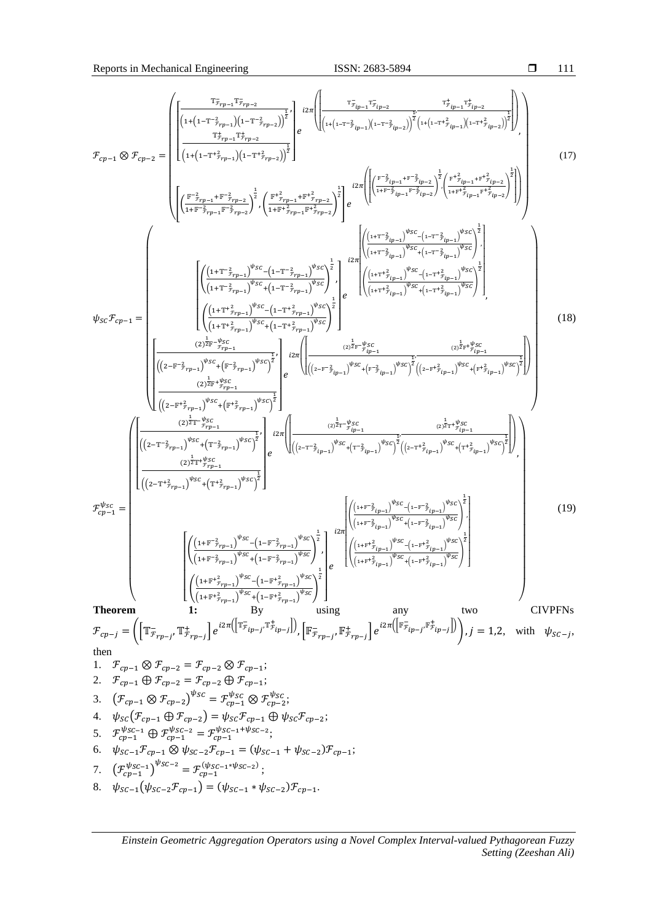$$\mathcal{F}_{cp-1}\otimes\mathcal{F}_{cp-2}=\left(\begin{array}{c}\left[\begin{array}{c}\frac{\mathbb{T}^{-}_{\mathcal{F}_{rp-1}}\mathbb{T}^{-}_{\mathcal{F}_{rp-2}}}{\left(1+\left(1-\mathbb{T}^{-2}_{\mathcal{F}_{rp-1}}\right)\left(1-\mathbb{T}^{-2}_{\mathcal{F}_{rp-2}}\right)\right)^{\frac{1}{2}}},\\ \frac{\mathbb{T}^{+}_{\mathcal{F}_{rp-1}}\mathbb{T}^{+}_{\mathcal{F}_{rp-2}}}{\left(1+\left(1-\mathbb{T}^{+2}_{\mathcal{F}_{rp-1}}\right)\left(1-\mathbb{T}^{+2}_{\mathcal{F}_{rp-2}}\right)\right)^{\frac{1}{2}}}\end{array}\right]e^{i2\pi\left(\left[\frac{\mathbb{T}^{-}_{\mathcal{F}_{ip-1}}\mathbb{T}^{-}_{\mathcal{F}_{ip-2}}}{\left(1+\left(1-\mathbb{T}^{-2}_{\mathcal{F}_{ip-1}}\right)\left(1-\mathbb{T}^{-2}_{\mathcal{F}_{ip-2}}\right)\right)^{\frac{1}{2}}},\frac{\mathbb{T}^{+}_{\mathcal{F}_{ip-1}}\mathbb{T}^{+}_{\mathcal{F}_{ip-2}}}{\left(1+\left(1-\mathbb{T}^{+2}_{\mathcal{F}_{ip-1}}\right)\left(1-\mathbb{T}^{+2}_{\mathcal{F}_{ip-2}}\right)\right)^{\frac{1}{2}}}\right]\right)},\\ \left[\left(\frac{\mathbb{F}^{-2}_{\mathcal{F}_{rp-1}}+\mathbb{F}^{-2}_{\mathcal{F}_{rp-2}}}{1+\mathbb{F}^{-2}_{\mathcal{F}_{rp-1}}\mathbb{F}^{-2}_{\mathcal{F}_{rp-2}}}\right)^{\frac{1}{2}},\left(\frac{\mathbb{F}^{+2}_{\mathcal{F}_{rp-1}}+\mathbb{F}^{+2}_{\mathcal{F}_{rp-2}}}{1+\mathbb{F}^{+2}_{\mathcal{F}_{rp-1}}\mathbb{F}^{+2}_{\mathcal{F}_{rp-2}}}\right)^{\frac{1}{2}}\right]e^{i2\pi\left(\left[\left(\frac{\mathbb{F}^{-2}_{\mathcal{F}_{ip-1}}+\mathbb{F}^{-2}_{\mathcal{F}_{ip-2}}}{1+\mathbb{F}^{-2}_{\mathcal{F}_{ip-1}}\mathbb{F}^{-2}_{\mathcal{F}_{ip-2}}}\right)^{\frac{1}{2}},\left(\frac{\mathbb{F}^{+2}_{\mathcal{F}_{ip-1}}+\mathbb{F}^{+2}_{\mathcal{F}_{ip-2}}}{1+\mathbb{F}^{+2}_{\mathcal{F}_{ip-1}}\mathbb{F}^{+2}_{\mathcal{F}_{ip-2}}}\right)^{\frac{1}{2}}\right]\right)}\end{array}\right) \tag{17}$$

$$\psi_{SC}\mathcal{F}_{cp-1}=\left(\begin{array}{c}\left[\begin{array}{c}\left(\frac{\left(1+\mathbb{T}^{-2}_{\mathcal{F}_{rp-1}}\right)^{\psi_{SC}}-\left(1-\mathbb{T}^{-2}_{\mathcal{F}_{rp-1}}\right)^{\psi_{SC}}}{\left(1+\mathbb{T}^{-2}_{\mathcal{F}_{rp-1}}\right)^{\psi_{SC}}+\left(1-\mathbb{T}^{-2}_{\mathcal{F}_{rp-1}}\right)^{\psi_{SC}}}\right)^{\frac{1}{2}},\\ \left(\frac{\left(1+\mathbb{T}^{+2}_{\mathcal{F}_{rp-1}}\right)^{\psi_{SC}}-\left(1-\mathbb{T}^{+2}_{\mathcal{F}_{rp-1}}\right)^{\psi_{SC}}}{\left(1+\mathbb{T}^{+2}_{\mathcal{F}_{rp-1}}\right)^{\psi_{SC}}+\left(1-\mathbb{T}^{+2}_{\mathcal{F}_{rp-1}}\right)^{\psi_{SC}}}\right)^{\frac{1}{2}}\end{array}\right]e^{i2\pi\left[\begin{array}{c}\left(\frac{\left(1+\mathbb{T}^{-2}_{\mathcal{F}_{ip-1}}\right)^{\psi_{SC}}-\left(1-\mathbb{T}^{-2}_{\mathcal{F}_{ip-1}}\right)^{\psi_{SC}}}{\left(1+\mathbb{T}^{-2}_{\mathcal{F}_{ip-1}}\right)^{\psi_{SC}}+\left(1-\mathbb{T}^{-2}_{\mathcal{F}_{ip-1}}\right)^{\psi_{SC}}}\right)^{\frac{1}{2}},\\ \left(\frac{\left(1+\mathbb{T}^{+2}_{\mathcal{F}_{ip-1}}\right)^{\psi_{SC}}-\left(1-\mathbb{T}^{+2}_{\mathcal{F}_{ip-1}}\right)^{\psi_{SC}}}{\left(1+\mathbb{T}^{+2}_{\mathcal{F}_{ip-1}}\right)^{\psi_{SC}}+\left(1-\mathbb{T}^{+2}_{\mathcal{F}_{ip-1}}\right)^{\psi_{SC}}}\right)^{\frac{1}{2}}\end{array}\right]},\\ \left[\begin{array}{c}\frac{(2)^{\frac{1}{2}}\mathbb{F}^{-\psi_{SC}}_{\mathcal{F}_{rp-1}}}{\left(\left(2-\mathbb{F}^{-2}_{\mathcal{F}_{rp-1}}\right)^{\psi_{SC}}+\left(\mathbb{F}^{-2}_{\mathcal{F}_{rp-1}}\right)^{\psi_{SC}}\right)^{\frac{1}{2}}},\\ \frac{(2)^{\frac{1}{2}}\mathbb{F}^{+\psi_{SC}}_{\mathcal{F}_{rp-1}}}{\left(\left(2-\mathbb{F}^{+2}_{\mathcal{F}_{rp-1}}\right)^{\psi_{SC}}+\left(\mathbb{F}^{+2}_{\mathcal{F}_{rp-1}}\right)^{\psi_{SC}}\right)^{\frac{1}{2}}}\end{array}\right]e^{i2\pi\left(\left[\frac{(2)^{\frac{1}{2}}\mathbb{F}^{-\psi_{SC}}_{\mathcal{F}_{ip-1}}}{\left(\left(2-\mathbb{F}^{-2}_{\mathcal{F}_{ip-1}}\right)^{\psi_{SC}}+\left(\mathbb{F}^{-2}_{\mathcal{F}_{ip-1}}\right)^{\psi_{SC}}\right)^{\frac{1}{2}}},\frac{(2)^{\frac{1}{2}}\mathbb{F}^{+\psi_{SC}}_{\mathcal{F}_{ip-1}}}{\left(\left(2-\mathbb{F}^{+2}_{\mathcal{F}_{ip-1}}\right)^{\psi_{SC}}+\left(\mathbb{F}^{+2}_{\mathcal{F}_{ip-1}}\right)^{\psi_{SC}}\right)^{\frac{1}{2}}}\right]\right)}\end{array}\right) \tag{18}$$

$$\mathcal{F}^{\psi_{SC}}_{cp-1}=\left(\begin{array}{c}\left[\begin{array}{c}\frac{(2)^{\frac{1}{2}}\mathbb{T}^{-\psi_{SC}}_{\mathcal{F}_{rp-1}}}{\left(\left(2-\mathbb{T}^{-2}_{\mathcal{F}_{rp-1}}\right)^{\psi_{SC}}+\left(\mathbb{T}^{-2}_{\mathcal{F}_{rp-1}}\right)^{\psi_{SC}}\right)^{\frac{1}{2}}},\\ \frac{(2)^{\frac{1}{2}}\mathbb{T}^{+\psi_{SC}}_{\mathcal{F}_{rp-1}}}{\left(\left(2-\mathbb{T}^{+2}_{\mathcal{F}_{rp-1}}\right)^{\psi_{SC}}+\left(\mathbb{T}^{+2}_{\mathcal{F}_{rp-1}}\right)^{\psi_{SC}}\right)^{\frac{1}{2}}}\end{array}\right]e^{i2\pi\left(\left[\frac{(2)^{\frac{1}{2}}\mathbb{T}^{-\psi_{SC}}_{\mathcal{F}_{ip-1}}}{\left(\left(2-\mathbb{T}^{-2}_{\mathcal{F}_{ip-1}}\right)^{\psi_{SC}}+\left(\mathbb{T}^{-2}_{\mathcal{F}_{ip-1}}\right)^{\psi_{SC}}\right)^{\frac{1}{2}}},\frac{(2)^{\frac{1}{2}}\mathbb{T}^{+\psi_{SC}}_{\mathcal{F}_{ip-1}}}{\left(\left(2-\mathbb{T}^{+2}_{\mathcal{F}_{ip-1}}\right)^{\psi_{SC}}+\left(\mathbb{T}^{+2}_{\mathcal{F}_{ip-1}}\right)^{\psi_{SC}}\right)^{\frac{1}{2}}}\right]\right)},\\ \left[\begin{array}{c}\left(\frac{\left(1+\mathbb{F}^{-2}_{\mathcal{F}_{rp-1}}\right)^{\psi_{SC}}-\left(1-\mathbb{F}^{-2}_{\mathcal{F}_{rp-1}}\right)^{\psi_{SC}}}{\left(1+\mathbb{F}^{-2}_{\mathcal{F}_{rp-1}}\right)^{\psi_{SC}}+\left(1-\mathbb{F}^{-2}_{\mathcal{F}_{rp-1}}\right)^{\psi_{SC}}}\right)^{\frac{1}{2}},\\ \left(\frac{\left(1+\mathbb{F}^{+2}_{\mathcal{F}_{rp-1}}\right)^{\psi_{SC}}-\left(1-\mathbb{F}^{+2}_{\mathcal{F}_{rp-1}}\right)^{\psi_{SC}}}{\left(1+\mathbb{F}^{+2}_{\mathcal{F}_{rp-1}}\right)^{\psi_{SC}}+\left(1-\mathbb{F}^{+2}_{\mathcal{F}_{rp-1}}\right)^{\psi_{SC}}}\right)^{\frac{1}{2}}\end{array}\right]e^{i2\pi\left[\begin{array}{c}\left(\frac{\left(1+\mathbb{F}^{-2}_{\mathcal{F}_{ip-1}}\right)^{\psi_{SC}}-\left(1-\mathbb{F}^{-2}_{\mathcal{F}_{ip-1}}\right)^{\psi_{SC}}}{\left(1+\mathbb{F}^{-2}_{\mathcal{F}_{ip-1}}\right)^{\psi_{SC}}+\left(1-\mathbb{F}^{-2}_{\mathcal{F}_{ip-1}}\right)^{\psi_{SC}}}\right)^{\frac{1}{2}},\\ \left(\frac{\left(1+\mathbb{F}^{+2}_{\mathcal{F}_{ip-1}}\right)^{\psi_{SC}}-\left(1-\mathbb{F}^{+2}_{\mathcal{F}_{ip-1}}\right)^{\psi_{SC}}}{\left(1+\mathbb{F}^{+2}_{\mathcal{F}_{ip-1}}\right)^{\psi_{SC}}+\left(1-\mathbb{F}^{+2}_{\mathcal{F}_{ip-1}}\right)^{\psi_{SC}}}\right)^{\frac{1}{2}}\end{array}\right]}\end{array}\right) \tag{19}$$

**Theorem 1:** By using any two CIVPFNs $\mathcal{F}_{cp-j}=\left(\left[\mathbb{T}^{-}_{\mathcal{F}_{rp-j}},\mathbb{T}^{+}_{\mathcal{F}_{rp-j}}\right]e^{i2\pi\left(\left[\mathbb{T}^{-}_{\mathcal{F}_{ip-j}},\mathbb{T}^{+}_{\mathcal{F}_{ip-j}}\right]\right)},\left[\mathbb{F}^{-}_{\mathcal{F}_{rp-j}},\mathbb{F}^{+}_{\mathcal{F}_{rp-j}}\right]e^{i2\pi\left(\left[\mathbb{F}^{-}_{\mathcal{F}_{ip-j}},\mathbb{F}^{+}_{\mathcal{F}_{ip-j}}\right]\right)}\right), j=1,2,$ with $\psi_{SC-j}$, then

1. $\mathcal{F}_{cp-1}\otimes\mathcal{F}_{cp-2}=\mathcal{F}_{cp-2}\otimes\mathcal{F}_{cp-1}$;
2. $\mathcal{F}_{cp-1}\oplus\mathcal{F}_{cp-2}=\mathcal{F}_{cp-2}\oplus\mathcal{F}_{cp-1}$;
3. $\left(\mathcal{F}_{cp-1}\otimes\mathcal{F}_{cp-2}\right)^{\psi_{SC}}=\mathcal{F}^{\psi_{SC}}_{cp-1}\otimes\mathcal{F}^{\psi_{SC}}_{cp-2}$;
4. $\psi_{SC}\left(\mathcal{F}_{cp-1}\oplus\mathcal{F}_{cp-2}\right)=\psi_{SC}\mathcal{F}_{cp-1}\oplus\psi_{SC}\mathcal{F}_{cp-2}$;
5. $\mathcal{F}^{\psi_{SC-1}}_{cp-1}\oplus\mathcal{F}^{\psi_{SC-2}}_{cp-1}=\mathcal{F}^{\psi_{SC-1}+\psi_{SC-2}}_{cp-1}$;
6. $\psi_{SC-1}\mathcal{F}_{cp-1}\otimes\psi_{SC-2}\mathcal{F}_{cp-1}=\left(\psi_{SC-1}+\psi_{SC-2}\right)\mathcal{F}_{cp-1}$;
7. $\left(\mathcal{F}^{\psi_{SC-1}}_{cp-1}\right)^{\psi_{SC-2}}=\mathcal{F}^{\left(\psi_{SC-1}*\psi_{SC-2}\right)}_{cp-1}$;
8. $\psi_{SC-1}\left(\psi_{SC-2}\mathcal{F}_{cp-1}\right)=\left(\psi_{SC-1}*\psi_{SC-2}\right)\mathcal{F}_{cp-1}$.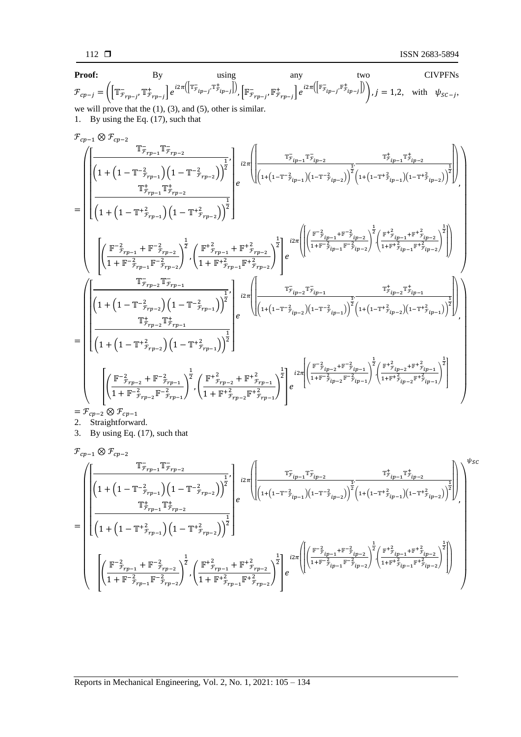**Proof:** By using any two CIVPFNs $\mathcal{F}_{cp-j} = \left(\left[\mathbb{T}^{-}_{\mathcal{F}_{rp-j}}, \mathbb{T}^{+}_{\mathcal{F}_{rp-j}}\right] e^{i2\pi\left(\left[\mathbb{T}^{-}_{\mathcal{F}_{ip-j}}, \mathbb{T}^{+}_{\mathcal{F}_{ip-j}}\right]\right)}, \left[\mathbb{F}^{-}_{\mathcal{F}_{rp-j}}, \mathbb{F}^{+}_{\mathcal{F}_{rp-j}}\right] e^{i2\pi\left(\left[\mathbb{F}^{-}_{\mathcal{F}_{ip-j}}, \mathbb{F}^{+}_{\mathcal{F}_{ip-j}}\right]\right)}\right), j = 1,2,$ with $\psi_{SC-j}$, we will prove that the (1), (3), and (5), other is similar.

1. By using the Eq. (17), such that

$$
\mathcal{F}_{cp-1} \otimes \mathcal{F}_{cp-2}
$$

$$
= \left(\begin{array}{c}
\left[\frac{\mathbb{T}^{-}_{\mathcal{F}_{rp-1}}\mathbb{T}^{-}_{\mathcal{F}_{rp-2}}}{\left(1+\left(1-\mathbb{T}^{-2}_{\mathcal{F}_{rp-1}}\right)\left(1-\mathbb{T}^{-2}_{\mathcal{F}_{rp-2}}\right)\right)^{\frac{1}{2}}}, \frac{\mathbb{T}^{+}_{\mathcal{F}_{rp-1}}\mathbb{T}^{+}_{\mathcal{F}_{rp-2}}}{\left(1+\left(1-\mathbb{T}^{+2}_{\mathcal{F}_{rp-1}}\right)\left(1-\mathbb{T}^{+2}_{\mathcal{F}_{rp-2}}\right)\right)^{\frac{1}{2}}}\right] e^{i2\pi\left(\left[\frac{\mathbb{T}^{-}_{\mathcal{F}_{ip-1}}\mathbb{T}^{-}_{\mathcal{F}_{ip-2}}}{\left(1+\left(1-\mathbb{T}^{-2}_{\mathcal{F}_{ip-1}}\right)\left(1-\mathbb{T}^{-2}_{\mathcal{F}_{ip-2}}\right)\right)^{\frac{1}{2}}}, \frac{\mathbb{T}^{+}_{\mathcal{F}_{ip-1}}\mathbb{T}^{+}_{\mathcal{F}_{ip-2}}}{\left(1+\left(1-\mathbb{T}^{+2}_{\mathcal{F}_{ip-1}}\right)\left(1-\mathbb{T}^{+2}_{\mathcal{F}_{ip-2}}\right)\right)^{\frac{1}{2}}}\right]\right)}, \\
\left[\left(\frac{\mathbb{F}^{-2}_{\mathcal{F}_{rp-1}}+\mathbb{F}^{-2}_{\mathcal{F}_{rp-2}}}{1+\mathbb{F}^{-2}_{\mathcal{F}_{rp-1}}\mathbb{F}^{-2}_{\mathcal{F}_{rp-2}}}\right)^{\frac{1}{2}}, \left(\frac{\mathbb{F}^{+2}_{\mathcal{F}_{rp-1}}+\mathbb{F}^{+2}_{\mathcal{F}_{rp-2}}}{1+\mathbb{F}^{+2}_{\mathcal{F}_{rp-1}}\mathbb{F}^{+2}_{\mathcal{F}_{rp-2}}}\right)^{\frac{1}{2}}\right] e^{i2\pi\left(\left[\left(\frac{\mathbb{F}^{-2}_{\mathcal{F}_{ip-1}}+\mathbb{F}^{-2}_{\mathcal{F}_{ip-2}}}{1+\mathbb{F}^{-2}_{\mathcal{F}_{ip-1}}\mathbb{F}^{-2}_{\mathcal{F}_{ip-2}}}\right)^{\frac{1}{2}}, \left(\frac{\mathbb{F}^{+2}_{\mathcal{F}_{ip-1}}+\mathbb{F}^{+2}_{\mathcal{F}_{ip-2}}}{1+\mathbb{F}^{+2}_{\mathcal{F}_{ip-1}}\mathbb{F}^{+2}_{\mathcal{F}_{ip-2}}}\right)^{\frac{1}{2}}\right]\right)}
\end{array}\right)
$$

$$
= \left(\begin{array}{c}
\left[\frac{\mathbb{T}^{-}_{\mathcal{F}_{rp-2}}\mathbb{T}^{-}_{\mathcal{F}_{rp-1}}}{\left(1+\left(1-\mathbb{T}^{-2}_{\mathcal{F}_{rp-2}}\right)\left(1-\mathbb{T}^{-2}_{\mathcal{F}_{rp-1}}\right)\right)^{\frac{1}{2}}}, \frac{\mathbb{T}^{+}_{\mathcal{F}_{rp-2}}\mathbb{T}^{+}_{\mathcal{F}_{rp-1}}}{\left(1+\left(1-\mathbb{T}^{+2}_{\mathcal{F}_{rp-2}}\right)\left(1-\mathbb{T}^{+2}_{\mathcal{F}_{rp-1}}\right)\right)^{\frac{1}{2}}}\right] e^{i2\pi\left(\left[\frac{\mathbb{T}^{-}_{\mathcal{F}_{ip-2}}\mathbb{T}^{-}_{\mathcal{F}_{ip-1}}}{\left(1+\left(1-\mathbb{T}^{-2}_{\mathcal{F}_{ip-2}}\right)\left(1-\mathbb{T}^{-2}_{\mathcal{F}_{ip-1}}\right)\right)^{\frac{1}{2}}}, \frac{\mathbb{T}^{+}_{\mathcal{F}_{ip-2}}\mathbb{T}^{+}_{\mathcal{F}_{ip-1}}}{\left(1+\left(1-\mathbb{T}^{+2}_{\mathcal{F}_{ip-2}}\right)\left(1-\mathbb{T}^{+2}_{\mathcal{F}_{ip-1}}\right)\right)^{\frac{1}{2}}}\right]\right)}, \\
\left[\left(\frac{\mathbb{F}^{-2}_{\mathcal{F}_{rp-2}}+\mathbb{F}^{-2}_{\mathcal{F}_{rp-1}}}{1+\mathbb{F}^{-2}_{\mathcal{F}_{rp-2}}\mathbb{F}^{-2}_{\mathcal{F}_{rp-1}}}\right)^{\frac{1}{2}}, \left(\frac{\mathbb{F}^{+2}_{\mathcal{F}_{rp-2}}+\mathbb{F}^{+2}_{\mathcal{F}_{rp-1}}}{1+\mathbb{F}^{+2}_{\mathcal{F}_{rp-2}}\mathbb{F}^{+2}_{\mathcal{F}_{rp-1}}}\right)^{\frac{1}{2}}\right] e^{i2\pi\left[\left(\frac{\mathbb{F}^{-2}_{\mathcal{F}_{ip-2}}+\mathbb{F}^{-2}_{\mathcal{F}_{ip-1}}}{1+\mathbb{F}^{-2}_{\mathcal{F}_{ip-2}}\mathbb{F}^{-2}_{\mathcal{F}_{ip-1}}}\right)^{\frac{1}{2}}, \left(\frac{\mathbb{F}^{+2}_{\mathcal{F}_{ip-2}}+\mathbb{F}^{+2}_{\mathcal{F}_{ip-1}}}{1+\mathbb{F}^{+2}_{\mathcal{F}_{ip-2}}\mathbb{F}^{+2}_{\mathcal{F}_{ip-1}}}\right)^{\frac{1}{2}}\right]}
\end{array}\right)
$$

$$
= \mathcal{F}_{cp-2} \otimes \mathcal{F}_{cp-1}
$$

2. Straightforward.
3. By using Eq. (17), such that

$$
\mathcal{F}_{cp-1} \otimes \mathcal{F}_{cp-2}
$$

$$
= \left(\begin{array}{c}
\left[\frac{\mathbb{T}^{-}_{\mathcal{F}_{rp-1}}\mathbb{T}^{-}_{\mathcal{F}_{rp-2}}}{\left(1+\left(1-\mathbb{T}^{-2}_{\mathcal{F}_{rp-1}}\right)\left(1-\mathbb{T}^{-2}_{\mathcal{F}_{rp-2}}\right)\right)^{\frac{1}{2}}}, \frac{\mathbb{T}^{+}_{\mathcal{F}_{rp-1}}\mathbb{T}^{+}_{\mathcal{F}_{rp-2}}}{\left(1+\left(1-\mathbb{T}^{+2}_{\mathcal{F}_{rp-1}}\right)\left(1-\mathbb{T}^{+2}_{\mathcal{F}_{rp-2}}\right)\right)^{\frac{1}{2}}}\right] e^{i2\pi\left(\left[\frac{\mathbb{T}^{-}_{\mathcal{F}_{ip-1}}\mathbb{T}^{-}_{\mathcal{F}_{ip-2}}}{\left(1+\left(1-\mathbb{T}^{-2}_{\mathcal{F}_{ip-1}}\right)\left(1-\mathbb{T}^{-2}_{\mathcal{F}_{ip-2}}\right)\right)^{\frac{1}{2}}}, \frac{\mathbb{T}^{+}_{\mathcal{F}_{ip-1}}\mathbb{T}^{+}_{\mathcal{F}_{ip-2}}}{\left(1+\left(1-\mathbb{T}^{+2}_{\mathcal{F}_{ip-1}}\right)\left(1-\mathbb{T}^{+2}_{\mathcal{F}_{ip-2}}\right)\right)^{\frac{1}{2}}}\right]\right)}, \\
\left[\left(\frac{\mathbb{F}^{-2}_{\mathcal{F}_{rp-1}}+\mathbb{F}^{-2}_{\mathcal{F}_{rp-2}}}{1+\mathbb{F}^{-2}_{\mathcal{F}_{rp-1}}\mathbb{F}^{-2}_{\mathcal{F}_{rp-2}}}\right)^{\frac{1}{2}}, \left(\frac{\mathbb{F}^{+2}_{\mathcal{F}_{rp-1}}+\mathbb{F}^{+2}_{\mathcal{F}_{rp-2}}}{1+\mathbb{F}^{+2}_{\mathcal{F}_{rp-1}}\mathbb{F}^{+2}_{\mathcal{F}_{rp-2}}}\right)^{\frac{1}{2}}\right] e^{i2\pi\left(\left[\left(\frac{\mathbb{F}^{-2}_{\mathcal{F}_{ip-1}}+\mathbb{F}^{-2}_{\mathcal{F}_{ip-2}}}{1+\mathbb{F}^{-2}_{\mathcal{F}_{ip-1}}\mathbb{F}^{-2}_{\mathcal{F}_{ip-2}}}\right)^{\frac{1}{2}}, \left(\frac{\mathbb{F}^{+2}_{\mathcal{F}_{ip-1}}+\mathbb{F}^{+2}_{\mathcal{F}_{ip-2}}}{1+\mathbb{F}^{+2}_{\mathcal{F}_{ip-1}}\mathbb{F}^{+2}_{\mathcal{F}_{ip-2}}}\right)^{\frac{1}{2}}\right]\right)}
\end{array}\right)^{\psi_{SC}}
$$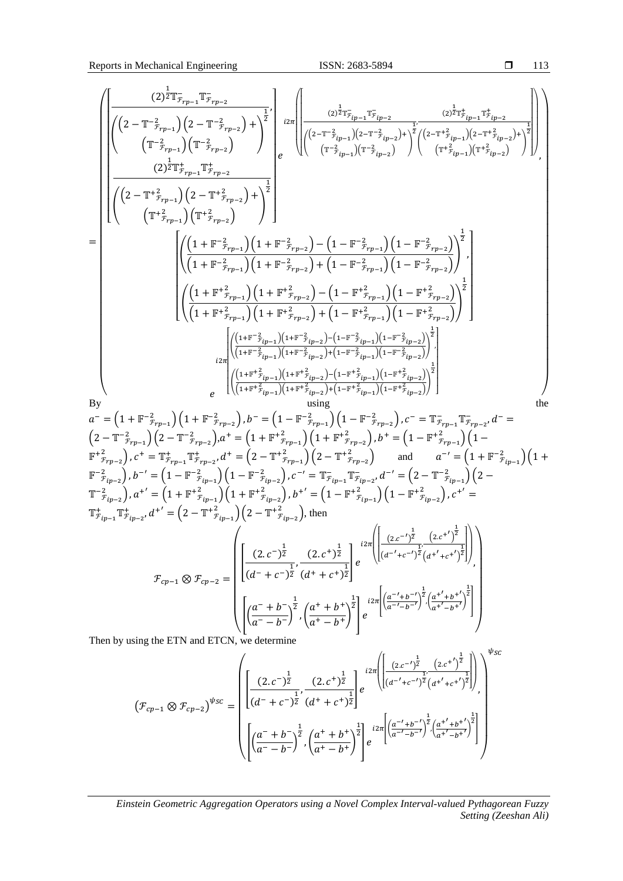$$
= \left( \begin{array}{c} \left[ \frac{(2)^{\frac{1}{2}} \mathbb{T}^{-}_{\mathcal{F}_{rp-1}} \mathbb{T}^{-}_{\mathcal{F}_{rp-2}}}{\left( \frac{\left(2 - \mathbb{T}^{-2}_{\mathcal{F}_{rp-1}}\right)\left(2 - \mathbb{T}^{-2}_{\mathcal{F}_{rp-2}}\right) +}{\left(\mathbb{T}^{-2}_{\mathcal{F}_{rp-1}}\right)\left(\mathbb{T}^{-2}_{\mathcal{F}_{rp-2}}\right)} \right)^{\frac{1}{2}}}, \frac{(2)^{\frac{1}{2}} \mathbb{T}^{+}_{\mathcal{F}_{rp-1}} \mathbb{T}^{+}_{\mathcal{F}_{rp-2}}}{\left( \frac{\left(2 - \mathbb{T}^{+2}_{\mathcal{F}_{rp-1}}\right)\left(2 - \mathbb{T}^{+2}_{\mathcal{F}_{rp-2}}\right) +}{\left(\mathbb{T}^{+2}_{\mathcal{F}_{rp-1}}\right)\left(\mathbb{T}^{+2}_{\mathcal{F}_{rp-2}}\right)} \right)^{\frac{1}{2}}} \right] e^{i2\pi \left( \left[ \frac{(2)^{\frac{1}{2}} \mathbb{T}^{-}_{\mathcal{F}_{ip-1}} \mathbb{T}^{-}_{\mathcal{F}_{ip-2}}}{\left( \frac{\left(2 - \mathbb{T}^{-2}_{\mathcal{F}_{ip-1}}\right)\left(2 - \mathbb{T}^{-2}_{\mathcal{F}_{ip-2}}\right) +}{\left(\mathbb{T}^{-2}_{\mathcal{F}_{ip-1}}\right)\left(\mathbb{T}^{-2}_{\mathcal{F}_{ip-2}}\right)} \right)^{\frac{1}{2}}}, \frac{(2)^{\frac{1}{2}} \mathbb{T}^{+}_{\mathcal{F}_{ip-1}} \mathbb{T}^{+}_{\mathcal{F}_{ip-2}}}{\left( \frac{\left(2 - \mathbb{T}^{+2}_{\mathcal{F}_{ip-1}}\right)\left(2 - \mathbb{T}^{+2}_{\mathcal{F}_{ip-2}}\right) +}{\left(\mathbb{T}^{+2}_{\mathcal{F}_{ip-1}}\right)\left(\mathbb{T}^{+2}_{\mathcal{F}_{ip-2}}\right)} \right)^{\frac{1}{2}}} \right] \right)}, \\ \left[ \left( \frac{\left(1 + \mathbb{F}^{-2}_{\mathcal{F}_{rp-1}}\right)\left(1 + \mathbb{F}^{-2}_{\mathcal{F}_{rp-2}}\right) - \left(1 - \mathbb{F}^{-2}_{\mathcal{F}_{rp-1}}\right)\left(1 - \mathbb{F}^{-2}_{\mathcal{F}_{rp-2}}\right)}{\left(1 + \mathbb{F}^{-2}_{\mathcal{F}_{rp-1}}\right)\left(1 + \mathbb{F}^{-2}_{\mathcal{F}_{rp-2}}\right) + \left(1 - \mathbb{F}^{-2}_{\mathcal{F}_{rp-1}}\right)\left(1 - \mathbb{F}^{-2}_{\mathcal{F}_{rp-2}}\right)} \right)^{\frac{1}{2}}, \left( \frac{\left(1 + \mathbb{F}^{+2}_{\mathcal{F}_{rp-1}}\right)\left(1 + \mathbb{F}^{+2}_{\mathcal{F}_{rp-2}}\right) - \left(1 - \mathbb{F}^{+2}_{\mathcal{F}_{rp-1}}\right)\left(1 - \mathbb{F}^{+2}_{\mathcal{F}_{rp-2}}\right)}{\left(1 + \mathbb{F}^{+2}_{\mathcal{F}_{rp-1}}\right)\left(1 + \mathbb{F}^{+2}_{\mathcal{F}_{rp-2}}\right) + \left(1 - \mathbb{F}^{+2}_{\mathcal{F}_{rp-1}}\right)\left(1 - \mathbb{F}^{+2}_{\mathcal{F}_{rp-2}}\right)} \right)^{\frac{1}{2}} \right] \\ e^{i2\pi \left[ \left( \frac{\left(1 + \mathbb{F}^{-2}_{\mathcal{F}_{ip-1}}\right)\left(1 + \mathbb{F}^{-2}_{\mathcal{F}_{ip-2}}\right) - \left(1 - \mathbb{F}^{-2}_{\mathcal{F}_{ip-1}}\right)\left(1 - \mathbb{F}^{-2}_{\mathcal{F}_{ip-2}}\right)}{\left(1 + \mathbb{F}^{-2}_{\mathcal{F}_{ip-1}}\right)\left(1 + \mathbb{F}^{-2}_{\mathcal{F}_{ip-2}}\right) + \left(1 - \mathbb{F}^{-2}_{\mathcal{F}_{ip-1}}\right)\left(1 - \mathbb{F}^{-2}_{\mathcal{F}_{ip-2}}\right)} \right)^{\frac{1}{2}}, \left( \frac{\left(1 + \mathbb{F}^{+2}_{\mathcal{F}_{ip-1}}\right)\left(1 + \mathbb{F}^{+2}_{\mathcal{F}_{ip-2}}\right) - \left(1 - \mathbb{F}^{+2}_{\mathcal{F}_{ip-1}}\right)\left(1 - \mathbb{F}^{+2}_{\mathcal{F}_{ip-2}}\right)}{\left(1 + \mathbb{F}^{+2}_{\mathcal{F}_{ip-1}}\right)\left(1 + \mathbb{F}^{+2}_{\mathcal{F}_{ip-2}}\right) + \left(1 - \mathbb{F}^{+2}_{\mathcal{F}_{ip-1}}\right)\left(1 - \mathbb{F}^{+2}_{\mathcal{F}_{ip-2}}\right)} \right)^{\frac{1}{2}} \right]} \end{array} \right)
$$

By using the $a^{-} = \left(1 + \mathbb{F}^{-2}_{\mathcal{F}_{rp-1}}\right)\left(1 + \mathbb{F}^{-2}_{\mathcal{F}_{rp-2}}\right), b^{-} = \left(1 - \mathbb{F}^{-2}_{\mathcal{F}_{rp-1}}\right)\left(1 - \mathbb{F}^{-2}_{\mathcal{F}_{rp-2}}\right), c^{-} = \mathbb{T}^{-}_{\mathcal{F}_{rp-1}} \mathbb{T}^{-}_{\mathcal{F}_{rp-2}}, d^{-} = \left(2 - \mathbb{T}^{-2}_{\mathcal{F}_{rp-1}}\right)\left(2 - \mathbb{T}^{-2}_{\mathcal{F}_{rp-2}}\right), a^{+} = \left(1 + \mathbb{F}^{+2}_{\mathcal{F}_{rp-1}}\right)\left(1 + \mathbb{F}^{+2}_{\mathcal{F}_{rp-2}}\right), b^{+} = \left(1 - \mathbb{F}^{+2}_{\mathcal{F}_{rp-1}}\right)\left(1 - \mathbb{F}^{+2}_{\mathcal{F}_{rp-2}}\right), c^{+} = \mathbb{T}^{+}_{\mathcal{F}_{rp-1}} \mathbb{T}^{+}_{\mathcal{F}_{rp-2}}, d^{+} = \left(2 - \mathbb{T}^{+2}_{\mathcal{F}_{rp-1}}\right)\left(2 - \mathbb{T}^{+2}_{\mathcal{F}_{rp-2}}\right)$ and $a^{-'} = \left(1 + \mathbb{F}^{-2}_{\mathcal{F}_{ip-1}}\right)\left(1 + \mathbb{F}^{-2}_{\mathcal{F}_{ip-2}}\right), b^{-'} = \left(1 - \mathbb{F}^{-2}_{\mathcal{F}_{ip-1}}\right)\left(1 - \mathbb{F}^{-2}_{\mathcal{F}_{ip-2}}\right), c^{-'} = \mathbb{T}^{-}_{\mathcal{F}_{ip-1}} \mathbb{T}^{-}_{\mathcal{F}_{ip-2}}, d^{-'} = \left(2 - \mathbb{T}^{-2}_{\mathcal{F}_{ip-1}}\right)\left(2 - \mathbb{T}^{-2}_{\mathcal{F}_{ip-2}}\right), a^{+'} = \left(1 + \mathbb{F}^{+2}_{\mathcal{F}_{ip-1}}\right)\left(1 + \mathbb{F}^{+2}_{\mathcal{F}_{ip-2}}\right), b^{+'} = \left(1 - \mathbb{F}^{+2}_{\mathcal{F}_{ip-1}}\right)\left(1 - \mathbb{F}^{+2}_{\mathcal{F}_{ip-2}}\right), c^{+'} = \mathbb{T}^{+}_{\mathcal{F}_{ip-1}} \mathbb{T}^{+}_{\mathcal{F}_{ip-2}}, d^{+'} = \left(2 - \mathbb{T}^{+2}_{\mathcal{F}_{ip-1}}\right)\left(2 - \mathbb{T}^{+2}_{\mathcal{F}_{ip-2}}\right)$, then

$$
\mathcal{F}_{cp-1} \otimes \mathcal{F}_{cp-2} = \left( \begin{array}{c} \left[ \frac{(2.c^{-})^{\frac{1}{2}}}{(d^{-} + c^{-})^{\frac{1}{2}}}, \frac{(2.c^{+})^{\frac{1}{2}}}{(d^{+} + c^{+})^{\frac{1}{2}}} \right] e^{i2\pi \left( \left[ \frac{(2.c^{-'})^{\frac{1}{2}}}{(d^{-'} + c^{-'})^{\frac{1}{2}}}, \frac{(2.c^{+'})^{\frac{1}{2}}}{(d^{+'} + c^{+'})^{\frac{1}{2}}} \right] \right)}, \\ \left[ \left( \frac{a^{-} + b^{-}}{a^{-} - b^{-}} \right)^{\frac{1}{2}}, \left( \frac{a^{+} + b^{+}}{a^{+} - b^{+}} \right)^{\frac{1}{2}} \right] e^{i2\pi \left[ \left( \frac{a^{-'} + b^{-'}}{a^{-'} - b^{-'}} \right)^{\frac{1}{2}}, \left( \frac{a^{+'} + b^{+'}}{a^{+'} - b^{+'}} \right)^{\frac{1}{2}} \right]} \end{array} \right)
$$

Then by using the ETN and ETCN, we determine

$$
\left(\mathcal{F}_{cp-1} \otimes \mathcal{F}_{cp-2}\right)^{\psi_{SC}} = \left( \begin{array}{c} \left[ \frac{(2.c^{-})^{\frac{1}{2}}}{(d^{-} + c^{-})^{\frac{1}{2}}}, \frac{(2.c^{+})^{\frac{1}{2}}}{(d^{+} + c^{+})^{\frac{1}{2}}} \right] e^{i2\pi \left( \left[ \frac{(2.c^{-'})^{\frac{1}{2}}}{(d^{-'} + c^{-'})^{\frac{1}{2}}}, \frac{(2.c^{+'})^{\frac{1}{2}}}{(d^{+'} + c^{+'})^{\frac{1}{2}}} \right] \right)}, \\ \left[ \left( \frac{a^{-} + b^{-}}{a^{-} - b^{-}} \right)^{\frac{1}{2}}, \left( \frac{a^{+} + b^{+}}{a^{+} - b^{+}} \right)^{\frac{1}{2}} \right] e^{i2\pi \left[ \left( \frac{a^{-'} + b^{-'}}{a^{-'} - b^{-'}} \right)^{\frac{1}{2}}, \left( \frac{a^{+'} + b^{+'}}{a^{+'} - b^{+'}} \right)^{\frac{1}{2}} \right]} \end{array} \right)^{\psi_{SC}}
$$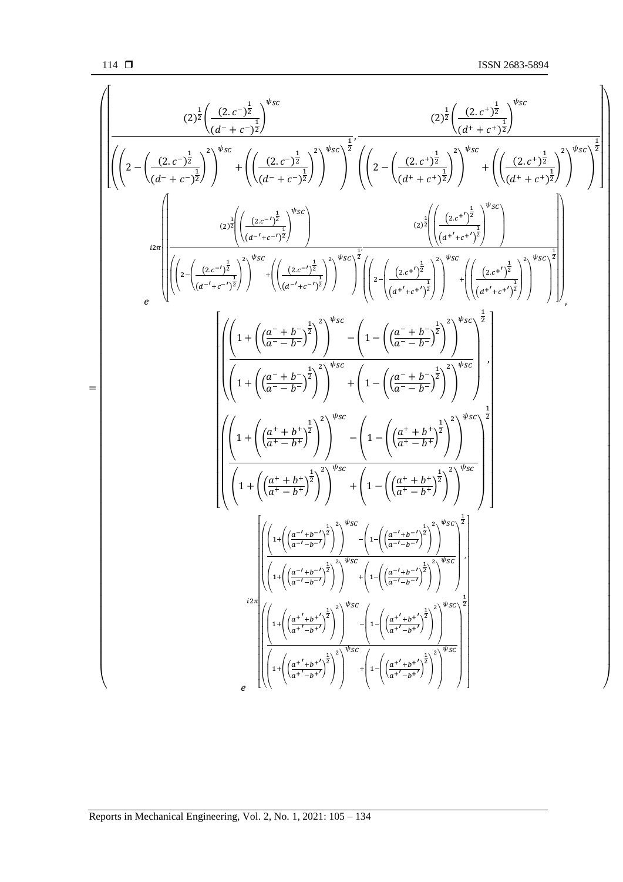$$
= \left( \begin{array}{c}
\left[ \frac{(2)^{\frac{1}{2}} \left( \frac{(2.c^-)^{\frac{1}{2}}}{(d^- + c^-)^{\frac{1}{2}}} \right)^{\psi_{SC}}}{\left( \left( 2 - \left( \frac{(2.c^-)^{\frac{1}{2}}}{(d^- + c^-)^{\frac{1}{2}}} \right)^2 \right)^{\psi_{SC}} + \left( \left( \frac{(2.c^-)^{\frac{1}{2}}}{(d^- + c^-)^{\frac{1}{2}}} \right)^2 \right)^{\psi_{SC}} \right)^{\frac{1}{2}}}, \frac{(2)^{\frac{1}{2}} \left( \frac{(2.c^+)^{\frac{1}{2}}}{(d^+ + c^+)^{\frac{1}{2}}} \right)^{\psi_{SC}}}{\left( \left( 2 - \left( \frac{(2.c^+)^{\frac{1}{2}}}{(d^+ + c^+)^{\frac{1}{2}}} \right)^2 \right)^{\psi_{SC}} + \left( \left( \frac{(2.c^+)^{\frac{1}{2}}}{(d^+ + c^+)^{\frac{1}{2}}} \right)^2 \right)^{\psi_{SC}} \right)^{\frac{1}{2}}} \right] \\
e^{i2\pi \left( \left[ \frac{(2)^{\frac{1}{2}} \left( \left( \frac{(2.c^{-\prime})^{\frac{1}{2}}}{(d^{-\prime} + c^{-\prime})^{\frac{1}{2}}} \right)^{\psi_{SC}} \right)}{\left( \left( 2 - \left( \frac{(2.c^{-\prime})^{\frac{1}{2}}}{(d^{-\prime} + c^{-\prime})^{\frac{1}{2}}} \right)^2 \right)^{\psi_{SC}} + \left( \left( \frac{(2.c^{-\prime})^{\frac{1}{2}}}{(d^{-\prime} + c^{-\prime})^{\frac{1}{2}}} \right)^2 \right)^{\psi_{SC}} \right)^{\frac{1}{2}}}, \frac{(2)^{\frac{1}{2}} \left( \left( \frac{(2.c^{+\prime})^{\frac{1}{2}}}{(d^{+\prime} + c^{+\prime})^{\frac{1}{2}}} \right)^{\psi_{SC}} \right)}{\left( \left( 2 - \left( \frac{(2.c^{+\prime})^{\frac{1}{2}}}{(d^{+\prime} + c^{+\prime})^{\frac{1}{2}}} \right)^2 \right)^{\psi_{SC}} + \left( \left( \frac{(2.c^{+\prime})^{\frac{1}{2}}}{(d^{+\prime} + c^{+\prime})^{\frac{1}{2}}} \right)^2 \right)^{\psi_{SC}} \right)^{\frac{1}{2}}} \right] \right)}, \\
\left[ \left( \frac{\left( 1 + \left( \left( \frac{a^- + b^-}{a^- - b^-} \right)^{\frac{1}{2}} \right)^2 \right)^{\psi_{SC}} - \left( 1 - \left( \left( \frac{a^- + b^-}{a^- - b^-} \right)^{\frac{1}{2}} \right)^2 \right)^{\psi_{SC}}}{\left( 1 + \left( \left( \frac{a^- + b^-}{a^- - b^-} \right)^{\frac{1}{2}} \right)^2 \right)^{\psi_{SC}} + \left( 1 - \left( \left( \frac{a^- + b^-}{a^- - b^-} \right)^{\frac{1}{2}} \right)^2 \right)^{\psi_{SC}}} \right)^{\frac{1}{2}}, \left( \frac{\left( 1 + \left( \left( \frac{a^+ + b^+}{a^+ - b^+} \right)^{\frac{1}{2}} \right)^2 \right)^{\psi_{SC}} - \left( 1 - \left( \left( \frac{a^+ + b^+}{a^+ - b^+} \right)^{\frac{1}{2}} \right)^2 \right)^{\psi_{SC}}}{\left( 1 + \left( \left( \frac{a^+ + b^+}{a^+ - b^+} \right)^{\frac{1}{2}} \right)^2 \right)^{\psi_{SC}} + \left( 1 - \left( \left( \frac{a^+ + b^+}{a^+ - b^+} \right)^{\frac{1}{2}} \right)^2 \right)^{\psi_{SC}}} \right)^{\frac{1}{2}} \right] \\
e^{i2\pi \left[ \left( \frac{\left( 1 + \left( \left( \frac{a^{-\prime} + b^{-\prime}}{a^{-\prime} - b^{-\prime}} \right)^{\frac{1}{2}} \right)^2 \right)^{\psi_{SC}} - \left( 1 - \left( \left( \frac{a^{-\prime} + b^{-\prime}}{a^{-\prime} - b^{-\prime}} \right)^{\frac{1}{2}} \right)^2 \right)^{\psi_{SC}}}{\left( 1 + \left( \left( \frac{a^{-\prime} + b^{-\prime}}{a^{-\prime} - b^{-\prime}} \right)^{\frac{1}{2}} \right)^2 \right)^{\psi_{SC}} + \left( 1 - \left( \left( \frac{a^{-\prime} + b^{-\prime}}{a^{-\prime} - b^{-\prime}} \right)^{\frac{1}{2}} \right)^2 \right)^{\psi_{SC}}} \right)^{\frac{1}{2}}, \left( \frac{\left( 1 + \left( \left( \frac{a^{+\prime} + b^{+\prime}}{a^{+\prime} - b^{+\prime}} \right)^{\frac{1}{2}} \right)^2 \right)^{\psi_{SC}} - \left( 1 - \left( \left( \frac{a^{+\prime} + b^{+\prime}}{a^{+\prime} - b^{+\prime}} \right)^{\frac{1}{2}} \right)^2 \right)^{\psi_{SC}}}{\left( 1 + \left( \left( \frac{a^{+\prime} + b^{+\prime}}{a^{+\prime} - b^{+\prime}} \right)^{\frac{1}{2}} \right)^2 \right)^{\psi_{SC}} + \left( 1 - \left( \left( \frac{a^{+\prime} + b^{+\prime}}{a^{+\prime} - b^{+\prime}} \right)^{\frac{1}{2}} \right)^2 \right)^{\psi_{SC}}} \right)^{\frac{1}{2}} \right]}
\end{array} \right)
$$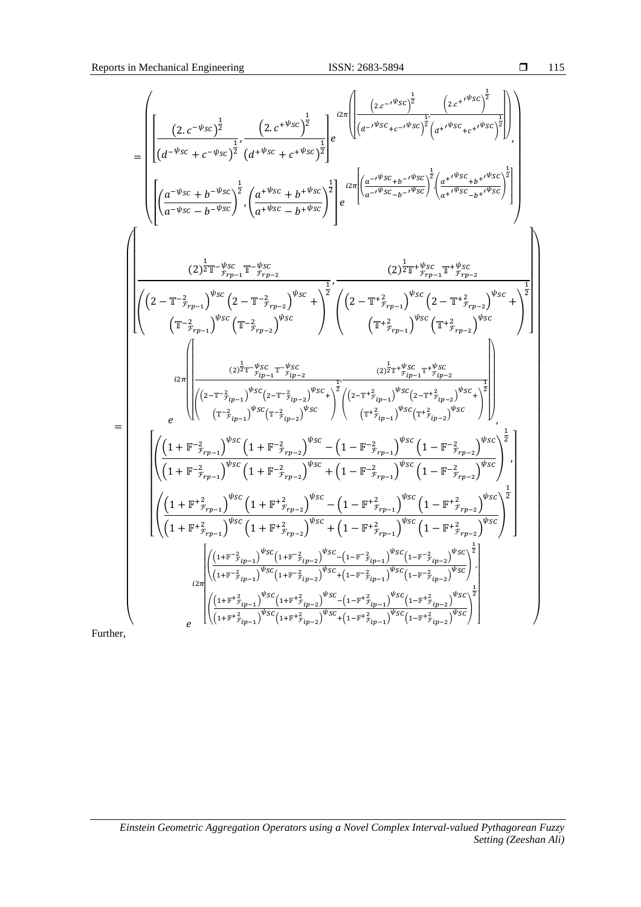$$
= \left( \begin{array}{c} \left[ \frac{\left(2.c^{-\psi_{SC}}\right)^{\frac{1}{2}}}{\left(d^{-\psi_{SC}} + c^{-\psi_{SC}}\right)^{\frac{1}{2}}}, \frac{\left(2.c^{+\psi_{SC}}\right)^{\frac{1}{2}}}{\left(d^{+\psi_{SC}} + c^{+\psi_{SC}}\right)^{\frac{1}{2}}} \right] e^{i2\pi\left(\left[\frac{\left(2.c^{-\prime\psi_{SC}}\right)^{\frac{1}{2}}}{\left(d^{-\prime\psi_{SC}} + c^{-\prime\psi_{SC}}\right)^{\frac{1}{2}}}, \frac{\left(2.c^{+\prime\psi_{SC}}\right)^{\frac{1}{2}}}{\left(d^{+\prime\psi_{SC}} + c^{+\prime\psi_{SC}}\right)^{\frac{1}{2}}}\right]\right)}, \\ \left[ \left(\frac{a^{-\psi_{SC}} + b^{-\psi_{SC}}}{a^{-\psi_{SC}} - b^{-\psi_{SC}}}\right)^{\frac{1}{2}}, \left(\frac{a^{+\psi_{SC}} + b^{+\psi_{SC}}}{a^{+\psi_{SC}} - b^{+\psi_{SC}}}\right)^{\frac{1}{2}} \right] e^{i2\pi\left[\left(\frac{a^{-\prime\psi_{SC}} + b^{-\prime\psi_{SC}}}{a^{-\prime\psi_{SC}} - b^{-\prime\psi_{SC}}}\right)^{\frac{1}{2}}, \left(\frac{a^{+\prime\psi_{SC}} + b^{+\prime\psi_{SC}}}{a^{+\prime\psi_{SC}} - b^{+\prime\psi_{SC}}}\right)^{\frac{1}{2}}\right]} \end{array} \right)
$$

$$
= \left( \begin{array}{c} \left[ \frac{(2)^{\frac{1}{2}} \mathbb{T}^{-\psi_{SC}}_{\mathcal{F}_{rp-1}} \mathbb{T}^{-\psi_{SC}}_{\mathcal{F}_{rp-2}}}{\left( \begin{array}{c} \left(2 - \mathbb{T}^{-2}_{\mathcal{F}_{rp-1}}\right)^{\psi_{SC}} \left(2 - \mathbb{T}^{-2}_{\mathcal{F}_{rp-2}}\right)^{\psi_{SC}} + \\ \left(\mathbb{T}^{-2}_{\mathcal{F}_{rp-1}}\right)^{\psi_{SC}} \left(\mathbb{T}^{-2}_{\mathcal{F}_{rp-2}}\right)^{\psi_{SC}} \end{array} \right)^{\frac{1}{2}}}, \frac{(2)^{\frac{1}{2}} \mathbb{T}^{+\psi_{SC}}_{\mathcal{F}_{rp-1}} \mathbb{T}^{+\psi_{SC}}_{\mathcal{F}_{rp-2}}}{\left( \begin{array}{c} \left(2 - \mathbb{T}^{+2}_{\mathcal{F}_{rp-1}}\right)^{\psi_{SC}} \left(2 - \mathbb{T}^{+2}_{\mathcal{F}_{rp-2}}\right)^{\psi_{SC}} + \\ \left(\mathbb{T}^{+2}_{\mathcal{F}_{rp-1}}\right)^{\psi_{SC}} \left(\mathbb{T}^{+2}_{\mathcal{F}_{rp-2}}\right)^{\psi_{SC}} \end{array} \right)^{\frac{1}{2}}} \right] \\ e^{i2\pi\left(\left[ \frac{(2)^{\frac{1}{2}} \mathbb{T}^{-\psi_{SC}}_{\mathcal{F}_{ip-1}} \mathbb{T}^{-\psi_{SC}}_{\mathcal{F}_{ip-2}}}{\left( \begin{array}{c} \left(2 - \mathbb{T}^{-2}_{\mathcal{F}_{ip-1}}\right)^{\psi_{SC}} \left(2 - \mathbb{T}^{-2}_{\mathcal{F}_{ip-2}}\right)^{\psi_{SC}} + \\ \left(\mathbb{T}^{-2}_{\mathcal{F}_{ip-1}}\right)^{\psi_{SC}} \left(\mathbb{T}^{-2}_{\mathcal{F}_{ip-2}}\right)^{\psi_{SC}} \end{array} \right)^{\frac{1}{2}}}, \frac{(2)^{\frac{1}{2}} \mathbb{T}^{+\psi_{SC}}_{\mathcal{F}_{ip-1}} \mathbb{T}^{+\psi_{SC}}_{\mathcal{F}_{ip-2}}}{\left( \begin{array}{c} \left(2 - \mathbb{T}^{+2}_{\mathcal{F}_{ip-1}}\right)^{\psi_{SC}} \left(2 - \mathbb{T}^{+2}_{\mathcal{F}_{ip-2}}\right)^{\psi_{SC}} + \\ \left(\mathbb{T}^{+2}_{\mathcal{F}_{ip-1}}\right)^{\psi_{SC}} \left(\mathbb{T}^{+2}_{\mathcal{F}_{ip-2}}\right)^{\psi_{SC}} \end{array} \right)^{\frac{1}{2}}} \right]\right)}, \\ \left[ \begin{array}{c} \left( \frac{\left(1 + \mathbb{F}^{-2}_{\mathcal{F}_{rp-1}}\right)^{\psi_{SC}} \left(1 + \mathbb{F}^{-2}_{\mathcal{F}_{rp-2}}\right)^{\psi_{SC}} - \left(1 - \mathbb{F}^{-2}_{\mathcal{F}_{rp-1}}\right)^{\psi_{SC}} \left(1 - \mathbb{F}^{-2}_{\mathcal{F}_{rp-2}}\right)^{\psi_{SC}}}{\left(1 + \mathbb{F}^{-2}_{\mathcal{F}_{rp-1}}\right)^{\psi_{SC}} \left(1 + \mathbb{F}^{-2}_{\mathcal{F}_{rp-2}}\right)^{\psi_{SC}} + \left(1 - \mathbb{F}^{-2}_{\mathcal{F}_{rp-1}}\right)^{\psi_{SC}} \left(1 - \mathbb{F}^{-2}_{\mathcal{F}_{rp-2}}\right)^{\psi_{SC}}} \right)^{\frac{1}{2}}, \\ \left( \frac{\left(1 + \mathbb{F}^{+2}_{\mathcal{F}_{rp-1}}\right)^{\psi_{SC}} \left(1 + \mathbb{F}^{+2}_{\mathcal{F}_{rp-2}}\right)^{\psi_{SC}} - \left(1 - \mathbb{F}^{+2}_{\mathcal{F}_{rp-1}}\right)^{\psi_{SC}} \left(1 - \mathbb{F}^{+2}_{\mathcal{F}_{rp-2}}\right)^{\psi_{SC}}}{\left(1 + \mathbb{F}^{+2}_{\mathcal{F}_{rp-1}}\right)^{\psi_{SC}} \left(1 + \mathbb{F}^{+2}_{\mathcal{F}_{rp-2}}\right)^{\psi_{SC}} + \left(1 - \mathbb{F}^{+2}_{\mathcal{F}_{rp-1}}\right)^{\psi_{SC}} \left(1 - \mathbb{F}^{+2}_{\mathcal{F}_{rp-2}}\right)^{\psi_{SC}}} \right)^{\frac{1}{2}} \end{array} \right] \\ e^{i2\pi\left[ \begin{array}{c} \left( \frac{\left(1 + \mathbb{F}^{-2}_{\mathcal{F}_{ip-1}}\right)^{\psi_{SC}} \left(1 + \mathbb{F}^{-2}_{\mathcal{F}_{ip-2}}\right)^{\psi_{SC}} - \left(1 - \mathbb{F}^{-2}_{\mathcal{F}_{ip-1}}\right)^{\psi_{SC}} \left(1 - \mathbb{F}^{-2}_{\mathcal{F}_{ip-2}}\right)^{\psi_{SC}}}{\left(1 + \mathbb{F}^{-2}_{\mathcal{F}_{ip-1}}\right)^{\psi_{SC}} \left(1 + \mathbb{F}^{-2}_{\mathcal{F}_{ip-2}}\right)^{\psi_{SC}} + \left(1 - \mathbb{F}^{-2}_{\mathcal{F}_{ip-1}}\right)^{\psi_{SC}} \left(1 - \mathbb{F}^{-2}_{\mathcal{F}_{ip-2}}\right)^{\psi_{SC}}} \right)^{\frac{1}{2}}, \\ \left( \frac{\left(1 + \mathbb{F}^{+2}_{\mathcal{F}_{ip-1}}\right)^{\psi_{SC}} \left(1 + \mathbb{F}^{+2}_{\mathcal{F}_{ip-2}}\right)^{\psi_{SC}} - \left(1 - \mathbb{F}^{+2}_{\mathcal{F}_{ip-1}}\right)^{\psi_{SC}} \left(1 - \mathbb{F}^{+2}_{\mathcal{F}_{ip-2}}\right)^{\psi_{SC}}}{\left(1 + \mathbb{F}^{+2}_{\mathcal{F}_{ip-1}}\right)^{\psi_{SC}} \left(1 + \mathbb{F}^{+2}_{\mathcal{F}_{ip-2}}\right)^{\psi_{SC}} + \left(1 - \mathbb{F}^{+2}_{\mathcal{F}_{ip-1}}\right)^{\psi_{SC}} \left(1 - \mathbb{F}^{+2}_{\mathcal{F}_{ip-2}}\right)^{\psi_{SC}}} \right)^{\frac{1}{2}} \end{array} \right]} \end{array} \right)
$$

Further,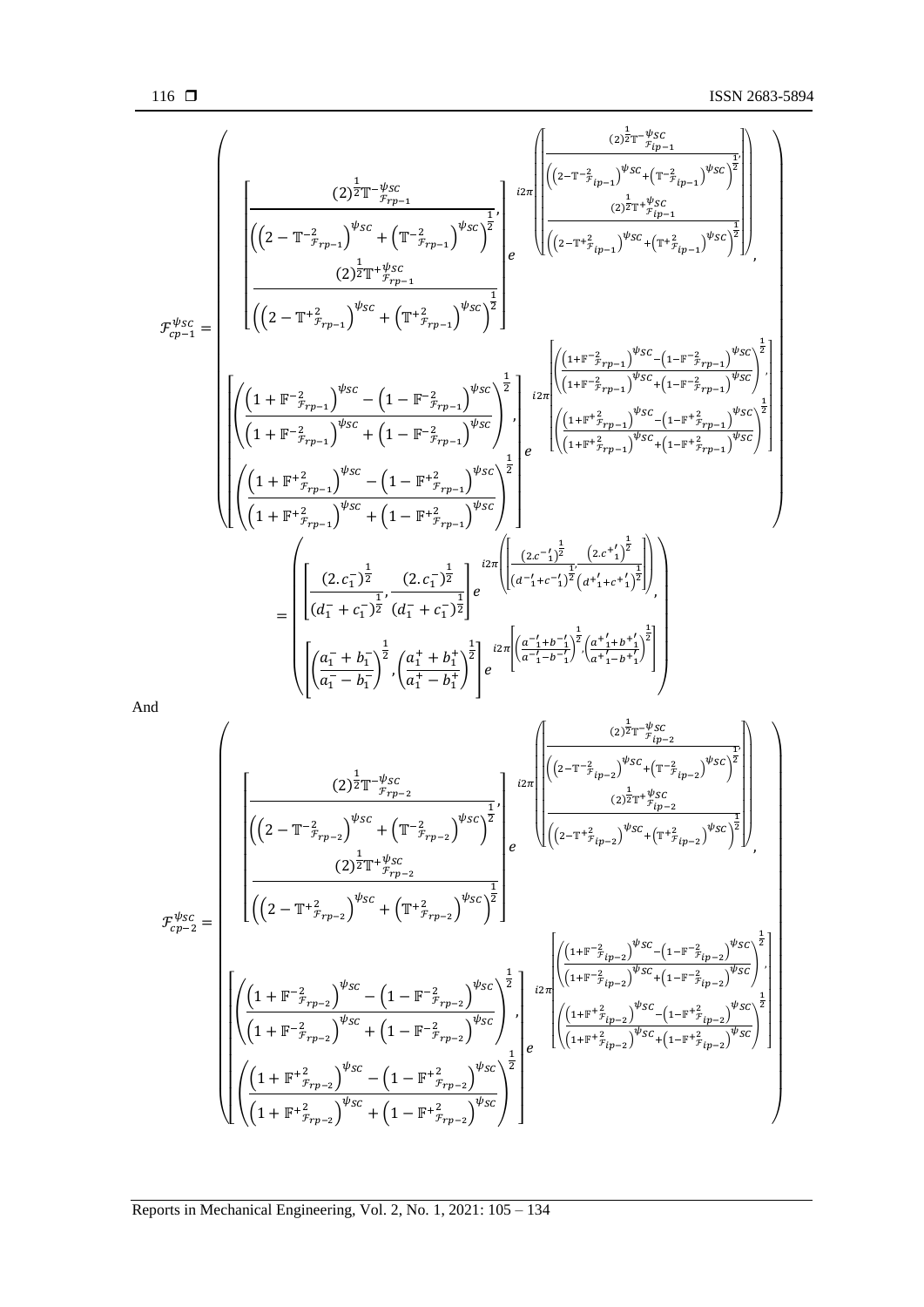$$\mathcal{F}_{cp-1}^{\psi_{SC}}=\left(\begin{array}{c}\left[\frac{(2)^{\frac{1}{2}}\mathbb{T}^{-\psi_{SC}}_{\mathcal{F}_{rp-1}}}{\left(\left(2-\mathbb{T}^{-2}_{\mathcal{F}_{rp-1}}\right)^{\psi_{SC}}+\left(\mathbb{T}^{-2}_{\mathcal{F}_{rp-1}}\right)^{\psi_{SC}}\right)^{\frac{1}{2}}},\frac{(2)^{\frac{1}{2}}\mathbb{T}^{+\psi_{SC}}_{\mathcal{F}_{rp-1}}}{\left(\left(2-\mathbb{T}^{+2}_{\mathcal{F}_{rp-1}}\right)^{\psi_{SC}}+\left(\mathbb{T}^{+2}_{\mathcal{F}_{rp-1}}\right)^{\psi_{SC}}\right)^{\frac{1}{2}}}\right]e^{i2\pi\left(\left[\frac{(2)^{\frac{1}{2}}\mathbb{T}^{-\psi_{SC}}_{\mathcal{F}_{ip-1}}}{\left(\left(2-\mathbb{T}^{-2}_{\mathcal{F}_{ip-1}}\right)^{\psi_{SC}}+\left(\mathbb{T}^{-2}_{\mathcal{F}_{ip-1}}\right)^{\psi_{SC}}\right)^{\frac{1}{2}}},\frac{(2)^{\frac{1}{2}}\mathbb{T}^{+\psi_{SC}}_{\mathcal{F}_{ip-1}}}{\left(\left(2-\mathbb{T}^{+2}_{\mathcal{F}_{ip-1}}\right)^{\psi_{SC}}+\left(\mathbb{T}^{+2}_{\mathcal{F}_{ip-1}}\right)^{\psi_{SC}}\right)^{\frac{1}{2}}}\right]\right)},\\ \left[\left(\frac{\left(1+\mathbb{F}^{-2}_{\mathcal{F}_{rp-1}}\right)^{\psi_{SC}}-\left(1-\mathbb{F}^{-2}_{\mathcal{F}_{rp-1}}\right)^{\psi_{SC}}}{\left(1+\mathbb{F}^{-2}_{\mathcal{F}_{rp-1}}\right)^{\psi_{SC}}+\left(1-\mathbb{F}^{-2}_{\mathcal{F}_{rp-1}}\right)^{\psi_{SC}}}\right)^{\frac{1}{2}},\left(\frac{\left(1+\mathbb{F}^{+2}_{\mathcal{F}_{rp-1}}\right)^{\psi_{SC}}-\left(1-\mathbb{F}^{+2}_{\mathcal{F}_{rp-1}}\right)^{\psi_{SC}}}{\left(1+\mathbb{F}^{+2}_{\mathcal{F}_{rp-1}}\right)^{\psi_{SC}}+\left(1-\mathbb{F}^{+2}_{\mathcal{F}_{rp-1}}\right)^{\psi_{SC}}}\right)^{\frac{1}{2}}\right]e^{i2\pi\left[\left(\frac{\left(1+\mathbb{F}^{-2}_{\mathcal{F}_{rp-1}}\right)^{\psi_{SC}}-\left(1-\mathbb{F}^{-2}_{\mathcal{F}_{rp-1}}\right)^{\psi_{SC}}}{\left(1+\mathbb{F}^{-2}_{\mathcal{F}_{rp-1}}\right)^{\psi_{SC}}+\left(1-\mathbb{F}^{-2}_{\mathcal{F}_{rp-1}}\right)^{\psi_{SC}}}\right)^{\frac{1}{2}},\left(\frac{\left(1+\mathbb{F}^{+2}_{\mathcal{F}_{rp-1}}\right)^{\psi_{SC}}-\left(1-\mathbb{F}^{+2}_{\mathcal{F}_{rp-1}}\right)^{\psi_{SC}}}{\left(1+\mathbb{F}^{+2}_{\mathcal{F}_{rp-1}}\right)^{\psi_{SC}}+\left(1-\mathbb{F}^{+2}_{\mathcal{F}_{rp-1}}\right)^{\psi_{SC}}}\right)^{\frac{1}{2}}\right]}\end{array}\right)$$

$$=\left(\begin{array}{c}\left[\frac{(2.c_1^{-})^{\frac{1}{2}}}{(d_1^{-}+c_1^{-})^{\frac{1}{2}}},\frac{(2.c_1^{-})^{\frac{1}{2}}}{(d_1^{-}+c_1^{-})^{\frac{1}{2}}}\right]e^{i2\pi\left(\left[\frac{(2.c^{-\prime}_1)^{\frac{1}{2}}}{(d^{-\prime}_1+c^{-\prime}_1)^{\frac{1}{2}}},\frac{(2.c^{+\prime}_1)^{\frac{1}{2}}}{(d^{+\prime}_1+c^{+\prime}_1)^{\frac{1}{2}}}\right]\right)},\\ \left[\left(\frac{a_1^{-}+b_1^{-}}{a_1^{-}-b_1^{-}}\right)^{\frac{1}{2}},\left(\frac{a_1^{+}+b_1^{+}}{a_1^{+}-b_1^{+}}\right)^{\frac{1}{2}}\right]e^{i2\pi\left[\left(\frac{a^{-\prime}_1+b^{-\prime}_1}{a^{-\prime}_1-b^{-\prime}_1}\right)^{\frac{1}{2}},\left(\frac{a^{+\prime}_1+b^{+\prime}_1}{a^{+\prime}_1-b^{+\prime}_1}\right)^{\frac{1}{2}}\right]}\end{array}\right)$$

And

$$\mathcal{F}_{cp-2}^{\psi_{SC}}=\left(\begin{array}{c}\left[\frac{(2)^{\frac{1}{2}}\mathbb{T}^{-\psi_{SC}}_{\mathcal{F}_{rp-2}}}{\left(\left(2-\mathbb{T}^{-2}_{\mathcal{F}_{rp-2}}\right)^{\psi_{SC}}+\left(\mathbb{T}^{-2}_{\mathcal{F}_{rp-2}}\right)^{\psi_{SC}}\right)^{\frac{1}{2}}},\frac{(2)^{\frac{1}{2}}\mathbb{T}^{+\psi_{SC}}_{\mathcal{F}_{rp-2}}}{\left(\left(2-\mathbb{T}^{+2}_{\mathcal{F}_{rp-2}}\right)^{\psi_{SC}}+\left(\mathbb{T}^{+2}_{\mathcal{F}_{rp-2}}\right)^{\psi_{SC}}\right)^{\frac{1}{2}}}\right]e^{i2\pi\left(\left[\frac{(2)^{\frac{1}{2}}\mathbb{T}^{-\psi_{SC}}_{\mathcal{F}_{ip-2}}}{\left(\left(2-\mathbb{T}^{-2}_{\mathcal{F}_{ip-2}}\right)^{\psi_{SC}}+\left(\mathbb{T}^{-2}_{\mathcal{F}_{ip-2}}\right)^{\psi_{SC}}\right)^{\frac{1}{2}}},\frac{(2)^{\frac{1}{2}}\mathbb{T}^{+\psi_{SC}}_{\mathcal{F}_{ip-2}}}{\left(\left(2-\mathbb{T}^{+2}_{\mathcal{F}_{ip-2}}\right)^{\psi_{SC}}+\left(\mathbb{T}^{+2}_{\mathcal{F}_{ip-2}}\right)^{\psi_{SC}}\right)^{\frac{1}{2}}}\right]\right)},\\ \left[\left(\frac{\left(1+\mathbb{F}^{-2}_{\mathcal{F}_{rp-2}}\right)^{\psi_{SC}}-\left(1-\mathbb{F}^{-2}_{\mathcal{F}_{rp-2}}\right)^{\psi_{SC}}}{\left(1+\mathbb{F}^{-2}_{\mathcal{F}_{rp-2}}\right)^{\psi_{SC}}+\left(1-\mathbb{F}^{-2}_{\mathcal{F}_{rp-2}}\right)^{\psi_{SC}}}\right)^{\frac{1}{2}},\left(\frac{\left(1+\mathbb{F}^{+2}_{\mathcal{F}_{rp-2}}\right)^{\psi_{SC}}-\left(1-\mathbb{F}^{+2}_{\mathcal{F}_{rp-2}}\right)^{\psi_{SC}}}{\left(1+\mathbb{F}^{+2}_{\mathcal{F}_{rp-2}}\right)^{\psi_{SC}}+\left(1-\mathbb{F}^{+2}_{\mathcal{F}_{rp-2}}\right)^{\psi_{SC}}}\right)^{\frac{1}{2}}\right]e^{i2\pi\left[\left(\frac{\left(1+\mathbb{F}^{-2}_{\mathcal{F}_{ip-2}}\right)^{\psi_{SC}}-\left(1-\mathbb{F}^{-2}_{\mathcal{F}_{ip-2}}\right)^{\psi_{SC}}}{\left(1+\mathbb{F}^{-2}_{\mathcal{F}_{ip-2}}\right)^{\psi_{SC}}+\left(1-\mathbb{F}^{-2}_{\mathcal{F}_{ip-2}}\right)^{\psi_{SC}}}\right)^{\frac{1}{2}},\left(\frac{\left(1+\mathbb{F}^{+2}_{\mathcal{F}_{ip-2}}\right)^{\psi_{SC}}-\left(1-\mathbb{F}^{+2}_{\mathcal{F}_{ip-2}}\right)^{\psi_{SC}}}{\left(1+\mathbb{F}^{+2}_{\mathcal{F}_{ip-2}}\right)^{\psi_{SC}}+\left(1-\mathbb{F}^{+2}_{\mathcal{F}_{ip-2}}\right)^{\psi_{SC}}}\right)^{\frac{1}{2}}\right]}\end{array}\right)$$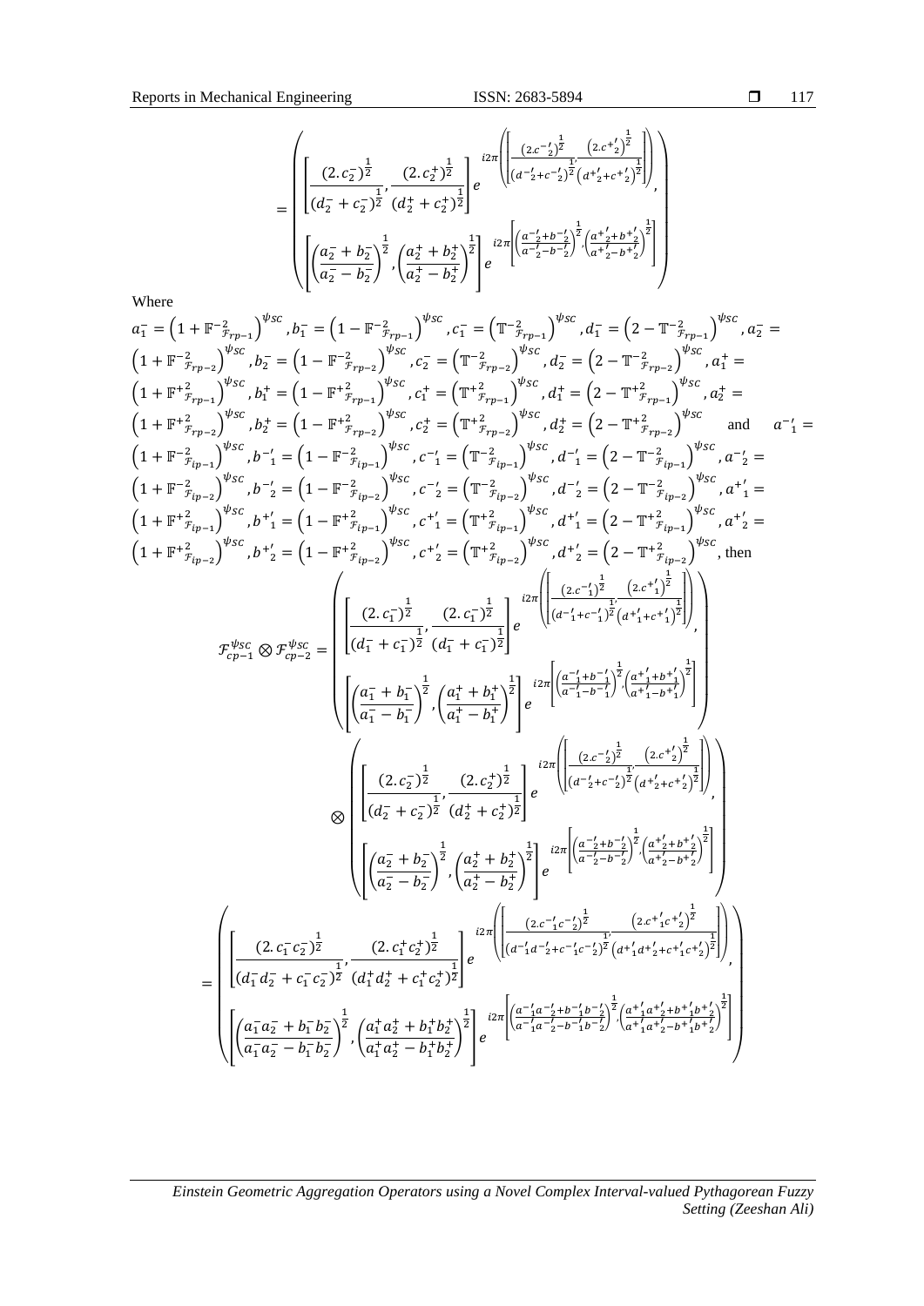$$= \left( \begin{array}{c} \left[ \frac{(2.c_2^-)^{\frac{1}{2}}}{(d_2^- + c_2^-)^{\frac{1}{2}}}, \frac{(2.c_2^+)^{\frac{1}{2}}}{(d_2^+ + c_2^+)^{\frac{1}{2}}} \right] e^{i2\pi \left( \left[ \frac{(2.c'^-_2)^{\frac{1}{2}}}{(d'^-_2 + c'^-_2)^{\frac{1}{2}}}, \frac{(2.c'^+_2)^{\frac{1}{2}}}{(d'^+_2 + c'^+_2)^{\frac{1}{2}}} \right] \right)}, \\ \left[ \left( \frac{a_2^- + b_2^-}{a_2^- - b_2^-} \right)^{\frac{1}{2}}, \left( \frac{a_2^+ + b_2^+}{a_2^+ - b_2^+} \right)^{\frac{1}{2}} \right] e^{i2\pi \left[ \left( \frac{a'^-_2 + b'^-_2}{a'^-_2 - b'^-_2} \right)^{\frac{1}{2}}, \left( \frac{a'^+_2 + b'^+_2}{a'^+_2 - b'^+_2} \right)^{\frac{1}{2}} \right]} \end{array} \right)$$

Where

$a_1^- = \left(1 + \mathbb{F}^{-2}_{\mathcal{F}_{rp-1}}\right)^{\psi sc}, b_1^- = \left(1 - \mathbb{F}^{-2}_{\mathcal{F}_{rp-1}}\right)^{\psi sc}, c_1^- = \left(\mathbb{T}^{-2}_{\mathcal{F}_{rp-1}}\right)^{\psi sc}, d_1^- = \left(2 - \mathbb{T}^{-2}_{\mathcal{F}_{rp-1}}\right)^{\psi sc}, a_2^- = \left(1 + \mathbb{F}^{-2}_{\mathcal{F}_{rp-2}}\right)^{\psi sc}, b_2^- = \left(1 - \mathbb{F}^{-2}_{\mathcal{F}_{rp-2}}\right)^{\psi sc}, c_2^- = \left(\mathbb{T}^{-2}_{\mathcal{F}_{rp-2}}\right)^{\psi sc}, d_2^- = \left(2 - \mathbb{T}^{-2}_{\mathcal{F}_{rp-2}}\right)^{\psi sc}, a_1^+ = \left(1 + \mathbb{F}^{+2}_{\mathcal{F}_{rp-1}}\right)^{\psi sc}, b_1^+ = \left(1 - \mathbb{F}^{+2}_{\mathcal{F}_{rp-1}}\right)^{\psi sc}, c_1^+ = \left(\mathbb{T}^{+2}_{\mathcal{F}_{rp-1}}\right)^{\psi sc}, d_1^+ = \left(2 - \mathbb{T}^{+2}_{\mathcal{F}_{rp-1}}\right)^{\psi sc}, a_2^+ = \left(1 + \mathbb{F}^{+2}_{\mathcal{F}_{rp-2}}\right)^{\psi sc}, b_2^+ = \left(1 - \mathbb{F}^{+2}_{\mathcal{F}_{rp-2}}\right)^{\psi sc}, c_2^+ = \left(\mathbb{T}^{+2}_{\mathcal{F}_{rp-2}}\right)^{\psi sc}, d_2^+ = \left(2 - \mathbb{T}^{+2}_{\mathcal{F}_{rp-2}}\right)^{\psi sc}$ and $a'^-_1 = \left(1 + \mathbb{F}^{-2}_{\mathcal{F}_{ip-1}}\right)^{\psi sc}, b'^-_1 = \left(1 - \mathbb{F}^{-2}_{\mathcal{F}_{ip-1}}\right)^{\psi sc}, c'^-_1 = \left(\mathbb{T}^{-2}_{\mathcal{F}_{ip-1}}\right)^{\psi sc}, d'^-_1 = \left(2 - \mathbb{T}^{-2}_{\mathcal{F}_{ip-1}}\right)^{\psi sc}, a'^-_2 = \left(1 + \mathbb{F}^{-2}_{\mathcal{F}_{ip-2}}\right)^{\psi sc}, b'^-_2 = \left(1 - \mathbb{F}^{-2}_{\mathcal{F}_{ip-2}}\right)^{\psi sc}, c'^-_2 = \left(\mathbb{T}^{-2}_{\mathcal{F}_{ip-2}}\right)^{\psi sc}, d'^-_2 = \left(2 - \mathbb{T}^{-2}_{\mathcal{F}_{ip-2}}\right)^{\psi sc}, a'^+_1 = \left(1 + \mathbb{F}^{+2}_{\mathcal{F}_{ip-1}}\right)^{\psi sc}, b'^+_1 = \left(1 - \mathbb{F}^{+2}_{\mathcal{F}_{ip-1}}\right)^{\psi sc}, c'^+_1 = \left(\mathbb{T}^{+2}_{\mathcal{F}_{ip-1}}\right)^{\psi sc}, d'^+_1 = \left(2 - \mathbb{T}^{+2}_{\mathcal{F}_{ip-1}}\right)^{\psi sc}, a'^+_2 = \left(1 + \mathbb{F}^{+2}_{\mathcal{F}_{ip-2}}\right)^{\psi sc}, b'^+_2 = \left(1 - \mathbb{F}^{+2}_{\mathcal{F}_{ip-2}}\right)^{\psi sc}, c'^+_2 = \left(\mathbb{T}^{+2}_{\mathcal{F}_{ip-2}}\right)^{\psi sc}, d'^+_2 = \left(2 - \mathbb{T}^{+2}_{\mathcal{F}_{ip-2}}\right)^{\psi sc}$, then

$$\mathcal{F}^{\psi sc}_{cp-1} \otimes \mathcal{F}^{\psi sc}_{cp-2} = \left( \begin{array}{c} \left[ \frac{(2.c_1^-)^{\frac{1}{2}}}{(d_1^- + c_1^-)^{\frac{1}{2}}}, \frac{(2.c_1^-)^{\frac{1}{2}}}{(d_1^- + c_1^-)^{\frac{1}{2}}} \right] e^{i2\pi \left( \left[ \frac{(2.c'^-_1)^{\frac{1}{2}}}{(d'^-_1 + c'^-_1)^{\frac{1}{2}}}, \frac{(2.c'^+_1)^{\frac{1}{2}}}{(d'^+_1 + c'^+_1)^{\frac{1}{2}}} \right] \right)}, \\ \left[ \left( \frac{a_1^- + b_1^-}{a_1^- - b_1^-} \right)^{\frac{1}{2}}, \left( \frac{a_1^+ + b_1^+}{a_1^+ - b_1^+} \right)^{\frac{1}{2}} \right] e^{i2\pi \left[ \left( \frac{a'^-_1 + b'^-_1}{a'^-_1 - b'^-_1} \right)^{\frac{1}{2}}, \left( \frac{a'^+_1 + b'^+_1}{a'^+_1 - b'^+_1} \right)^{\frac{1}{2}} \right]} \end{array} \right)$$

$$\otimes \left( \begin{array}{c} \left[ \frac{(2.c_2^-)^{\frac{1}{2}}}{(d_2^- + c_2^-)^{\frac{1}{2}}}, \frac{(2.c_2^+)^{\frac{1}{2}}}{(d_2^+ + c_2^+)^{\frac{1}{2}}} \right] e^{i2\pi \left( \left[ \frac{(2.c'^-_2)^{\frac{1}{2}}}{(d'^-_2 + c'^-_2)^{\frac{1}{2}}}, \frac{(2.c'^+_2)^{\frac{1}{2}}}{(d'^+_2 + c'^+_2)^{\frac{1}{2}}} \right] \right)}, \\ \left[ \left( \frac{a_2^- + b_2^-}{a_2^- - b_2^-} \right)^{\frac{1}{2}}, \left( \frac{a_2^+ + b_2^+}{a_2^+ - b_2^+} \right)^{\frac{1}{2}} \right] e^{i2\pi \left[ \left( \frac{a'^-_2 + b'^-_2}{a'^-_2 - b'^-_2} \right)^{\frac{1}{2}}, \left( \frac{a'^+_2 + b'^+_2}{a'^+_2 - b'^+_2} \right)^{\frac{1}{2}} \right]} \end{array} \right)$$

$$= \left( \begin{array}{c} \left[ \frac{(2.c_1^- c_2^-)^{\frac{1}{2}}}{(d_1^- d_2^- + c_1^- c_2^-)^{\frac{1}{2}}}, \frac{(2.c_1^+ c_2^+)^{\frac{1}{2}}}{(d_1^+ d_2^+ + c_1^+ c_2^+)^{\frac{1}{2}}} \right] e^{i2\pi \left( \left[ \frac{(2.c'^-_1 c'^-_2)^{\frac{1}{2}}}{(d'^-_1 d'^-_2 + c'^-_1 c'^-_2)^{\frac{1}{2}}}, \frac{(2.c'^+_1 c'^+_2)^{\frac{1}{2}}}{(d'^+_1 d'^+_2 + c'^+_1 c'^+_2)^{\frac{1}{2}}} \right] \right)}, \\ \left[ \left( \frac{a_1^- a_2^- + b_1^- b_2^-}{a_1^- a_2^- - b_1^- b_2^-} \right)^{\frac{1}{2}}, \left( \frac{a_1^+ a_2^+ + b_1^+ b_2^+}{a_1^+ a_2^+ - b_1^+ b_2^+} \right)^{\frac{1}{2}} \right] e^{i2\pi \left[ \left( \frac{a'^-_1 a'^-_2 + b'^-_1 b'^-_2}{a'^-_1 a'^-_2 - b'^-_1 b'^-_2} \right)^{\frac{1}{2}}, \left( \frac{a'^+_1 a'^+_2 + b'^+_1 b'^+_2}{a'^+_1 a'^+_2 - b'^+_1 b'^+_2} \right)^{\frac{1}{2}} \right]} \end{array} \right)$$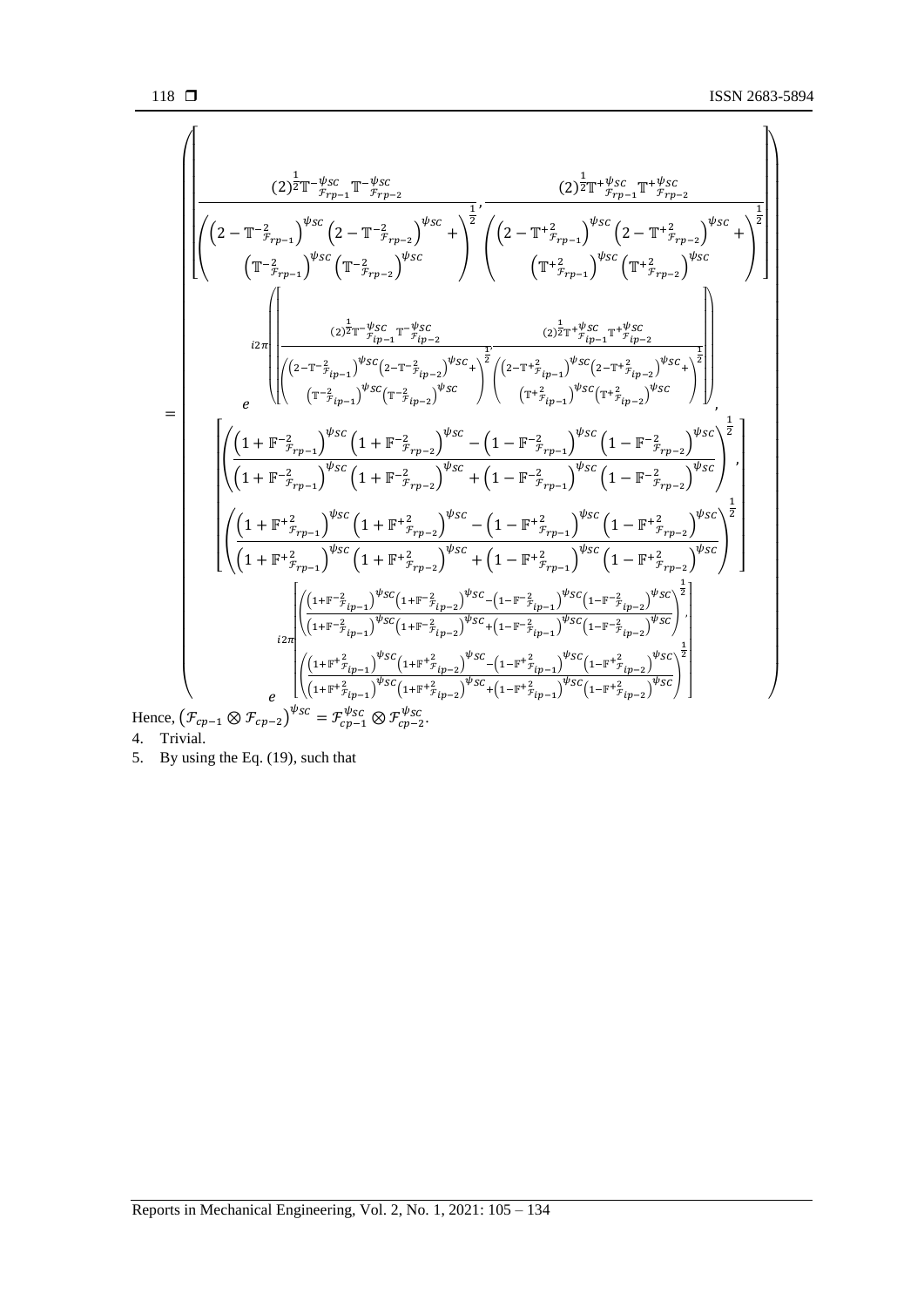$$
= \left( \begin{array}{c}
\left[ \frac{(2)^{\frac{1}{2}} \mathbb{T}^{-\psi_{SC}}_{\mathcal{F}_{rp-1}} \mathbb{T}^{-\psi_{SC}}_{\mathcal{F}_{rp-2}}}{\left( \begin{array}{c} \left(2 - \mathbb{T}^{-2}_{\mathcal{F}_{rp-1}}\right)^{\psi_{SC}} \left(2 - \mathbb{T}^{-2}_{\mathcal{F}_{rp-2}}\right)^{\psi_{SC}} + \\ \left(\mathbb{T}^{-2}_{\mathcal{F}_{rp-1}}\right)^{\psi_{SC}} \left(\mathbb{T}^{-2}_{\mathcal{F}_{rp-2}}\right)^{\psi_{SC}} \end{array} \right)^{\frac{1}{2}}}, \frac{(2)^{\frac{1}{2}} \mathbb{T}^{+\psi_{SC}}_{\mathcal{F}_{rp-1}} \mathbb{T}^{+\psi_{SC}}_{\mathcal{F}_{rp-2}}}{\left( \begin{array}{c} \left(2 - \mathbb{T}^{+2}_{\mathcal{F}_{rp-1}}\right)^{\psi_{SC}} \left(2 - \mathbb{T}^{+2}_{\mathcal{F}_{rp-2}}\right)^{\psi_{SC}} + \\ \left(\mathbb{T}^{+2}_{\mathcal{F}_{rp-1}}\right)^{\psi_{SC}} \left(\mathbb{T}^{+2}_{\mathcal{F}_{rp-2}}\right)^{\psi_{SC}} \end{array} \right)^{\frac{1}{2}}} \right] \\
e^{i2\pi \left( \left[ \frac{(2)^{\frac{1}{2}} \mathbb{T}^{-\psi_{SC}}_{\mathcal{F}_{ip-1}} \mathbb{T}^{-\psi_{SC}}_{\mathcal{F}_{ip-2}}}{\left( \begin{array}{c} \left(2 - \mathbb{T}^{-2}_{\mathcal{F}_{ip-1}}\right)^{\psi_{SC}} \left(2 - \mathbb{T}^{-2}_{\mathcal{F}_{ip-2}}\right)^{\psi_{SC}} + \\ \left(\mathbb{T}^{-2}_{\mathcal{F}_{ip-1}}\right)^{\psi_{SC}} \left(\mathbb{T}^{-2}_{\mathcal{F}_{ip-2}}\right)^{\psi_{SC}} \end{array} \right)^{\frac{1}{2}}}, \frac{(2)^{\frac{1}{2}} \mathbb{T}^{+\psi_{SC}}_{\mathcal{F}_{ip-1}} \mathbb{T}^{+\psi_{SC}}_{\mathcal{F}_{ip-2}}}{\left( \begin{array}{c} \left(2 - \mathbb{T}^{+2}_{\mathcal{F}_{ip-1}}\right)^{\psi_{SC}} \left(2 - \mathbb{T}^{+2}_{\mathcal{F}_{ip-2}}\right)^{\psi_{SC}} + \\ \left(\mathbb{T}^{+2}_{\mathcal{F}_{ip-1}}\right)^{\psi_{SC}} \left(\mathbb{T}^{+2}_{\mathcal{F}_{ip-2}}\right)^{\psi_{SC}} \end{array} \right)^{\frac{1}{2}}} \right] \right)}, \\
\left[ \begin{array}{c} \left( \frac{\left(1 + \mathbb{F}^{-2}_{\mathcal{F}_{rp-1}}\right)^{\psi_{SC}} \left(1 + \mathbb{F}^{-2}_{\mathcal{F}_{rp-2}}\right)^{\psi_{SC}} - \left(1 - \mathbb{F}^{-2}_{\mathcal{F}_{rp-1}}\right)^{\psi_{SC}} \left(1 - \mathbb{F}^{-2}_{\mathcal{F}_{rp-2}}\right)^{\psi_{SC}}}{\left(1 + \mathbb{F}^{-2}_{\mathcal{F}_{rp-1}}\right)^{\psi_{SC}} \left(1 + \mathbb{F}^{-2}_{\mathcal{F}_{rp-2}}\right)^{\psi_{SC}} + \left(1 - \mathbb{F}^{-2}_{\mathcal{F}_{rp-1}}\right)^{\psi_{SC}} \left(1 - \mathbb{F}^{-2}_{\mathcal{F}_{rp-2}}\right)^{\psi_{SC}}} \right)^{\frac{1}{2}}, \\ \left( \frac{\left(1 + \mathbb{F}^{+2}_{\mathcal{F}_{rp-1}}\right)^{\psi_{SC}} \left(1 + \mathbb{F}^{+2}_{\mathcal{F}_{rp-2}}\right)^{\psi_{SC}} - \left(1 - \mathbb{F}^{+2}_{\mathcal{F}_{rp-1}}\right)^{\psi_{SC}} \left(1 - \mathbb{F}^{+2}_{\mathcal{F}_{rp-2}}\right)^{\psi_{SC}}}{\left(1 + \mathbb{F}^{+2}_{\mathcal{F}_{rp-1}}\right)^{\psi_{SC}} \left(1 + \mathbb{F}^{+2}_{\mathcal{F}_{rp-2}}\right)^{\psi_{SC}} + \left(1 - \mathbb{F}^{+2}_{\mathcal{F}_{rp-1}}\right)^{\psi_{SC}} \left(1 - \mathbb{F}^{+2}_{\mathcal{F}_{rp-2}}\right)^{\psi_{SC}}} \right)^{\frac{1}{2}} \end{array} \right] \\
e^{i2\pi \left[ \begin{array}{c} \left( \frac{\left(1 + \mathbb{F}^{-2}_{\mathcal{F}_{ip-1}}\right)^{\psi_{SC}} \left(1 + \mathbb{F}^{-2}_{\mathcal{F}_{ip-2}}\right)^{\psi_{SC}} - \left(1 - \mathbb{F}^{-2}_{\mathcal{F}_{ip-1}}\right)^{\psi_{SC}} \left(1 - \mathbb{F}^{-2}_{\mathcal{F}_{ip-2}}\right)^{\psi_{SC}}}{\left(1 + \mathbb{F}^{-2}_{\mathcal{F}_{ip-1}}\right)^{\psi_{SC}} \left(1 + \mathbb{F}^{-2}_{\mathcal{F}_{ip-2}}\right)^{\psi_{SC}} + \left(1 - \mathbb{F}^{-2}_{\mathcal{F}_{ip-1}}\right)^{\psi_{SC}} \left(1 - \mathbb{F}^{-2}_{\mathcal{F}_{ip-2}}\right)^{\psi_{SC}}} \right)^{\frac{1}{2}}, \\ \left( \frac{\left(1 + \mathbb{F}^{+2}_{\mathcal{F}_{ip-1}}\right)^{\psi_{SC}} \left(1 + \mathbb{F}^{+2}_{\mathcal{F}_{ip-2}}\right)^{\psi_{SC}} - \left(1 - \mathbb{F}^{+2}_{\mathcal{F}_{ip-1}}\right)^{\psi_{SC}} \left(1 - \mathbb{F}^{+2}_{\mathcal{F}_{ip-2}}\right)^{\psi_{SC}}}{\left(1 + \mathbb{F}^{+2}_{\mathcal{F}_{ip-1}}\right)^{\psi_{SC}} \left(1 + \mathbb{F}^{+2}_{\mathcal{F}_{ip-2}}\right)^{\psi_{SC}} + \left(1 - \mathbb{F}^{+2}_{\mathcal{F}_{ip-1}}\right)^{\psi_{SC}} \left(1 - \mathbb{F}^{+2}_{\mathcal{F}_{ip-2}}\right)^{\psi_{SC}}} \right)^{\frac{1}{2}} \end{array} \right]}
\end{array} \right)
$$

Hence, $\left(\mathcal{F}_{cp-1} \otimes \mathcal{F}_{cp-2}\right)^{\psi_{SC}} = \mathcal{F}_{cp-1}^{\psi_{SC}} \otimes \mathcal{F}_{cp-2}^{\psi_{SC}}$.

4. Trivial.
5. By using the Eq. (19), such that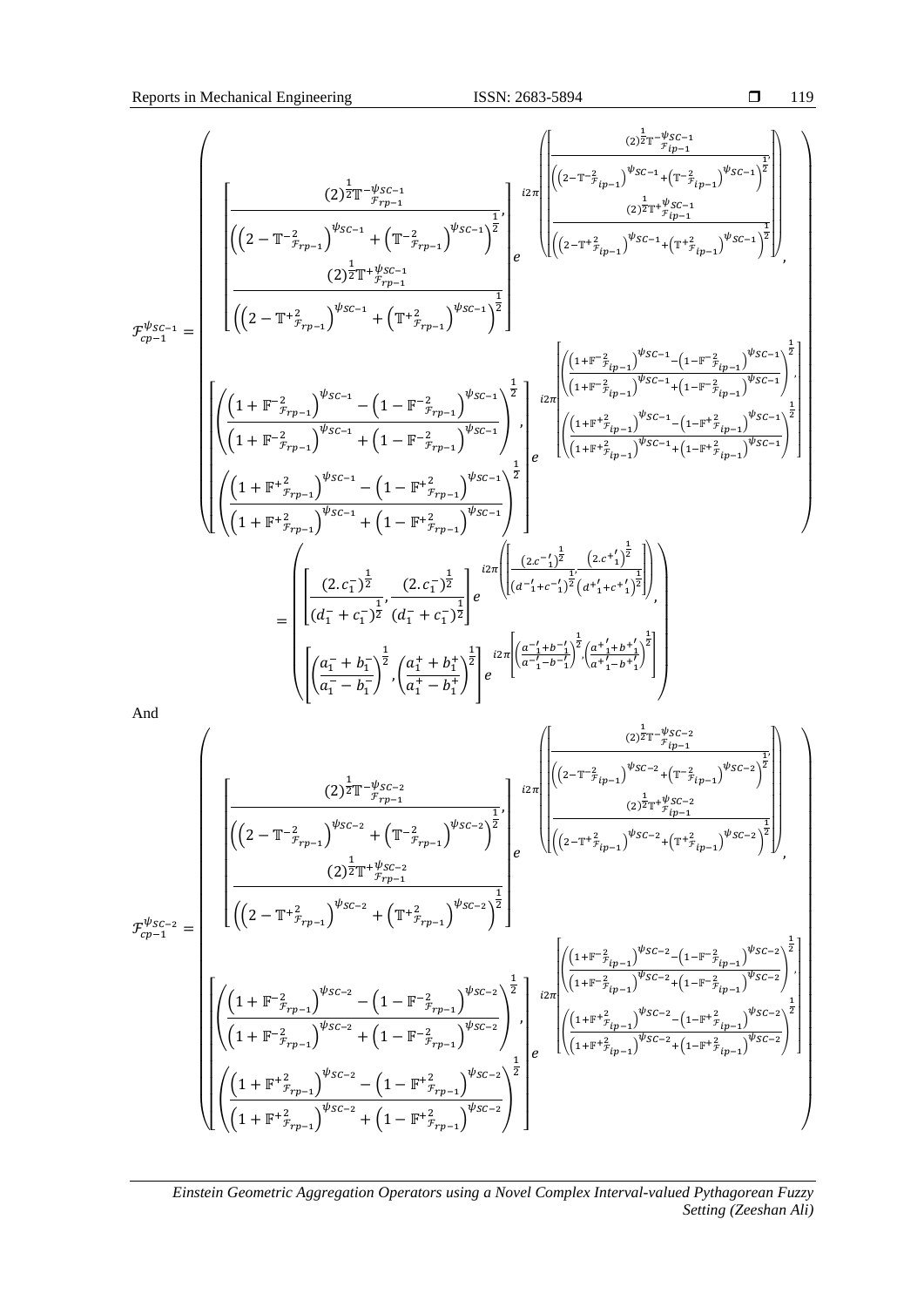$$\mathcal{F}_{cp-1}^{\psi_{SC-1}} = \left( \begin{array}{c} \left[ \frac{(2)^{\frac{1}{2}} \mathbb{T}^{-\psi_{SC-1}}_{\mathcal{F}_{rp-1}}}{\left( \left(2 - \mathbb{T}^{-2}_{\mathcal{F}_{rp-1}}\right)^{\psi_{SC-1}} + \left(\mathbb{T}^{-2}_{\mathcal{F}_{rp-1}}\right)^{\psi_{SC-1}} \right)^{\frac{1}{2}}}, \frac{(2)^{\frac{1}{2}} \mathbb{T}^{+\psi_{SC-1}}_{\mathcal{F}_{rp-1}}}{\left( \left(2 - \mathbb{T}^{+2}_{\mathcal{F}_{rp-1}}\right)^{\psi_{SC-1}} + \left(\mathbb{T}^{+2}_{\mathcal{F}_{rp-1}}\right)^{\psi_{SC-1}} \right)^{\frac{1}{2}}} \right] e^{i2\pi \left( \left[ \frac{(2)^{\frac{1}{2}} \mathbb{T}^{-\psi_{SC-1}}_{\mathcal{F}_{ip-1}}}{\left( \left(2 - \mathbb{T}^{-2}_{\mathcal{F}_{ip-1}}\right)^{\psi_{SC-1}} + \left(\mathbb{T}^{-2}_{\mathcal{F}_{ip-1}}\right)^{\psi_{SC-1}} \right)^{\frac{1}{2}}}, \frac{(2)^{\frac{1}{2}} \mathbb{T}^{+\psi_{SC-1}}_{\mathcal{F}_{ip-1}}}{\left( \left(2 - \mathbb{T}^{+2}_{\mathcal{F}_{ip-1}}\right)^{\psi_{SC-1}} + \left(\mathbb{T}^{+2}_{\mathcal{F}_{ip-1}}\right)^{\psi_{SC-1}} \right)^{\frac{1}{2}}} \right] \right)}, \\ \left[ \left( \frac{\left(1 + \mathbb{F}^{-2}_{\mathcal{F}_{rp-1}}\right)^{\psi_{SC-1}} - \left(1 - \mathbb{F}^{-2}_{\mathcal{F}_{rp-1}}\right)^{\psi_{SC-1}}}{\left(1 + \mathbb{F}^{-2}_{\mathcal{F}_{rp-1}}\right)^{\psi_{SC-1}} + \left(1 - \mathbb{F}^{-2}_{\mathcal{F}_{rp-1}}\right)^{\psi_{SC-1}}} \right)^{\frac{1}{2}}, \left( \frac{\left(1 + \mathbb{F}^{+2}_{\mathcal{F}_{rp-1}}\right)^{\psi_{SC-1}} - \left(1 - \mathbb{F}^{+2}_{\mathcal{F}_{rp-1}}\right)^{\psi_{SC-1}}}{\left(1 + \mathbb{F}^{+2}_{\mathcal{F}_{rp-1}}\right)^{\psi_{SC-1}} + \left(1 - \mathbb{F}^{+2}_{\mathcal{F}_{rp-1}}\right)^{\psi_{SC-1}}} \right)^{\frac{1}{2}} \right] e^{i2\pi \left[ \left( \frac{\left(1 + \mathbb{F}^{-2}_{\mathcal{F}_{ip-1}}\right)^{\psi_{SC-1}} - \left(1 - \mathbb{F}^{-2}_{\mathcal{F}_{ip-1}}\right)^{\psi_{SC-1}}}{\left(1 + \mathbb{F}^{-2}_{\mathcal{F}_{ip-1}}\right)^{\psi_{SC-1}} + \left(1 - \mathbb{F}^{-2}_{\mathcal{F}_{ip-1}}\right)^{\psi_{SC-1}}} \right)^{\frac{1}{2}}, \left( \frac{\left(1 + \mathbb{F}^{+2}_{\mathcal{F}_{ip-1}}\right)^{\psi_{SC-1}} - \left(1 - \mathbb{F}^{+2}_{\mathcal{F}_{ip-1}}\right)^{\psi_{SC-1}}}{\left(1 + \mathbb{F}^{+2}_{\mathcal{F}_{ip-1}}\right)^{\psi_{SC-1}} + \left(1 - \mathbb{F}^{+2}_{\mathcal{F}_{ip-1}}\right)^{\psi_{SC-1}}} \right)^{\frac{1}{2}} \right]} \end{array} \right)$$

$$= \left( \begin{array}{c} \left[ \frac{(2.c_1^-)^{\frac{1}{2}}}{(d_1^- + c_1^-)^{\frac{1}{2}}}, \frac{(2.c_1^-)^{\frac{1}{2}}}{(d_1^- + c_1^-)^{\frac{1}{2}}} \right] e^{i2\pi \left( \left[ \frac{(2.c'^-_1)^{\frac{1}{2}}}{(d'^-_1 + c'^-_1)^{\frac{1}{2}}}, \frac{(2.c'^+_1)^{\frac{1}{2}}}{(d'^+_1 + c'^+_1)^{\frac{1}{2}}} \right] \right)}, \\ \left[ \left( \frac{a_1^- + b_1^-}{a_1^- - b_1^-} \right)^{\frac{1}{2}}, \left( \frac{a_1^+ + b_1^+}{a_1^+ - b_1^+} \right)^{\frac{1}{2}} \right] e^{i2\pi \left[ \left( \frac{a'^-_1 + b'^-_1}{a'^-_1 - b'^-_1} \right)^{\frac{1}{2}}, \left( \frac{a'^+_1 + b'^+_1}{a'^+_1 - b'^+_1} \right)^{\frac{1}{2}} \right]} \end{array} \right)$$

And

$$\mathcal{F}_{cp-1}^{\psi_{SC-2}} = \left( \begin{array}{c} \left[ \frac{(2)^{\frac{1}{2}} \mathbb{T}^{-\psi_{SC-2}}_{\mathcal{F}_{rp-1}}}{\left( \left(2 - \mathbb{T}^{-2}_{\mathcal{F}_{rp-1}}\right)^{\psi_{SC-2}} + \left(\mathbb{T}^{-2}_{\mathcal{F}_{rp-1}}\right)^{\psi_{SC-2}} \right)^{\frac{1}{2}}}, \frac{(2)^{\frac{1}{2}} \mathbb{T}^{+\psi_{SC-2}}_{\mathcal{F}_{rp-1}}}{\left( \left(2 - \mathbb{T}^{+2}_{\mathcal{F}_{rp-1}}\right)^{\psi_{SC-2}} + \left(\mathbb{T}^{+2}_{\mathcal{F}_{rp-1}}\right)^{\psi_{SC-2}} \right)^{\frac{1}{2}}} \right] e^{i2\pi \left( \left[ \frac{(2)^{\frac{1}{2}} \mathbb{T}^{-\psi_{SC-2}}_{\mathcal{F}_{ip-1}}}{\left( \left(2 - \mathbb{T}^{-2}_{\mathcal{F}_{ip-1}}\right)^{\psi_{SC-2}} + \left(\mathbb{T}^{-2}_{\mathcal{F}_{ip-1}}\right)^{\psi_{SC-2}} \right)^{\frac{1}{2}}}, \frac{(2)^{\frac{1}{2}} \mathbb{T}^{+\psi_{SC-2}}_{\mathcal{F}_{ip-1}}}{\left( \left(2 - \mathbb{T}^{+2}_{\mathcal{F}_{ip-1}}\right)^{\psi_{SC-2}} + \left(\mathbb{T}^{+2}_{\mathcal{F}_{ip-1}}\right)^{\psi_{SC-2}} \right)^{\frac{1}{2}}} \right] \right)}, \\ \left[ \left( \frac{\left(1 + \mathbb{F}^{-2}_{\mathcal{F}_{rp-1}}\right)^{\psi_{SC-2}} - \left(1 - \mathbb{F}^{-2}_{\mathcal{F}_{rp-1}}\right)^{\psi_{SC-2}}}{\left(1 + \mathbb{F}^{-2}_{\mathcal{F}_{rp-1}}\right)^{\psi_{SC-2}} + \left(1 - \mathbb{F}^{-2}_{\mathcal{F}_{rp-1}}\right)^{\psi_{SC-2}}} \right)^{\frac{1}{2}}, \left( \frac{\left(1 + \mathbb{F}^{+2}_{\mathcal{F}_{rp-1}}\right)^{\psi_{SC-2}} - \left(1 - \mathbb{F}^{+2}_{\mathcal{F}_{rp-1}}\right)^{\psi_{SC-2}}}{\left(1 + \mathbb{F}^{+2}_{\mathcal{F}_{rp-1}}\right)^{\psi_{SC-2}} + \left(1 - \mathbb{F}^{+2}_{\mathcal{F}_{rp-1}}\right)^{\psi_{SC-2}}} \right)^{\frac{1}{2}} \right] e^{i2\pi \left[ \left( \frac{\left(1 + \mathbb{F}^{-2}_{\mathcal{F}_{ip-1}}\right)^{\psi_{SC-2}} - \left(1 - \mathbb{F}^{-2}_{\mathcal{F}_{ip-1}}\right)^{\psi_{SC-2}}}{\left(1 + \mathbb{F}^{-2}_{\mathcal{F}_{ip-1}}\right)^{\psi_{SC-2}} + \left(1 - \mathbb{F}^{-2}_{\mathcal{F}_{ip-1}}\right)^{\psi_{SC-2}}} \right)^{\frac{1}{2}}, \left( \frac{\left(1 + \mathbb{F}^{+2}_{\mathcal{F}_{ip-1}}\right)^{\psi_{SC-2}} - \left(1 - \mathbb{F}^{+2}_{\mathcal{F}_{ip-1}}\right)^{\psi_{SC-2}}}{\left(1 + \mathbb{F}^{+2}_{\mathcal{F}_{ip-1}}\right)^{\psi_{SC-2}} + \left(1 - \mathbb{F}^{+2}_{\mathcal{F}_{ip-1}}\right)^{\psi_{SC-2}}} \right)^{\frac{1}{2}} \right]} \end{array} \right)$$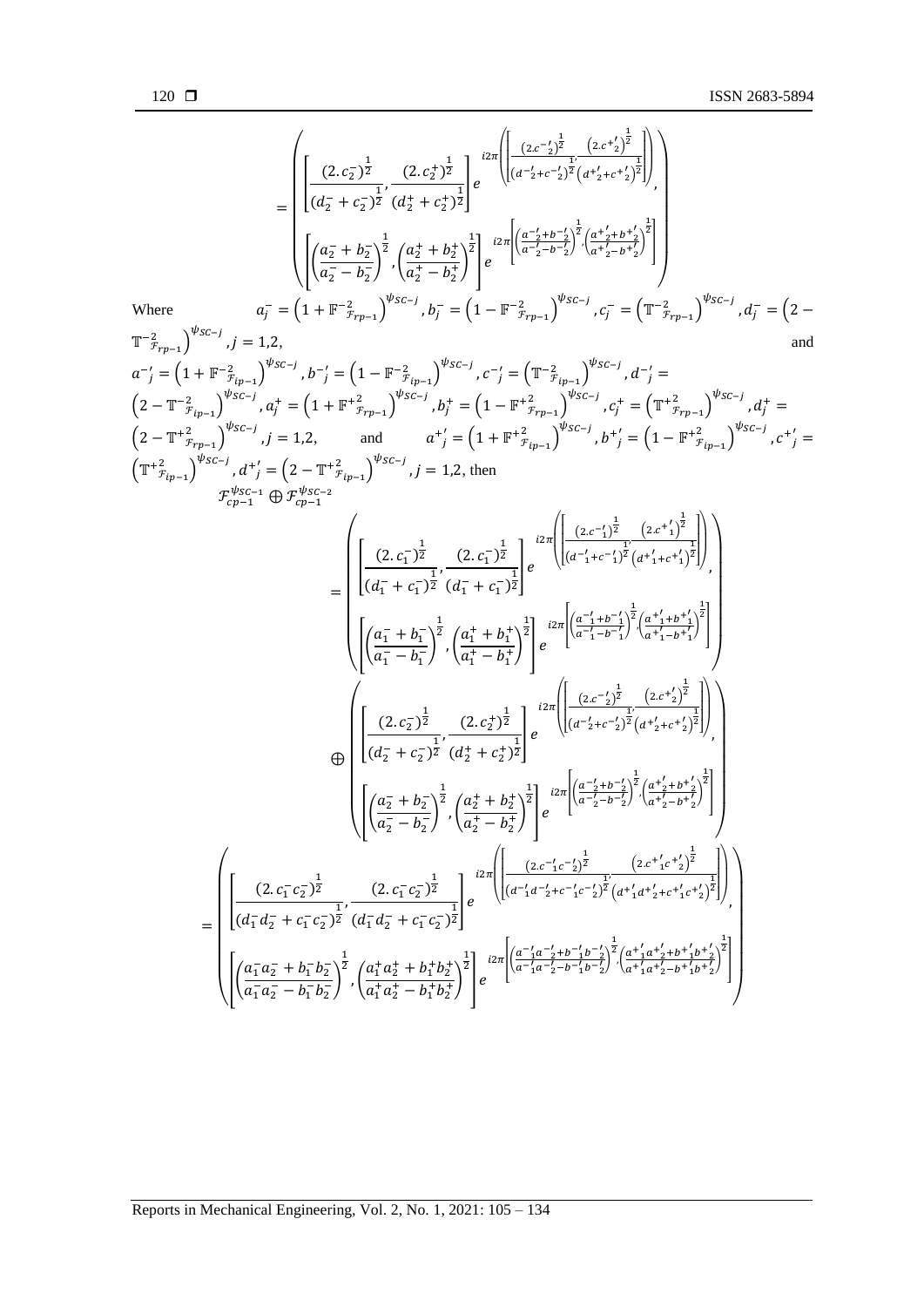$$
= \left( \begin{array}{c} \left[ \dfrac{(2.c_2^-)^{\frac{1}{2}}}{(d_2^- + c_2^-)^{\frac{1}{2}}}, \dfrac{(2.c_2^+)^{\frac{1}{2}}}{(d_2^+ + c_2^+)^{\frac{1}{2}}} \right] e^{i2\pi\left(\left[\frac{(2.c^{-\prime}_2)^{\frac{1}{2}}}{(d^{-\prime}_2+c^{-\prime}_2)^{\frac{1}{2}}}, \frac{(2.c^{+\prime}_2)^{\frac{1}{2}}}{(d^{+\prime}_2+c^{+\prime}_2)^{\frac{1}{2}}}\right]\right)}, \\ \left[ \left(\dfrac{a_2^- + b_2^-}{a_2^- - b_2^-}\right)^{\frac{1}{2}}, \left(\dfrac{a_2^+ + b_2^+}{a_2^+ - b_2^+}\right)^{\frac{1}{2}} \right] e^{i2\pi\left[\left(\frac{a^{-\prime}_2+b^{-\prime}_2}{a^{-\prime}_2-b^{-\prime}_2}\right)^{\frac{1}{2}}, \left(\frac{a^{+\prime}_2+b^{+\prime}_2}{a^{+\prime}_2-b^{+\prime}_2}\right)^{\frac{1}{2}}\right]} \end{array} \right)
$$

Where $a_j^- = \left(1 + \mathbb{F}^{-2}_{\mathcal{F}_{rp-1}}\right)^{\psi_{SC-j}}, b_j^- = \left(1 - \mathbb{F}^{-2}_{\mathcal{F}_{rp-1}}\right)^{\psi_{SC-j}}, c_j^- = \left(\mathbb{T}^{-2}_{\mathcal{F}_{rp-1}}\right)^{\psi_{SC-j}}, d_j^- = \left(2 - \mathbb{T}^{-2}_{\mathcal{F}_{rp-1}}\right)^{\psi_{SC-j}}, j = 1,2,$ and $a^{-\prime}_j = \left(1 + \mathbb{F}^{-2}_{\mathcal{F}_{ip-1}}\right)^{\psi_{SC-j}}, b^{-\prime}_j = \left(1 - \mathbb{F}^{-2}_{\mathcal{F}_{ip-1}}\right)^{\psi_{SC-j}}, c^{-\prime}_j = \left(\mathbb{T}^{-2}_{\mathcal{F}_{ip-1}}\right)^{\psi_{SC-j}}, d^{-\prime}_j = \left(2 - \mathbb{T}^{-2}_{\mathcal{F}_{ip-1}}\right)^{\psi_{SC-j}}, a_j^+ = \left(1 + \mathbb{F}^{+2}_{\mathcal{F}_{rp-1}}\right)^{\psi_{SC-j}}, b_j^+ = \left(1 - \mathbb{F}^{+2}_{\mathcal{F}_{rp-1}}\right)^{\psi_{SC-j}}, c_j^+ = \left(\mathbb{T}^{+2}_{\mathcal{F}_{rp-1}}\right)^{\psi_{SC-j}}, d_j^+ = \left(2 - \mathbb{T}^{+2}_{\mathcal{F}_{rp-1}}\right)^{\psi_{SC-j}}, j = 1,2,$ and $a^{+\prime}_j = \left(1 + \mathbb{F}^{+2}_{\mathcal{F}_{ip-1}}\right)^{\psi_{SC-j}}, b^{+\prime}_j = \left(1 - \mathbb{F}^{+2}_{\mathcal{F}_{ip-1}}\right)^{\psi_{SC-j}}, c^{+\prime}_j = \left(\mathbb{T}^{+2}_{\mathcal{F}_{ip-1}}\right)^{\psi_{SC-j}}, d^{+\prime}_j = \left(2 - \mathbb{T}^{+2}_{\mathcal{F}_{ip-1}}\right)^{\psi_{SC-j}}, j = 1,2,$ then

$$
\mathcal{F}_{cp-1}^{\psi_{SC-1}} \oplus \mathcal{F}_{cp-1}^{\psi_{SC-2}}
$$

$$
= \left( \begin{array}{c} \left[ \dfrac{(2.c_1^-)^{\frac{1}{2}}}{(d_1^- + c_1^-)^{\frac{1}{2}}}, \dfrac{(2.c_1^-)^{\frac{1}{2}}}{(d_1^- + c_1^-)^{\frac{1}{2}}} \right] e^{i2\pi\left(\left[\frac{(2.c^{-\prime}_1)^{\frac{1}{2}}}{(d^{-\prime}_1+c^{-\prime}_1)^{\frac{1}{2}}}, \frac{(2.c^{+\prime}_1)^{\frac{1}{2}}}{(d^{+\prime}_1+c^{+\prime}_1)^{\frac{1}{2}}}\right]\right)}, \\ \left[ \left(\dfrac{a_1^- + b_1^-}{a_1^- - b_1^-}\right)^{\frac{1}{2}}, \left(\dfrac{a_1^+ + b_1^+}{a_1^+ - b_1^+}\right)^{\frac{1}{2}} \right] e^{i2\pi\left[\left(\frac{a^{-\prime}_1+b^{-\prime}_1}{a^{-\prime}_1-b^{-\prime}_1}\right)^{\frac{1}{2}}, \left(\frac{a^{+\prime}_1+b^{+\prime}_1}{a^{+\prime}_1-b^{+\prime}_1}\right)^{\frac{1}{2}}\right]} \end{array} \right)
$$

$$
\oplus \left( \begin{array}{c} \left[ \dfrac{(2.c_2^-)^{\frac{1}{2}}}{(d_2^- + c_2^-)^{\frac{1}{2}}}, \dfrac{(2.c_2^+)^{\frac{1}{2}}}{(d_2^+ + c_2^+)^{\frac{1}{2}}} \right] e^{i2\pi\left(\left[\frac{(2.c^{-\prime}_2)^{\frac{1}{2}}}{(d^{-\prime}_2+c^{-\prime}_2)^{\frac{1}{2}}}, \frac{(2.c^{+\prime}_2)^{\frac{1}{2}}}{(d^{+\prime}_2+c^{+\prime}_2)^{\frac{1}{2}}}\right]\right)}, \\ \left[ \left(\dfrac{a_2^- + b_2^-}{a_2^- - b_2^-}\right)^{\frac{1}{2}}, \left(\dfrac{a_2^+ + b_2^+}{a_2^+ - b_2^+}\right)^{\frac{1}{2}} \right] e^{i2\pi\left[\left(\frac{a^{-\prime}_2+b^{-\prime}_2}{a^{-\prime}_2-b^{-\prime}_2}\right)^{\frac{1}{2}}, \left(\frac{a^{+\prime}_2+b^{+\prime}_2}{a^{+\prime}_2-b^{+\prime}_2}\right)^{\frac{1}{2}}\right]} \end{array} \right)
$$

$$
= \left( \begin{array}{c} \left[ \dfrac{(2.c_1^- c_2^-)^{\frac{1}{2}}}{(d_1^- d_2^- + c_1^- c_2^-)^{\frac{1}{2}}}, \dfrac{(2.c_1^- c_2^-)^{\frac{1}{2}}}{(d_1^- d_2^- + c_1^- c_2^-)^{\frac{1}{2}}} \right] e^{i2\pi\left(\left[\frac{(2.c^{-\prime}_1 c^{-\prime}_2)^{\frac{1}{2}}}{(d^{-\prime}_1 d^{-\prime}_2+c^{-\prime}_1 c^{-\prime}_2)^{\frac{1}{2}}}, \frac{(2.c^{+\prime}_1 c^{+\prime}_2)^{\frac{1}{2}}}{(d^{+\prime}_1 d^{+\prime}_2+c^{+\prime}_1 c^{+\prime}_2)^{\frac{1}{2}}}\right]\right)}, \\ \left[ \left(\dfrac{a_1^- a_2^- + b_1^- b_2^-}{a_1^- a_2^- - b_1^- b_2^-}\right)^{\frac{1}{2}}, \left(\dfrac{a_1^+ a_2^+ + b_1^+ b_2^+}{a_1^+ a_2^+ - b_1^+ b_2^+}\right)^{\frac{1}{2}} \right] e^{i2\pi\left[\left(\frac{a^{-\prime}_1 a^{-\prime}_2+b^{-\prime}_1 b^{-\prime}_2}{a^{-\prime}_1 a^{-\prime}_2-b^{-\prime}_1 b^{-\prime}_2}\right)^{\frac{1}{2}}, \left(\frac{a^{+\prime}_1 a^{+\prime}_2+b^{+\prime}_1 b^{+\prime}_2}{a^{+\prime}_1 a^{+\prime}_2-b^{+\prime}_1 b^{+\prime}_2}\right)^{\frac{1}{2}}\right]} \end{array} \right)
$$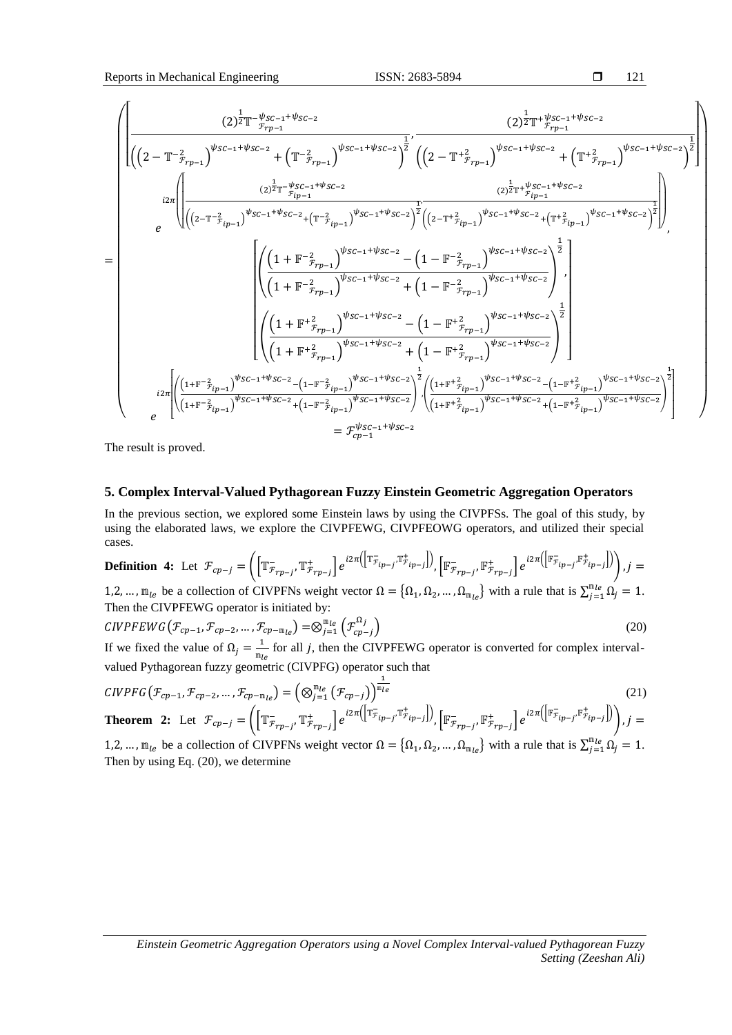$$
= \left( \begin{array}{c} \left[ \frac{(2)^{\frac{1}{2}} \mathbb{T}^{-\psi_{SC-1}+\psi_{SC-2}}_{\mathcal{F}_{rp-1}}}{\left( \left(2-\mathbb{T}^{-2}_{\mathcal{F}_{rp-1}}\right)^{\psi_{SC-1}+\psi_{SC-2}} + \left(\mathbb{T}^{-2}_{\mathcal{F}_{rp-1}}\right)^{\psi_{SC-1}+\psi_{SC-2}} \right)^{\frac{1}{2}}}, \frac{(2)^{\frac{1}{2}} \mathbb{T}^{+\psi_{SC-1}+\psi_{SC-2}}_{\mathcal{F}_{rp-1}}}{\left( \left(2-\mathbb{T}^{+2}_{\mathcal{F}_{rp-1}}\right)^{\psi_{SC-1}+\psi_{SC-2}} + \left(\mathbb{T}^{+2}_{\mathcal{F}_{rp-1}}\right)^{\psi_{SC-1}+\psi_{SC-2}} \right)^{\frac{1}{2}}} \right] \\ e^{i2\pi\left( \left[ \frac{(2)^{\frac{1}{2}} \mathbb{T}^{-\psi_{SC-1}+\psi_{SC-2}}_{\mathcal{F}_{ip-1}}}{\left( \left(2-\mathbb{T}^{-2}_{\mathcal{F}_{ip-1}}\right)^{\psi_{SC-1}+\psi_{SC-2}} + \left(\mathbb{T}^{-2}_{\mathcal{F}_{ip-1}}\right)^{\psi_{SC-1}+\psi_{SC-2}} \right)^{\frac{1}{2}}}, \frac{(2)^{\frac{1}{2}} \mathbb{T}^{+\psi_{SC-1}+\psi_{SC-2}}_{\mathcal{F}_{ip-1}}}{\left( \left(2-\mathbb{T}^{+2}_{\mathcal{F}_{ip-1}}\right)^{\psi_{SC-1}+\psi_{SC-2}} + \left(\mathbb{T}^{+2}_{\mathcal{F}_{ip-1}}\right)^{\psi_{SC-1}+\psi_{SC-2}} \right)^{\frac{1}{2}}} \right] \right)}, \\ \left[ \begin{array}{c} \left( \frac{\left(1+\mathbb{F}^{-2}_{\mathcal{F}_{rp-1}}\right)^{\psi_{SC-1}+\psi_{SC-2}} - \left(1-\mathbb{F}^{-2}_{\mathcal{F}_{rp-1}}\right)^{\psi_{SC-1}+\psi_{SC-2}}}{\left(1+\mathbb{F}^{-2}_{\mathcal{F}_{rp-1}}\right)^{\psi_{SC-1}+\psi_{SC-2}} + \left(1-\mathbb{F}^{-2}_{\mathcal{F}_{rp-1}}\right)^{\psi_{SC-1}+\psi_{SC-2}}} \right)^{\frac{1}{2}}, \\ \left( \frac{\left(1+\mathbb{F}^{+2}_{\mathcal{F}_{rp-1}}\right)^{\psi_{SC-1}+\psi_{SC-2}} - \left(1-\mathbb{F}^{+2}_{\mathcal{F}_{rp-1}}\right)^{\psi_{SC-1}+\psi_{SC-2}}}{\left(1+\mathbb{F}^{+2}_{\mathcal{F}_{rp-1}}\right)^{\psi_{SC-1}+\psi_{SC-2}} + \left(1-\mathbb{F}^{+2}_{\mathcal{F}_{rp-1}}\right)^{\psi_{SC-1}+\psi_{SC-2}}} \right)^{\frac{1}{2}} \end{array} \right] \\ e^{i2\pi\left[ \left( \frac{\left(1+\mathbb{F}^{-2}_{\mathcal{F}_{ip-1}}\right)^{\psi_{SC-1}+\psi_{SC-2}} - \left(1-\mathbb{F}^{-2}_{\mathcal{F}_{ip-1}}\right)^{\psi_{SC-1}+\psi_{SC-2}}}{\left(1+\mathbb{F}^{-2}_{\mathcal{F}_{ip-1}}\right)^{\psi_{SC-1}+\psi_{SC-2}} + \left(1-\mathbb{F}^{-2}_{\mathcal{F}_{ip-1}}\right)^{\psi_{SC-1}+\psi_{SC-2}}} \right)^{\frac{1}{2}}, \left( \frac{\left(1+\mathbb{F}^{+2}_{\mathcal{F}_{ip-1}}\right)^{\psi_{SC-1}+\psi_{SC-2}} - \left(1-\mathbb{F}^{+2}_{\mathcal{F}_{ip-1}}\right)^{\psi_{SC-1}+\psi_{SC-2}}}{\left(1+\mathbb{F}^{+2}_{\mathcal{F}_{ip-1}}\right)^{\psi_{SC-1}+\psi_{SC-2}} + \left(1-\mathbb{F}^{+2}_{\mathcal{F}_{ip-1}}\right)^{\psi_{SC-1}+\psi_{SC-2}}} \right)^{\frac{1}{2}} \right]} \end{array} \right)
$$

$$
= \mathcal{F}_{cp-1}^{\psi_{SC-1}+\psi_{SC-2}}
$$

The result is proved.

## 5. Complex Interval-Valued Pythagorean Fuzzy Einstein Geometric Aggregation Operators

In the previous section, we explored some Einstein laws by using the CIVPFSs. The goal of this study, by using the elaborated laws, we explore the CIVPFEWG, CIVPFEOWG operators, and utilized their special cases.

**Definition 4:** Let $\mathcal{F}_{cp-j} = \left( \left[\mathbb{T}^{-}_{\mathcal{F}_{rp-j}}, \mathbb{T}^{+}_{\mathcal{F}_{rp-j}}\right] e^{i2\pi\left(\left[\mathbb{T}^{-}_{\mathcal{F}_{ip-j}}, \mathbb{T}^{+}_{\mathcal{F}_{ip-j}}\right]\right)}, \left[\mathbb{F}^{-}_{\mathcal{F}_{rp-j}}, \mathbb{F}^{+}_{\mathcal{F}_{rp-j}}\right] e^{i2\pi\left(\left[\mathbb{F}^{-}_{\mathcal{F}_{ip-j}}, \mathbb{F}^{+}_{\mathcal{F}_{ip-j}}\right]\right)} \right), j = 1,2, \dots, \mathbb{m}_{le}$ be a collection of CIVPFNs weight vector $\Omega = \{\Omega_1, \Omega_2, \dots, \Omega_{\mathbb{m}_{le}}\}$ with a rule that is $\sum_{j=1}^{\mathbb{m}_{le}} \Omega_j = 1$. Then the CIVPFEWG operator is initiated by:

$$
CIVPFEWG\left(\mathcal{F}_{cp-1}, \mathcal{F}_{cp-2}, \dots, \mathcal{F}_{cp-\mathbb{m}_{le}}\right) = \otimes_{j=1}^{\mathbb{m}_{le}} \left(\mathcal{F}_{cp-j}^{\Omega_j}\right) \tag{20}
$$

If we fixed the value of $\Omega_j = \frac{1}{\mathbb{m}_{le}}$ for all $j$, then the CIVPFEWG operator is converted for complex interval-valued Pythagorean fuzzy geometric (CIVPFG) operator such that

$$
CIVPFG\left(\mathcal{F}_{cp-1}, \mathcal{F}_{cp-2}, \dots, \mathcal{F}_{cp-\mathbb{m}_{le}}\right) = \left(\otimes_{j=1}^{\mathbb{m}_{le}} \left(\mathcal{F}_{cp-j}\right)\right)^{\frac{1}{\mathbb{m}_{le}}} \tag{21}
$$

**Theorem 2:** Let $\mathcal{F}_{cp-j} = \left( \left[\mathbb{T}^{-}_{\mathcal{F}_{rp-j}}, \mathbb{T}^{+}_{\mathcal{F}_{rp-j}}\right] e^{i2\pi\left(\left[\mathbb{T}^{-}_{\mathcal{F}_{ip-j}}, \mathbb{T}^{+}_{\mathcal{F}_{ip-j}}\right]\right)}, \left[\mathbb{F}^{-}_{\mathcal{F}_{rp-j}}, \mathbb{F}^{+}_{\mathcal{F}_{rp-j}}\right] e^{i2\pi\left(\left[\mathbb{F}^{-}_{\mathcal{F}_{ip-j}}, \mathbb{F}^{+}_{\mathcal{F}_{ip-j}}\right]\right)} \right), j = 1,2, \dots, \mathbb{m}_{le}$ be a collection of CIVPFNs weight vector $\Omega = \{\Omega_1, \Omega_2, \dots, \Omega_{\mathbb{m}_{le}}\}$ with a rule that is $\sum_{j=1}^{\mathbb{m}_{le}} \Omega_j = 1$. Then by using Eq. (20), we determine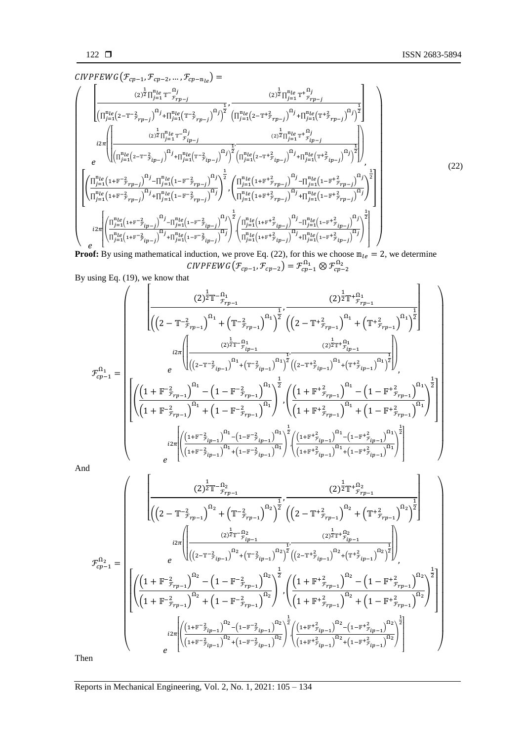$CIVPFEWG\left(\mathcal{F}_{cp-1},\mathcal{F}_{cp-2},\dots,\mathcal{F}_{cp-\mathbb{n}_{le}}\right)=$

$$
\left(\begin{array}{c}
\left[\frac{(2)^{\frac{1}{2}}\prod_{j=1}^{\mathbb{n}_{le}}\mathbb{T}^{-\Omega_j}_{\mathcal{F}_{rp-j}}}{\left(\prod_{j=1}^{\mathbb{n}_{le}}\left(2-\mathbb{T}^{-2}_{\mathcal{F}_{rp-j}}\right)^{\Omega_j}+\prod_{j=1}^{\mathbb{n}_{le}}\left(\mathbb{T}^{-2}_{\mathcal{F}_{rp-j}}\right)^{\Omega_j}\right)^{\frac{1}{2}}},\frac{(2)^{\frac{1}{2}}\prod_{j=1}^{\mathbb{n}_{le}}\mathbb{T}^{+\Omega_j}_{\mathcal{F}_{rp-j}}}{\left(\prod_{j=1}^{\mathbb{n}_{le}}\left(2-\mathbb{T}^{+2}_{\mathcal{F}_{rp-j}}\right)^{\Omega_j}+\prod_{j=1}^{\mathbb{n}_{le}}\left(\mathbb{T}^{+2}_{\mathcal{F}_{rp-j}}\right)^{\Omega_j}\right)^{\frac{1}{2}}}\right] \\
e^{i2\pi\left(\left[\frac{(2)^{\frac{1}{2}}\prod_{j=1}^{\mathbb{n}_{le}}\mathbb{T}^{-\Omega_j}_{\mathcal{F}_{ip-j}}}{\left(\prod_{j=1}^{\mathbb{n}_{le}}\left(2-\mathbb{T}^{-2}_{\mathcal{F}_{ip-j}}\right)^{\Omega_j}+\prod_{j=1}^{\mathbb{n}_{le}}\left(\mathbb{T}^{-2}_{\mathcal{F}_{ip-j}}\right)^{\Omega_j}\right)^{\frac{1}{2}}},\frac{(2)^{\frac{1}{2}}\prod_{j=1}^{\mathbb{n}_{le}}\mathbb{T}^{+\Omega_j}_{\mathcal{F}_{ip-j}}}{\left(\prod_{j=1}^{\mathbb{n}_{le}}\left(2-\mathbb{T}^{+2}_{\mathcal{F}_{ip-j}}\right)^{\Omega_j}+\prod_{j=1}^{\mathbb{n}_{le}}\left(\mathbb{T}^{+2}_{\mathcal{F}_{ip-j}}\right)^{\Omega_j}\right)^{\frac{1}{2}}}\right]\right)}, \\
\left[\left(\frac{\prod_{j=1}^{\mathbb{n}_{le}}\left(1+\mathbb{F}^{-2}_{\mathcal{F}_{rp-j}}\right)^{\Omega_j}-\prod_{j=1}^{\mathbb{n}_{le}}\left(1-\mathbb{F}^{-2}_{\mathcal{F}_{rp-j}}\right)^{\Omega_j}}{\prod_{j=1}^{\mathbb{n}_{le}}\left(1+\mathbb{F}^{-2}_{\mathcal{F}_{rp-j}}\right)^{\Omega_j}+\prod_{j=1}^{\mathbb{n}_{le}}\left(1-\mathbb{F}^{-2}_{\mathcal{F}_{rp-j}}\right)^{\Omega_j}}\right)^{\frac{1}{2}},\left(\frac{\prod_{j=1}^{\mathbb{n}_{le}}\left(1+\mathbb{F}^{+2}_{\mathcal{F}_{rp-j}}\right)^{\Omega_j}-\prod_{j=1}^{\mathbb{n}_{le}}\left(1-\mathbb{F}^{+2}_{\mathcal{F}_{rp-j}}\right)^{\Omega_j}}{\prod_{j=1}^{\mathbb{n}_{le}}\left(1+\mathbb{F}^{+2}_{\mathcal{F}_{rp-j}}\right)^{\Omega_j}+\prod_{j=1}^{\mathbb{n}_{le}}\left(1-\mathbb{F}^{+2}_{\mathcal{F}_{rp-j}}\right)^{\Omega_j}}\right)^{\frac{1}{2}}\right] \\
e^{i2\pi\left[\left(\frac{\prod_{j=1}^{\mathbb{n}_{le}}\left(1+\mathbb{F}^{-2}_{\mathcal{F}_{ip-j}}\right)^{\Omega_j}-\prod_{j=1}^{\mathbb{n}_{le}}\left(1-\mathbb{F}^{-2}_{\mathcal{F}_{ip-j}}\right)^{\Omega_j}}{\prod_{j=1}^{\mathbb{n}_{le}}\left(1+\mathbb{F}^{-2}_{\mathcal{F}_{ip-j}}\right)^{\Omega_j}+\prod_{j=1}^{\mathbb{n}_{le}}\left(1-\mathbb{F}^{-2}_{\mathcal{F}_{ip-j}}\right)^{\Omega_j}}\right)^{\frac{1}{2}},\left(\frac{\prod_{j=1}^{\mathbb{n}_{le}}\left(1+\mathbb{F}^{+2}_{\mathcal{F}_{ip-j}}\right)^{\Omega_j}-\prod_{j=1}^{\mathbb{n}_{le}}\left(1-\mathbb{F}^{+2}_{\mathcal{F}_{ip-j}}\right)^{\Omega_j}}{\prod_{j=1}^{\mathbb{n}_{le}}\left(1+\mathbb{F}^{+2}_{\mathcal{F}_{ip-j}}\right)^{\Omega_j}+\prod_{j=1}^{\mathbb{n}_{le}}\left(1-\mathbb{F}^{+2}_{\mathcal{F}_{ip-j}}\right)^{\Omega_j}}\right)^{\frac{1}{2}}\right]}
\end{array}\right) \tag{22}
$$

**Proof:** By using mathematical induction, we prove Eq. (22), for this we choose $\mathbb{n}_{le}=2$, we determine

$$CIVPFEWG\left(\mathcal{F}_{cp-1},\mathcal{F}_{cp-2}\right)=\mathcal{F}_{cp-1}^{\Omega_1}\otimes\mathcal{F}_{cp-2}^{\Omega_2}$$

By using Eq. (19), we know that

$$
\mathcal{F}_{cp-1}^{\Omega_1}=\left(\begin{array}{c}
\left[\frac{(2)^{\frac{1}{2}}\mathbb{T}^{-\Omega_1}_{\mathcal{F}_{rp-1}}}{\left(\left(2-\mathbb{T}^{-2}_{\mathcal{F}_{rp-1}}\right)^{\Omega_1}+\left(\mathbb{T}^{-2}_{\mathcal{F}_{rp-1}}\right)^{\Omega_1}\right)^{\frac{1}{2}}},\frac{(2)^{\frac{1}{2}}\mathbb{T}^{+\Omega_1}_{\mathcal{F}_{rp-1}}}{\left(\left(2-\mathbb{T}^{+2}_{\mathcal{F}_{rp-1}}\right)^{\Omega_1}+\left(\mathbb{T}^{+2}_{\mathcal{F}_{rp-1}}\right)^{\Omega_1}\right)^{\frac{1}{2}}}\right] \\
e^{i2\pi\left(\left[\frac{(2)^{\frac{1}{2}}\mathbb{T}^{-\Omega_1}_{\mathcal{F}_{ip-1}}}{\left(\left(2-\mathbb{T}^{-2}_{\mathcal{F}_{ip-1}}\right)^{\Omega_1}+\left(\mathbb{T}^{-2}_{\mathcal{F}_{ip-1}}\right)^{\Omega_1}\right)^{\frac{1}{2}}},\frac{(2)^{\frac{1}{2}}\mathbb{T}^{+\Omega_1}_{\mathcal{F}_{ip-1}}}{\left(\left(2-\mathbb{T}^{+2}_{\mathcal{F}_{ip-1}}\right)^{\Omega_1}+\left(\mathbb{T}^{+2}_{\mathcal{F}_{ip-1}}\right)^{\Omega_1}\right)^{\frac{1}{2}}}\right]\right)}, \\
\left[\left(\frac{\left(1+\mathbb{F}^{-2}_{\mathcal{F}_{rp-1}}\right)^{\Omega_1}-\left(1-\mathbb{F}^{-2}_{\mathcal{F}_{rp-1}}\right)^{\Omega_1}}{\left(1+\mathbb{F}^{-2}_{\mathcal{F}_{rp-1}}\right)^{\Omega_1}+\left(1-\mathbb{F}^{-2}_{\mathcal{F}_{rp-1}}\right)^{\Omega_1}}\right)^{\frac{1}{2}},\left(\frac{\left(1+\mathbb{F}^{+2}_{\mathcal{F}_{rp-1}}\right)^{\Omega_1}-\left(1-\mathbb{F}^{+2}_{\mathcal{F}_{rp-1}}\right)^{\Omega_1}}{\left(1+\mathbb{F}^{+2}_{\mathcal{F}_{rp-1}}\right)^{\Omega_1}+\left(1-\mathbb{F}^{+2}_{\mathcal{F}_{rp-1}}\right)^{\Omega_1}}\right)^{\frac{1}{2}}\right] \\
e^{i2\pi\left[\left(\frac{\left(1+\mathbb{F}^{-2}_{\mathcal{F}_{ip-1}}\right)^{\Omega_1}-\left(1-\mathbb{F}^{-2}_{\mathcal{F}_{ip-1}}\right)^{\Omega_1}}{\left(1+\mathbb{F}^{-2}_{\mathcal{F}_{ip-1}}\right)^{\Omega_1}+\left(1-\mathbb{F}^{-2}_{\mathcal{F}_{ip-1}}\right)^{\Omega_1}}\right)^{\frac{1}{2}},\left(\frac{\left(1+\mathbb{F}^{+2}_{\mathcal{F}_{ip-1}}\right)^{\Omega_1}-\left(1-\mathbb{F}^{+2}_{\mathcal{F}_{ip-1}}\right)^{\Omega_1}}{\left(1+\mathbb{F}^{+2}_{\mathcal{F}_{ip-1}}\right)^{\Omega_1}+\left(1-\mathbb{F}^{+2}_{\mathcal{F}_{ip-1}}\right)^{\Omega_1}}\right)^{\frac{1}{2}}\right]}
\end{array}\right)
$$

And

$$
\mathcal{F}_{cp-1}^{\Omega_2}=\left(\begin{array}{c}
\left[\frac{(2)^{\frac{1}{2}}\mathbb{T}^{-\Omega_2}_{\mathcal{F}_{rp-1}}}{\left(\left(2-\mathbb{T}^{-2}_{\mathcal{F}_{rp-1}}\right)^{\Omega_2}+\left(\mathbb{T}^{-2}_{\mathcal{F}_{rp-1}}\right)^{\Omega_2}\right)^{\frac{1}{2}}},\frac{(2)^{\frac{1}{2}}\mathbb{T}^{+\Omega_2}_{\mathcal{F}_{rp-1}}}{\left(\left(2-\mathbb{T}^{+2}_{\mathcal{F}_{rp-1}}\right)^{\Omega_2}+\left(\mathbb{T}^{+2}_{\mathcal{F}_{rp-1}}\right)^{\Omega_2}\right)^{\frac{1}{2}}}\right] \\
e^{i2\pi\left(\left[\frac{(2)^{\frac{1}{2}}\mathbb{T}^{-\Omega_2}_{\mathcal{F}_{ip-1}}}{\left(\left(2-\mathbb{T}^{-2}_{\mathcal{F}_{ip-1}}\right)^{\Omega_2}+\left(\mathbb{T}^{-2}_{\mathcal{F}_{ip-1}}\right)^{\Omega_2}\right)^{\frac{1}{2}}},\frac{(2)^{\frac{1}{2}}\mathbb{T}^{+\Omega_2}_{\mathcal{F}_{ip-1}}}{\left(\left(2-\mathbb{T}^{+2}_{\mathcal{F}_{ip-1}}\right)^{\Omega_2}+\left(\mathbb{T}^{+2}_{\mathcal{F}_{ip-1}}\right)^{\Omega_2}\right)^{\frac{1}{2}}}\right]\right)}, \\
\left[\left(\frac{\left(1+\mathbb{F}^{-2}_{\mathcal{F}_{rp-1}}\right)^{\Omega_2}-\left(1-\mathbb{F}^{-2}_{\mathcal{F}_{rp-1}}\right)^{\Omega_2}}{\left(1+\mathbb{F}^{-2}_{\mathcal{F}_{rp-1}}\right)^{\Omega_2}+\left(1-\mathbb{F}^{-2}_{\mathcal{F}_{rp-1}}\right)^{\Omega_2}}\right)^{\frac{1}{2}},\left(\frac{\left(1+\mathbb{F}^{+2}_{\mathcal{F}_{rp-1}}\right)^{\Omega_2}-\left(1-\mathbb{F}^{+2}_{\mathcal{F}_{rp-1}}\right)^{\Omega_2}}{\left(1+\mathbb{F}^{+2}_{\mathcal{F}_{rp-1}}\right)^{\Omega_2}+\left(1-\mathbb{F}^{+2}_{\mathcal{F}_{rp-1}}\right)^{\Omega_2}}\right)^{\frac{1}{2}}\right] \\
e^{i2\pi\left[\left(\frac{\left(1+\mathbb{F}^{-2}_{\mathcal{F}_{ip-1}}\right)^{\Omega_2}-\left(1-\mathbb{F}^{-2}_{\mathcal{F}_{ip-1}}\right)^{\Omega_2}}{\left(1+\mathbb{F}^{-2}_{\mathcal{F}_{ip-1}}\right)^{\Omega_2}+\left(1-\mathbb{F}^{-2}_{\mathcal{F}_{ip-1}}\right)^{\Omega_2}}\right)^{\frac{1}{2}},\left(\frac{\left(1+\mathbb{F}^{+2}_{\mathcal{F}_{ip-1}}\right)^{\Omega_2}-\left(1-\mathbb{F}^{+2}_{\mathcal{F}_{ip-1}}\right)^{\Omega_2}}{\left(1+\mathbb{F}^{+2}_{\mathcal{F}_{ip-1}}\right)^{\Omega_2}+\left(1-\mathbb{F}^{+2}_{\mathcal{F}_{ip-1}}\right)^{\Omega_2}}\right)^{\frac{1}{2}}\right]}
\end{array}\right)
$$

Then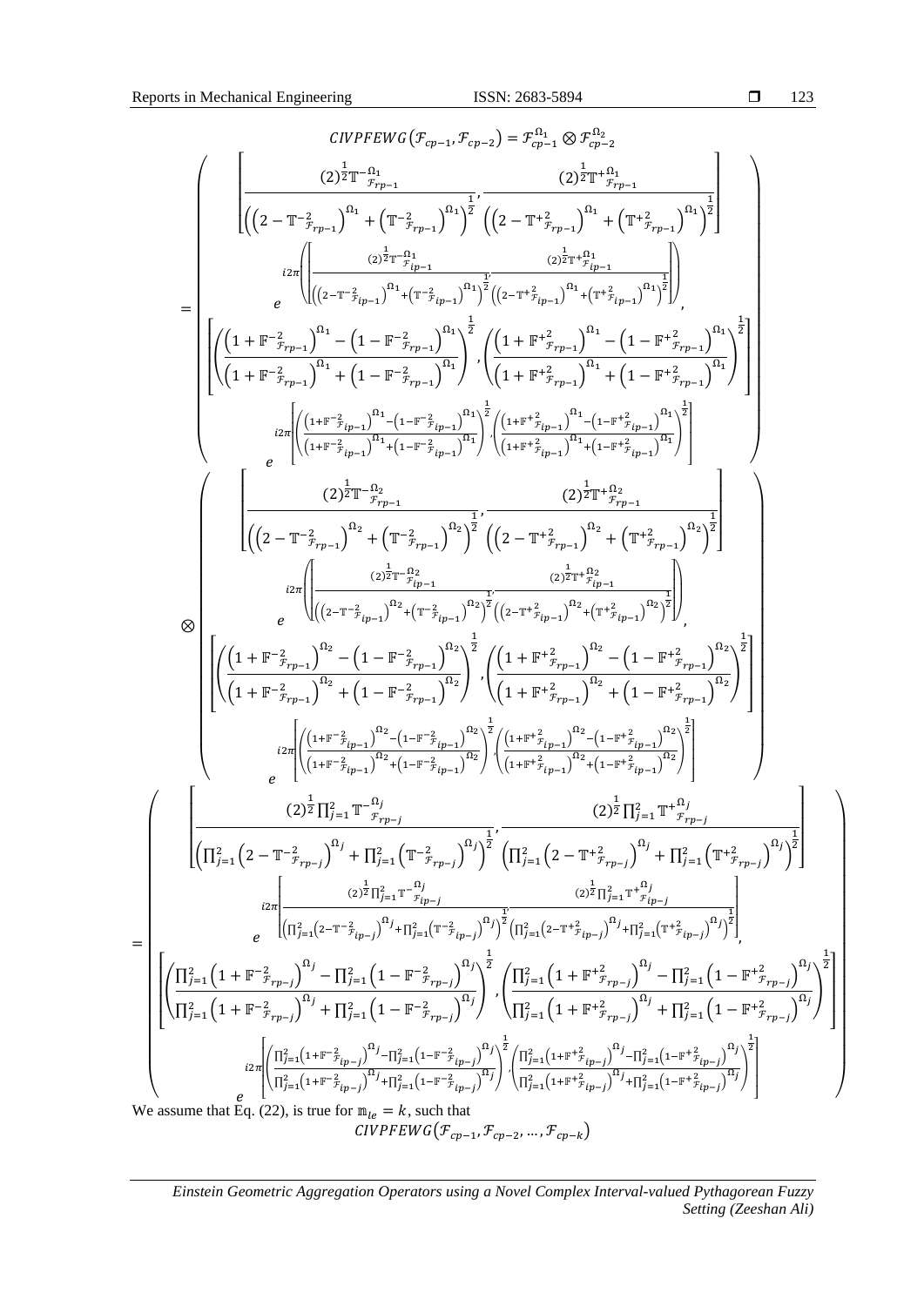$$CIVPFEWG(\mathcal{F}_{cp-1}, \mathcal{F}_{cp-2}) = \mathcal{F}_{cp-1}^{\Omega_1} \otimes \mathcal{F}_{cp-2}^{\Omega_2}$$

$$= \left( \begin{array}{c} \left[ \frac{(2)^{\frac{1}{2}} \mathbb{T}^{-\Omega_1}_{\mathcal{F}_{rp-1}}}{\left( \left(2 - \mathbb{T}^{-2}_{\mathcal{F}_{rp-1}}\right)^{\Omega_1} + \left(\mathbb{T}^{-2}_{\mathcal{F}_{rp-1}}\right)^{\Omega_1} \right)^{\frac{1}{2}}}, \frac{(2)^{\frac{1}{2}} \mathbb{T}^{+\Omega_1}_{\mathcal{F}_{rp-1}}}{\left( \left(2 - \mathbb{T}^{+2}_{\mathcal{F}_{rp-1}}\right)^{\Omega_1} + \left(\mathbb{T}^{+2}_{\mathcal{F}_{rp-1}}\right)^{\Omega_1} \right)^{\frac{1}{2}}} \right] \\ e^{i2\pi \left( \left[ \frac{(2)^{\frac{1}{2}} \mathbb{T}^{-\Omega_1}_{\mathcal{F}_{ip-1}}}{\left( \left(2 - \mathbb{T}^{-2}_{\mathcal{F}_{ip-1}}\right)^{\Omega_1} + \left(\mathbb{T}^{-2}_{\mathcal{F}_{ip-1}}\right)^{\Omega_1} \right)^{\frac{1}{2}}}, \frac{(2)^{\frac{1}{2}} \mathbb{T}^{+\Omega_1}_{\mathcal{F}_{ip-1}}}{\left( \left(2 - \mathbb{T}^{+2}_{\mathcal{F}_{ip-1}}\right)^{\Omega_1} + \left(\mathbb{T}^{+2}_{\mathcal{F}_{ip-1}}\right)^{\Omega_1} \right)^{\frac{1}{2}}} \right] \right)}, \\ \left[ \left( \frac{\left(1 + \mathbb{F}^{-2}_{\mathcal{F}_{rp-1}}\right)^{\Omega_1} - \left(1 - \mathbb{F}^{-2}_{\mathcal{F}_{rp-1}}\right)^{\Omega_1}}{\left(1 + \mathbb{F}^{-2}_{\mathcal{F}_{rp-1}}\right)^{\Omega_1} + \left(1 - \mathbb{F}^{-2}_{\mathcal{F}_{rp-1}}\right)^{\Omega_1}} \right)^{\frac{1}{2}}, \left( \frac{\left(1 + \mathbb{F}^{+2}_{\mathcal{F}_{rp-1}}\right)^{\Omega_1} - \left(1 - \mathbb{F}^{+2}_{\mathcal{F}_{rp-1}}\right)^{\Omega_1}}{\left(1 + \mathbb{F}^{+2}_{\mathcal{F}_{rp-1}}\right)^{\Omega_1} + \left(1 - \mathbb{F}^{+2}_{\mathcal{F}_{rp-1}}\right)^{\Omega_1}} \right)^{\frac{1}{2}} \right] \\ e^{i2\pi \left[ \left( \frac{\left(1 + \mathbb{F}^{-2}_{\mathcal{F}_{ip-1}}\right)^{\Omega_1} - \left(1 - \mathbb{F}^{-2}_{\mathcal{F}_{ip-1}}\right)^{\Omega_1}}{\left(1 + \mathbb{F}^{-2}_{\mathcal{F}_{ip-1}}\right)^{\Omega_1} + \left(1 - \mathbb{F}^{-2}_{\mathcal{F}_{ip-1}}\right)^{\Omega_1}} \right)^{\frac{1}{2}}, \left( \frac{\left(1 + \mathbb{F}^{+2}_{\mathcal{F}_{ip-1}}\right)^{\Omega_1} - \left(1 - \mathbb{F}^{+2}_{\mathcal{F}_{ip-1}}\right)^{\Omega_1}}{\left(1 + \mathbb{F}^{+2}_{\mathcal{F}_{ip-1}}\right)^{\Omega_1} + \left(1 - \mathbb{F}^{+2}_{\mathcal{F}_{ip-1}}\right)^{\Omega_1}} \right)^{\frac{1}{2}} \right]} \end{array} \right)$$

$$\otimes \left( \begin{array}{c} \left[ \frac{(2)^{\frac{1}{2}} \mathbb{T}^{-\Omega_2}_{\mathcal{F}_{rp-1}}}{\left( \left(2 - \mathbb{T}^{-2}_{\mathcal{F}_{rp-1}}\right)^{\Omega_2} + \left(\mathbb{T}^{-2}_{\mathcal{F}_{rp-1}}\right)^{\Omega_2} \right)^{\frac{1}{2}}}, \frac{(2)^{\frac{1}{2}} \mathbb{T}^{+\Omega_2}_{\mathcal{F}_{rp-1}}}{\left( \left(2 - \mathbb{T}^{+2}_{\mathcal{F}_{rp-1}}\right)^{\Omega_2} + \left(\mathbb{T}^{+2}_{\mathcal{F}_{rp-1}}\right)^{\Omega_2} \right)^{\frac{1}{2}}} \right] \\ e^{i2\pi \left( \left[ \frac{(2)^{\frac{1}{2}} \mathbb{T}^{-\Omega_2}_{\mathcal{F}_{ip-1}}}{\left( \left(2 - \mathbb{T}^{-2}_{\mathcal{F}_{ip-1}}\right)^{\Omega_2} + \left(\mathbb{T}^{-2}_{\mathcal{F}_{ip-1}}\right)^{\Omega_2} \right)^{\frac{1}{2}}}, \frac{(2)^{\frac{1}{2}} \mathbb{T}^{+\Omega_2}_{\mathcal{F}_{ip-1}}}{\left( \left(2 - \mathbb{T}^{+2}_{\mathcal{F}_{ip-1}}\right)^{\Omega_2} + \left(\mathbb{T}^{+2}_{\mathcal{F}_{ip-1}}\right)^{\Omega_2} \right)^{\frac{1}{2}}} \right] \right)}, \\ \left[ \left( \frac{\left(1 + \mathbb{F}^{-2}_{\mathcal{F}_{rp-1}}\right)^{\Omega_2} - \left(1 - \mathbb{F}^{-2}_{\mathcal{F}_{rp-1}}\right)^{\Omega_2}}{\left(1 + \mathbb{F}^{-2}_{\mathcal{F}_{rp-1}}\right)^{\Omega_2} + \left(1 - \mathbb{F}^{-2}_{\mathcal{F}_{rp-1}}\right)^{\Omega_2}} \right)^{\frac{1}{2}}, \left( \frac{\left(1 + \mathbb{F}^{+2}_{\mathcal{F}_{rp-1}}\right)^{\Omega_2} - \left(1 - \mathbb{F}^{+2}_{\mathcal{F}_{rp-1}}\right)^{\Omega_2}}{\left(1 + \mathbb{F}^{+2}_{\mathcal{F}_{rp-1}}\right)^{\Omega_2} + \left(1 - \mathbb{F}^{+2}_{\mathcal{F}_{rp-1}}\right)^{\Omega_2}} \right)^{\frac{1}{2}} \right] \\ e^{i2\pi \left[ \left( \frac{\left(1 + \mathbb{F}^{-2}_{\mathcal{F}_{ip-1}}\right)^{\Omega_2} - \left(1 - \mathbb{F}^{-2}_{\mathcal{F}_{ip-1}}\right)^{\Omega_2}}{\left(1 + \mathbb{F}^{-2}_{\mathcal{F}_{ip-1}}\right)^{\Omega_2} + \left(1 - \mathbb{F}^{-2}_{\mathcal{F}_{ip-1}}\right)^{\Omega_2}} \right)^{\frac{1}{2}}, \left( \frac{\left(1 + \mathbb{F}^{+2}_{\mathcal{F}_{ip-1}}\right)^{\Omega_2} - \left(1 - \mathbb{F}^{+2}_{\mathcal{F}_{ip-1}}\right)^{\Omega_2}}{\left(1 + \mathbb{F}^{+2}_{\mathcal{F}_{ip-1}}\right)^{\Omega_2} + \left(1 - \mathbb{F}^{+2}_{\mathcal{F}_{ip-1}}\right)^{\Omega_2}} \right)^{\frac{1}{2}} \right]} \end{array} \right)$$

$$= \left( \begin{array}{c} \left[ \frac{(2)^{\frac{1}{2}} \prod_{j=1}^{2} \mathbb{T}^{-\Omega_j}_{\mathcal{F}_{rp-j}}}{\left( \prod_{j=1}^{2} \left(2 - \mathbb{T}^{-2}_{\mathcal{F}_{rp-j}}\right)^{\Omega_j} + \prod_{j=1}^{2} \left(\mathbb{T}^{-2}_{\mathcal{F}_{rp-j}}\right)^{\Omega_j} \right)^{\frac{1}{2}}}, \frac{(2)^{\frac{1}{2}} \prod_{j=1}^{2} \mathbb{T}^{+\Omega_j}_{\mathcal{F}_{rp-j}}}{\left( \prod_{j=1}^{2} \left(2 - \mathbb{T}^{+2}_{\mathcal{F}_{rp-j}}\right)^{\Omega_j} + \prod_{j=1}^{2} \left(\mathbb{T}^{+2}_{\mathcal{F}_{rp-j}}\right)^{\Omega_j} \right)^{\frac{1}{2}}} \right] \\ e^{i2\pi \left[ \frac{(2)^{\frac{1}{2}} \prod_{j=1}^{2} \mathbb{T}^{-\Omega_j}_{\mathcal{F}_{ip-j}}}{\left( \prod_{j=1}^{2} \left(2 - \mathbb{T}^{-2}_{\mathcal{F}_{ip-j}}\right)^{\Omega_j} + \prod_{j=1}^{2} \left(\mathbb{T}^{-2}_{\mathcal{F}_{ip-j}}\right)^{\Omega_j} \right)^{\frac{1}{2}}}, \frac{(2)^{\frac{1}{2}} \prod_{j=1}^{2} \mathbb{T}^{+\Omega_j}_{\mathcal{F}_{ip-j}}}{\left( \prod_{j=1}^{2} \left(2 - \mathbb{T}^{+2}_{\mathcal{F}_{ip-j}}\right)^{\Omega_j} + \prod_{j=1}^{2} \left(\mathbb{T}^{+2}_{\mathcal{F}_{ip-j}}\right)^{\Omega_j} \right)^{\frac{1}{2}}} \right]}, \\ \left[ \left( \frac{\prod_{j=1}^{2} \left(1 + \mathbb{F}^{-2}_{\mathcal{F}_{rp-j}}\right)^{\Omega_j} - \prod_{j=1}^{2} \left(1 - \mathbb{F}^{-2}_{\mathcal{F}_{rp-j}}\right)^{\Omega_j}}{\prod_{j=1}^{2} \left(1 + \mathbb{F}^{-2}_{\mathcal{F}_{rp-j}}\right)^{\Omega_j} + \prod_{j=1}^{2} \left(1 - \mathbb{F}^{-2}_{\mathcal{F}_{rp-j}}\right)^{\Omega_j}} \right)^{\frac{1}{2}}, \left( \frac{\prod_{j=1}^{2} \left(1 + \mathbb{F}^{+2}_{\mathcal{F}_{rp-j}}\right)^{\Omega_j} - \prod_{j=1}^{2} \left(1 - \mathbb{F}^{+2}_{\mathcal{F}_{rp-j}}\right)^{\Omega_j}}{\prod_{j=1}^{2} \left(1 + \mathbb{F}^{+2}_{\mathcal{F}_{rp-j}}\right)^{\Omega_j} + \prod_{j=1}^{2} \left(1 - \mathbb{F}^{+2}_{\mathcal{F}_{rp-j}}\right)^{\Omega_j}} \right)^{\frac{1}{2}} \right] \\ e^{i2\pi \left[ \left( \frac{\prod_{j=1}^{2} \left(1 + \mathbb{F}^{-2}_{\mathcal{F}_{ip-j}}\right)^{\Omega_j} - \prod_{j=1}^{2} \left(1 - \mathbb{F}^{-2}_{\mathcal{F}_{ip-j}}\right)^{\Omega_j}}{\prod_{j=1}^{2} \left(1 + \mathbb{F}^{-2}_{\mathcal{F}_{ip-j}}\right)^{\Omega_j} + \prod_{j=1}^{2} \left(1 - \mathbb{F}^{-2}_{\mathcal{F}_{ip-j}}\right)^{\Omega_j}} \right)^{\frac{1}{2}}, \left( \frac{\prod_{j=1}^{2} \left(1 + \mathbb{F}^{+2}_{\mathcal{F}_{ip-j}}\right)^{\Omega_j} - \prod_{j=1}^{2} \left(1 - \mathbb{F}^{+2}_{\mathcal{F}_{ip-j}}\right)^{\Omega_j}}{\prod_{j=1}^{2} \left(1 + \mathbb{F}^{+2}_{\mathcal{F}_{ip-j}}\right)^{\Omega_j} + \prod_{j=1}^{2} \left(1 - \mathbb{F}^{+2}_{\mathcal{F}_{ip-j}}\right)^{\Omega_j}} \right)^{\frac{1}{2}} \right]} \end{array} \right)$$

We assume that Eq. (22), is true for $\mathbb{m}_{le} = k$, such that

$$CIVPFEWG(\mathcal{F}_{cp-1}, \mathcal{F}_{cp-2}, \dots, \mathcal{F}_{cp-k})$$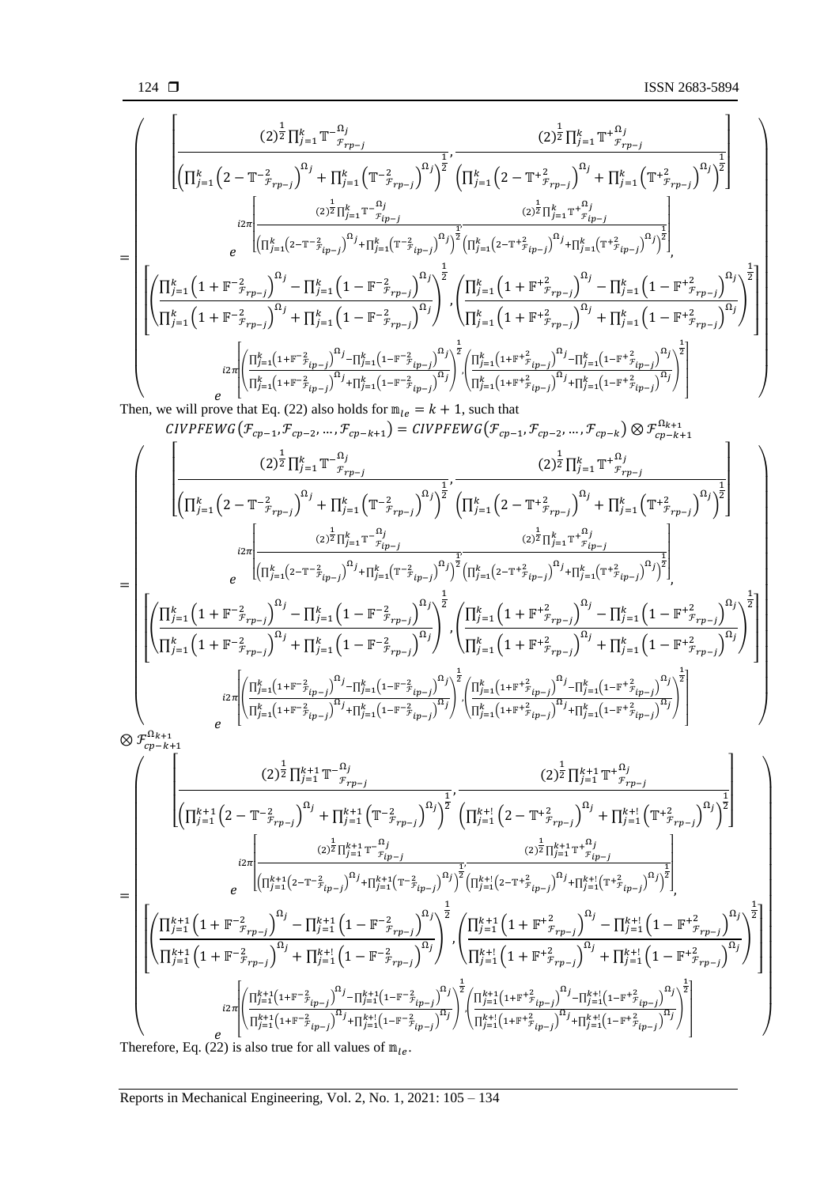$$
= \left(
\begin{array}{c}
\left[ \frac{(2)^{\frac{1}{2}} \prod_{j=1}^{k} \mathbb{T}^{-\Omega_j}_{\mathcal{F}_{rp-j}}}{\left(\prod_{j=1}^{k} \left(2 - \mathbb{T}^{-2}_{\mathcal{F}_{rp-j}}\right)^{\Omega_j} + \prod_{j=1}^{k} \left(\mathbb{T}^{-2}_{\mathcal{F}_{rp-j}}\right)^{\Omega_j}\right)^{\frac{1}{2}}}, \frac{(2)^{\frac{1}{2}} \prod_{j=1}^{k} \mathbb{T}^{+\Omega_j}_{\mathcal{F}_{rp-j}}}{\left(\prod_{j=1}^{k} \left(2 - \mathbb{T}^{+2}_{\mathcal{F}_{rp-j}}\right)^{\Omega_j} + \prod_{j=1}^{k} \left(\mathbb{T}^{+2}_{\mathcal{F}_{rp-j}}\right)^{\Omega_j}\right)^{\frac{1}{2}}} \right] \\
e^{i2\pi \left[ \frac{(2)^{\frac{1}{2}} \prod_{j=1}^{k} \mathbb{T}^{-\Omega_j}_{\mathcal{F}_{ip-j}}}{\left(\prod_{j=1}^{k} \left(2 - \mathbb{T}^{-2}_{\mathcal{F}_{ip-j}}\right)^{\Omega_j} + \prod_{j=1}^{k} \left(\mathbb{T}^{-2}_{\mathcal{F}_{ip-j}}\right)^{\Omega_j}\right)^{\frac{1}{2}}}, \frac{(2)^{\frac{1}{2}} \prod_{j=1}^{k} \mathbb{T}^{+\Omega_j}_{\mathcal{F}_{ip-j}}}{\left(\prod_{j=1}^{k} \left(2 - \mathbb{T}^{+2}_{\mathcal{F}_{ip-j}}\right)^{\Omega_j} + \prod_{j=1}^{k} \left(\mathbb{T}^{+2}_{\mathcal{F}_{ip-j}}\right)^{\Omega_j}\right)^{\frac{1}{2}}} \right]}, \\
\left[ \left( \frac{\prod_{j=1}^{k} \left(1 + \mathbb{F}^{-2}_{\mathcal{F}_{rp-j}}\right)^{\Omega_j} - \prod_{j=1}^{k} \left(1 - \mathbb{F}^{-2}_{\mathcal{F}_{rp-j}}\right)^{\Omega_j}}{\prod_{j=1}^{k} \left(1 + \mathbb{F}^{-2}_{\mathcal{F}_{rp-j}}\right)^{\Omega_j} + \prod_{j=1}^{k} \left(1 - \mathbb{F}^{-2}_{\mathcal{F}_{rp-j}}\right)^{\Omega_j}} \right)^{\frac{1}{2}}, \left( \frac{\prod_{j=1}^{k} \left(1 + \mathbb{F}^{+2}_{\mathcal{F}_{rp-j}}\right)^{\Omega_j} - \prod_{j=1}^{k} \left(1 - \mathbb{F}^{+2}_{\mathcal{F}_{rp-j}}\right)^{\Omega_j}}{\prod_{j=1}^{k} \left(1 + \mathbb{F}^{+2}_{\mathcal{F}_{rp-j}}\right)^{\Omega_j} + \prod_{j=1}^{k} \left(1 - \mathbb{F}^{+2}_{\mathcal{F}_{rp-j}}\right)^{\Omega_j}} \right)^{\frac{1}{2}} \right] \\
e^{i2\pi \left[ \left( \frac{\prod_{j=1}^{k} \left(1 + \mathbb{F}^{-2}_{\mathcal{F}_{ip-j}}\right)^{\Omega_j} - \prod_{j=1}^{k} \left(1 - \mathbb{F}^{-2}_{\mathcal{F}_{ip-j}}\right)^{\Omega_j}}{\prod_{j=1}^{k} \left(1 + \mathbb{F}^{-2}_{\mathcal{F}_{ip-j}}\right)^{\Omega_j} + \prod_{j=1}^{k} \left(1 - \mathbb{F}^{-2}_{\mathcal{F}_{ip-j}}\right)^{\Omega_j}} \right)^{\frac{1}{2}}, \left( \frac{\prod_{j=1}^{k} \left(1 + \mathbb{F}^{+2}_{\mathcal{F}_{ip-j}}\right)^{\Omega_j} - \prod_{j=1}^{k} \left(1 - \mathbb{F}^{+2}_{\mathcal{F}_{ip-j}}\right)^{\Omega_j}}{\prod_{j=1}^{k} \left(1 + \mathbb{F}^{+2}_{\mathcal{F}_{ip-j}}\right)^{\Omega_j} + \prod_{j=1}^{k} \left(1 - \mathbb{F}^{+2}_{\mathcal{F}_{ip-j}}\right)^{\Omega_j}} \right)^{\frac{1}{2}} \right]}
\end{array}
\right)
$$

Then, we will prove that Eq. (22) also holds for $\mathbb{m}_{le} = k + 1$, such that

$$
CIVPFEWG\left(\mathcal{F}_{cp-1}, \mathcal{F}_{cp-2}, \ldots, \mathcal{F}_{cp-k+1}\right) = CIVPFEWG\left(\mathcal{F}_{cp-1}, \mathcal{F}_{cp-2}, \ldots, \mathcal{F}_{cp-k}\right) \otimes \mathcal{F}_{cp-k+1}^{\Omega_{k+1}}
$$

$$
= \left(
\begin{array}{c}
\left[ \frac{(2)^{\frac{1}{2}} \prod_{j=1}^{k} \mathbb{T}^{-\Omega_j}_{\mathcal{F}_{rp-j}}}{\left(\prod_{j=1}^{k} \left(2 - \mathbb{T}^{-2}_{\mathcal{F}_{rp-j}}\right)^{\Omega_j} + \prod_{j=1}^{k} \left(\mathbb{T}^{-2}_{\mathcal{F}_{rp-j}}\right)^{\Omega_j}\right)^{\frac{1}{2}}}, \frac{(2)^{\frac{1}{2}} \prod_{j=1}^{k} \mathbb{T}^{+\Omega_j}_{\mathcal{F}_{rp-j}}}{\left(\prod_{j=1}^{k} \left(2 - \mathbb{T}^{+2}_{\mathcal{F}_{rp-j}}\right)^{\Omega_j} + \prod_{j=1}^{k} \left(\mathbb{T}^{+2}_{\mathcal{F}_{rp-j}}\right)^{\Omega_j}\right)^{\frac{1}{2}}} \right] \\
e^{i2\pi \left[ \frac{(2)^{\frac{1}{2}} \prod_{j=1}^{k} \mathbb{T}^{-\Omega_j}_{\mathcal{F}_{ip-j}}}{\left(\prod_{j=1}^{k} \left(2 - \mathbb{T}^{-2}_{\mathcal{F}_{ip-j}}\right)^{\Omega_j} + \prod_{j=1}^{k} \left(\mathbb{T}^{-2}_{\mathcal{F}_{ip-j}}\right)^{\Omega_j}\right)^{\frac{1}{2}}}, \frac{(2)^{\frac{1}{2}} \prod_{j=1}^{k} \mathbb{T}^{+\Omega_j}_{\mathcal{F}_{ip-j}}}{\left(\prod_{j=1}^{k} \left(2 - \mathbb{T}^{+2}_{\mathcal{F}_{ip-j}}\right)^{\Omega_j} + \prod_{j=1}^{k} \left(\mathbb{T}^{+2}_{\mathcal{F}_{ip-j}}\right)^{\Omega_j}\right)^{\frac{1}{2}}} \right]}, \\
\left[ \left( \frac{\prod_{j=1}^{k} \left(1 + \mathbb{F}^{-2}_{\mathcal{F}_{rp-j}}\right)^{\Omega_j} - \prod_{j=1}^{k} \left(1 - \mathbb{F}^{-2}_{\mathcal{F}_{rp-j}}\right)^{\Omega_j}}{\prod_{j=1}^{k} \left(1 + \mathbb{F}^{-2}_{\mathcal{F}_{rp-j}}\right)^{\Omega_j} + \prod_{j=1}^{k} \left(1 - \mathbb{F}^{-2}_{\mathcal{F}_{rp-j}}\right)^{\Omega_j}} \right)^{\frac{1}{2}}, \left( \frac{\prod_{j=1}^{k} \left(1 + \mathbb{F}^{+2}_{\mathcal{F}_{rp-j}}\right)^{\Omega_j} - \prod_{j=1}^{k} \left(1 - \mathbb{F}^{+2}_{\mathcal{F}_{rp-j}}\right)^{\Omega_j}}{\prod_{j=1}^{k} \left(1 + \mathbb{F}^{+2}_{\mathcal{F}_{rp-j}}\right)^{\Omega_j} + \prod_{j=1}^{k} \left(1 - \mathbb{F}^{+2}_{\mathcal{F}_{rp-j}}\right)^{\Omega_j}} \right)^{\frac{1}{2}} \right] \\
e^{i2\pi \left[ \left( \frac{\prod_{j=1}^{k} \left(1 + \mathbb{F}^{-2}_{\mathcal{F}_{ip-j}}\right)^{\Omega_j} - \prod_{j=1}^{k} \left(1 - \mathbb{F}^{-2}_{\mathcal{F}_{ip-j}}\right)^{\Omega_j}}{\prod_{j=1}^{k} \left(1 + \mathbb{F}^{-2}_{\mathcal{F}_{ip-j}}\right)^{\Omega_j} + \prod_{j=1}^{k} \left(1 - \mathbb{F}^{-2}_{\mathcal{F}_{ip-j}}\right)^{\Omega_j}} \right)^{\frac{1}{2}}, \left( \frac{\prod_{j=1}^{k} \left(1 + \mathbb{F}^{+2}_{\mathcal{F}_{ip-j}}\right)^{\Omega_j} - \prod_{j=1}^{k} \left(1 - \mathbb{F}^{+2}_{\mathcal{F}_{ip-j}}\right)^{\Omega_j}}{\prod_{j=1}^{k} \left(1 + \mathbb{F}^{+2}_{\mathcal{F}_{ip-j}}\right)^{\Omega_j} + \prod_{j=1}^{k} \left(1 - \mathbb{F}^{+2}_{\mathcal{F}_{ip-j}}\right)^{\Omega_j}} \right)^{\frac{1}{2}} \right]}
\end{array}
\right)
$$

$$
\otimes \mathcal{F}_{cp-k+1}^{\Omega_{k+1}}
$$

$$
= \left(
\begin{array}{c}
\left[ \frac{(2)^{\frac{1}{2}} \prod_{j=1}^{k+1} \mathbb{T}^{-\Omega_j}_{\mathcal{F}_{rp-j}}}{\left(\prod_{j=1}^{k+1} \left(2 - \mathbb{T}^{-2}_{\mathcal{F}_{rp-j}}\right)^{\Omega_j} + \prod_{j=1}^{k+1} \left(\mathbb{T}^{-2}_{\mathcal{F}_{rp-j}}\right)^{\Omega_j}\right)^{\frac{1}{2}}}, \frac{(2)^{\frac{1}{2}} \prod_{j=1}^{k+1} \mathbb{T}^{+\Omega_j}_{\mathcal{F}_{rp-j}}}{\left(\prod_{j=1}^{k+!} \left(2 - \mathbb{T}^{+2}_{\mathcal{F}_{rp-j}}\right)^{\Omega_j} + \prod_{j=1}^{k+!} \left(\mathbb{T}^{+2}_{\mathcal{F}_{rp-j}}\right)^{\Omega_j}\right)^{\frac{1}{2}}} \right] \\
e^{i2\pi \left[ \frac{(2)^{\frac{1}{2}} \prod_{j=1}^{k+1} \mathbb{T}^{-\Omega_j}_{\mathcal{F}_{ip-j}}}{\left(\prod_{j=1}^{k+1} \left(2 - \mathbb{T}^{-2}_{\mathcal{F}_{ip-j}}\right)^{\Omega_j} + \prod_{j=1}^{k+1} \left(\mathbb{T}^{-2}_{\mathcal{F}_{ip-j}}\right)^{\Omega_j}\right)^{\frac{1}{2}}}, \frac{(2)^{\frac{1}{2}} \prod_{j=1}^{k+1} \mathbb{T}^{+\Omega_j}_{\mathcal{F}_{ip-j}}}{\left(\prod_{j=1}^{k+!} \left(2 - \mathbb{T}^{+2}_{\mathcal{F}_{ip-j}}\right)^{\Omega_j} + \prod_{j=1}^{k+!} \left(\mathbb{T}^{+2}_{\mathcal{F}_{ip-j}}\right)^{\Omega_j}\right)^{\frac{1}{2}}} \right]}, \\
\left[ \left( \frac{\prod_{j=1}^{k+1} \left(1 + \mathbb{F}^{-2}_{\mathcal{F}_{rp-j}}\right)^{\Omega_j} - \prod_{j=1}^{k+1} \left(1 - \mathbb{F}^{-2}_{\mathcal{F}_{rp-j}}\right)^{\Omega_j}}{\prod_{j=1}^{k+1} \left(1 + \mathbb{F}^{-2}_{\mathcal{F}_{rp-j}}\right)^{\Omega_j} + \prod_{j=1}^{k+!} \left(1 - \mathbb{F}^{-2}_{\mathcal{F}_{rp-j}}\right)^{\Omega_j}} \right)^{\frac{1}{2}}, \left( \frac{\prod_{j=1}^{k+1} \left(1 + \mathbb{F}^{+2}_{\mathcal{F}_{rp-j}}\right)^{\Omega_j} - \prod_{j=1}^{k+!} \left(1 - \mathbb{F}^{+2}_{\mathcal{F}_{rp-j}}\right)^{\Omega_j}}{\prod_{j=1}^{k+!} \left(1 + \mathbb{F}^{+2}_{\mathcal{F}_{rp-j}}\right)^{\Omega_j} + \prod_{j=1}^{k+!} \left(1 - \mathbb{F}^{+2}_{\mathcal{F}_{rp-j}}\right)^{\Omega_j}} \right)^{\frac{1}{2}} \right] \\
e^{i2\pi \left[ \left( \frac{\prod_{j=1}^{k+1} \left(1 + \mathbb{F}^{-2}_{\mathcal{F}_{ip-j}}\right)^{\Omega_j} - \prod_{j=1}^{k+1} \left(1 - \mathbb{F}^{-2}_{\mathcal{F}_{ip-j}}\right)^{\Omega_j}}{\prod_{j=1}^{k+1} \left(1 + \mathbb{F}^{-2}_{\mathcal{F}_{ip-j}}\right)^{\Omega_j} + \prod_{j=1}^{k+!} \left(1 - \mathbb{F}^{-2}_{\mathcal{F}_{ip-j}}\right)^{\Omega_j}} \right)^{\frac{1}{2}}, \left( \frac{\prod_{j=1}^{k+1} \left(1 + \mathbb{F}^{+2}_{\mathcal{F}_{ip-j}}\right)^{\Omega_j} - \prod_{j=1}^{k+!} \left(1 - \mathbb{F}^{+2}_{\mathcal{F}_{ip-j}}\right)^{\Omega_j}}{\prod_{j=1}^{k+!} \left(1 + \mathbb{F}^{+2}_{\mathcal{F}_{ip-j}}\right)^{\Omega_j} + \prod_{j=1}^{k+!} \left(1 - \mathbb{F}^{+2}_{\mathcal{F}_{ip-j}}\right)^{\Omega_j}} \right)^{\frac{1}{2}} \right]}
\end{array}
\right)
$$

Therefore, Eq. (22) is also true for all values of $\mathbb{m}_{le}$.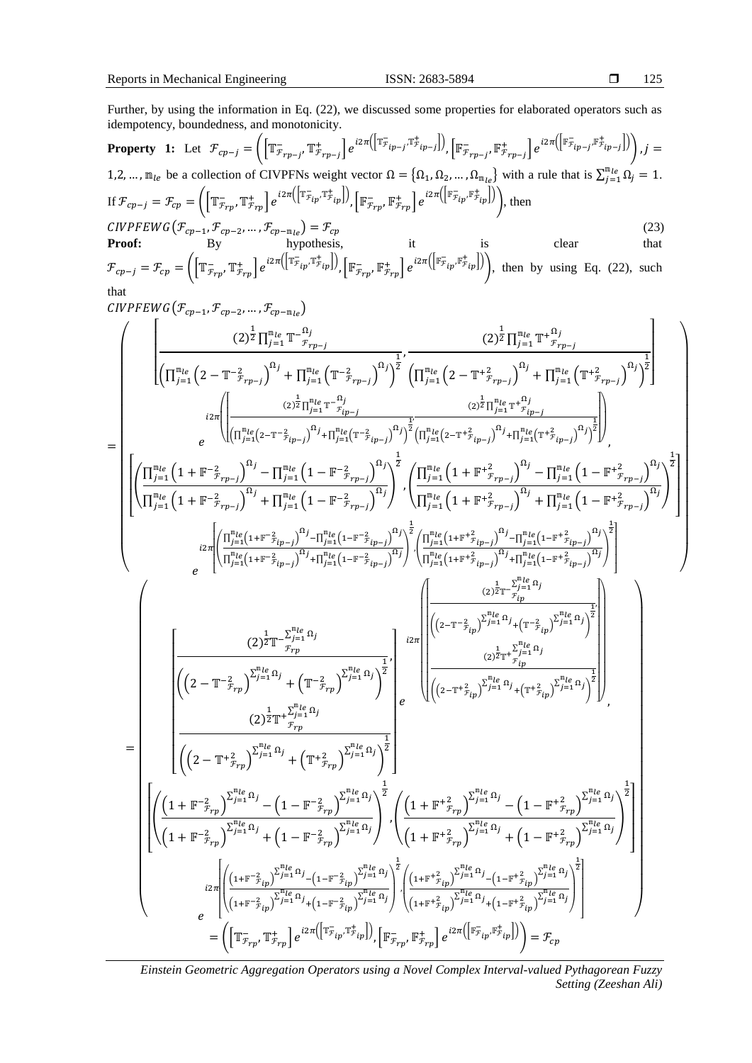Further, by using the information in Eq. (22), we discussed some properties for elaborated operators such as idempotency, boundedness, and monotonicity.

**Property 1:** Let $\mathcal{F}_{cp-j} = \left(\left[\mathbb{T}^-_{\mathcal{F}_{rp-j}}, \mathbb{T}^+_{\mathcal{F}_{rp-j}}\right] e^{i2\pi\left(\left[\mathbb{T}^-_{\mathcal{F}_{ip-j}}, \mathbb{T}^+_{\mathcal{F}_{ip-j}}\right]\right)}, \left[\mathbb{F}^-_{\mathcal{F}_{rp-j}}, \mathbb{F}^+_{\mathcal{F}_{rp-j}}\right] e^{i2\pi\left(\left[\mathbb{F}^-_{\mathcal{F}_{ip-j}}, \mathbb{F}^+_{\mathcal{F}_{ip-j}}\right]\right)}\right), j = 1,2,\dots,\mathbb{n}_{le}$ be a collection of CIVPFNs weight vector $\Omega = \{\Omega_1, \Omega_2, \dots, \Omega_{\mathbb{n}_{le}}\}$ with a rule that is $\sum_{j=1}^{\mathbb{n}_{le}} \Omega_j = 1$. If $\mathcal{F}_{cp-j} = \mathcal{F}_{cp} = \left(\left[\mathbb{T}^-_{\mathcal{F}_{rp}}, \mathbb{T}^+_{\mathcal{F}_{rp}}\right] e^{i2\pi\left(\left[\mathbb{T}^-_{\mathcal{F}_{ip}}, \mathbb{T}^+_{\mathcal{F}_{ip}}\right]\right)}, \left[\mathbb{F}^-_{\mathcal{F}_{rp}}, \mathbb{F}^+_{\mathcal{F}_{rp}}\right] e^{i2\pi\left(\left[\mathbb{F}^-_{\mathcal{F}_{ip}}, \mathbb{F}^+_{\mathcal{F}_{ip}}\right]\right)}\right)$, then

$$CIVPFEWG\left(\mathcal{F}_{cp-1}, \mathcal{F}_{cp-2}, \dots, \mathcal{F}_{cp-\mathbb{n}_{le}}\right) = \mathcal{F}_{cp} \tag{23}$$

**Proof:** By hypothesis, it is clear that $\mathcal{F}_{cp-j} = \mathcal{F}_{cp} = \left(\left[\mathbb{T}^-_{\mathcal{F}_{rp}}, \mathbb{T}^+_{\mathcal{F}_{rp}}\right] e^{i2\pi\left(\left[\mathbb{T}^-_{\mathcal{F}_{ip}}, \mathbb{T}^+_{\mathcal{F}_{ip}}\right]\right)}, \left[\mathbb{F}^-_{\mathcal{F}_{rp}}, \mathbb{F}^+_{\mathcal{F}_{rp}}\right] e^{i2\pi\left(\left[\mathbb{F}^-_{\mathcal{F}_{ip}}, \mathbb{F}^+_{\mathcal{F}_{ip}}\right]\right)}\right)$, then by using Eq. (22), such that

$$CIVPFEWG\left(\mathcal{F}_{cp-1}, \mathcal{F}_{cp-2}, \dots, \mathcal{F}_{cp-\mathbb{n}_{le}}\right)$$

$$= \left(\begin{array}{c}
\left[\frac{(2)^{\frac{1}{2}} \prod_{j=1}^{\mathbb{n}_{le}} \mathbb{T}^{-\Omega_j}_{\mathcal{F}_{rp-j}}}{\left(\prod_{j=1}^{\mathbb{n}_{le}}\left(2-\mathbb{T}^{-2}_{\mathcal{F}_{rp-j}}\right)^{\Omega_j} + \prod_{j=1}^{\mathbb{n}_{le}}\left(\mathbb{T}^{-2}_{\mathcal{F}_{rp-j}}\right)^{\Omega_j}\right)^{\frac{1}{2}}}, \frac{(2)^{\frac{1}{2}} \prod_{j=1}^{\mathbb{n}_{le}} \mathbb{T}^{+\Omega_j}_{\mathcal{F}_{rp-j}}}{\left(\prod_{j=1}^{\mathbb{n}_{le}}\left(2-\mathbb{T}^{+2}_{\mathcal{F}_{rp-j}}\right)^{\Omega_j} + \prod_{j=1}^{\mathbb{n}_{le}}\left(\mathbb{T}^{+2}_{\mathcal{F}_{rp-j}}\right)^{\Omega_j}\right)^{\frac{1}{2}}}\right] \\
e^{i2\pi\left(\left[\frac{(2)^{\frac{1}{2}} \prod_{j=1}^{\mathbb{n}_{le}} \mathbb{T}^{-\Omega_j}_{\mathcal{F}_{ip-j}}}{\left(\prod_{j=1}^{\mathbb{n}_{le}}\left(2-\mathbb{T}^{-2}_{\mathcal{F}_{ip-j}}\right)^{\Omega_j} + \prod_{j=1}^{\mathbb{n}_{le}}\left(\mathbb{T}^{-2}_{\mathcal{F}_{ip-j}}\right)^{\Omega_j}\right)^{\frac{1}{2}}}, \frac{(2)^{\frac{1}{2}} \prod_{j=1}^{\mathbb{n}_{le}} \mathbb{T}^{+\Omega_j}_{\mathcal{F}_{ip-j}}}{\left(\prod_{j=1}^{\mathbb{n}_{le}}\left(2-\mathbb{T}^{+2}_{\mathcal{F}_{ip-j}}\right)^{\Omega_j} + \prod_{j=1}^{\mathbb{n}_{le}}\left(\mathbb{T}^{+2}_{\mathcal{F}_{ip-j}}\right)^{\Omega_j}\right)^{\frac{1}{2}}}\right]\right)}, \\
\left[\left(\frac{\prod_{j=1}^{\mathbb{n}_{le}}\left(1+\mathbb{F}^{-2}_{\mathcal{F}_{rp-j}}\right)^{\Omega_j} - \prod_{j=1}^{\mathbb{n}_{le}}\left(1-\mathbb{F}^{-2}_{\mathcal{F}_{rp-j}}\right)^{\Omega_j}}{\prod_{j=1}^{\mathbb{n}_{le}}\left(1+\mathbb{F}^{-2}_{\mathcal{F}_{rp-j}}\right)^{\Omega_j} + \prod_{j=1}^{\mathbb{n}_{le}}\left(1-\mathbb{F}^{-2}_{\mathcal{F}_{rp-j}}\right)^{\Omega_j}}\right)^{\frac{1}{2}}, \left(\frac{\prod_{j=1}^{\mathbb{n}_{le}}\left(1+\mathbb{F}^{+2}_{\mathcal{F}_{rp-j}}\right)^{\Omega_j} - \prod_{j=1}^{\mathbb{n}_{le}}\left(1-\mathbb{F}^{+2}_{\mathcal{F}_{rp-j}}\right)^{\Omega_j}}{\prod_{j=1}^{\mathbb{n}_{le}}\left(1+\mathbb{F}^{+2}_{\mathcal{F}_{rp-j}}\right)^{\Omega_j} + \prod_{j=1}^{\mathbb{n}_{le}}\left(1-\mathbb{F}^{+2}_{\mathcal{F}_{rp-j}}\right)^{\Omega_j}}\right)^{\frac{1}{2}}\right] \\
e^{i2\pi\left[\left(\frac{\prod_{j=1}^{\mathbb{n}_{le}}\left(1+\mathbb{F}^{-2}_{\mathcal{F}_{ip-j}}\right)^{\Omega_j} - \prod_{j=1}^{\mathbb{n}_{le}}\left(1-\mathbb{F}^{-2}_{\mathcal{F}_{ip-j}}\right)^{\Omega_j}}{\prod_{j=1}^{\mathbb{n}_{le}}\left(1+\mathbb{F}^{-2}_{\mathcal{F}_{ip-j}}\right)^{\Omega_j} + \prod_{j=1}^{\mathbb{n}_{le}}\left(1-\mathbb{F}^{-2}_{\mathcal{F}_{ip-j}}\right)^{\Omega_j}}\right)^{\frac{1}{2}}, \left(\frac{\prod_{j=1}^{\mathbb{n}_{le}}\left(1+\mathbb{F}^{+2}_{\mathcal{F}_{ip-j}}\right)^{\Omega_j} - \prod_{j=1}^{\mathbb{n}_{le}}\left(1-\mathbb{F}^{+2}_{\mathcal{F}_{ip-j}}\right)^{\Omega_j}}{\prod_{j=1}^{\mathbb{n}_{le}}\left(1+\mathbb{F}^{+2}_{\mathcal{F}_{ip-j}}\right)^{\Omega_j} + \prod_{j=1}^{\mathbb{n}_{le}}\left(1-\mathbb{F}^{+2}_{\mathcal{F}_{ip-j}}\right)^{\Omega_j}}\right)^{\frac{1}{2}}\right]}
\end{array}\right)$$

$$= \left(\begin{array}{c}
\left[\begin{array}{c}\frac{(2)^{\frac{1}{2}} \mathbb{T}^{-\sum_{j=1}^{\mathbb{n}_{le}}\Omega_j}_{\mathcal{F}_{rp}}}{\left(\left(2-\mathbb{T}^{-2}_{\mathcal{F}_{rp}}\right)^{\sum_{j=1}^{\mathbb{n}_{le}}\Omega_j} + \left(\mathbb{T}^{-2}_{\mathcal{F}_{rp}}\right)^{\sum_{j=1}^{\mathbb{n}_{le}}\Omega_j}\right)^{\frac{1}{2}}}, \\ \frac{(2)^{\frac{1}{2}} \mathbb{T}^{+\sum_{j=1}^{\mathbb{n}_{le}}\Omega_j}_{\mathcal{F}_{rp}}}{\left(\left(2-\mathbb{T}^{+2}_{\mathcal{F}_{rp}}\right)^{\sum_{j=1}^{\mathbb{n}_{le}}\Omega_j} + \left(\mathbb{T}^{+2}_{\mathcal{F}_{rp}}\right)^{\sum_{j=1}^{\mathbb{n}_{le}}\Omega_j}\right)^{\frac{1}{2}}}\end{array}\right] e^{i2\pi\left(\left[\begin{array}{c}\frac{(2)^{\frac{1}{2}} \mathbb{T}^{-\sum_{j=1}^{\mathbb{n}_{le}}\Omega_j}_{\mathcal{F}_{ip}}}{\left(\left(2-\mathbb{T}^{-2}_{\mathcal{F}_{ip}}\right)^{\sum_{j=1}^{\mathbb{n}_{le}}\Omega_j} + \left(\mathbb{T}^{-2}_{\mathcal{F}_{ip}}\right)^{\sum_{j=1}^{\mathbb{n}_{le}}\Omega_j}\right)^{\frac{1}{2}}}, \\ \frac{(2)^{\frac{1}{2}} \mathbb{T}^{+\sum_{j=1}^{\mathbb{n}_{le}}\Omega_j}_{\mathcal{F}_{ip}}}{\left(\left(2-\mathbb{T}^{+2}_{\mathcal{F}_{ip}}\right)^{\sum_{j=1}^{\mathbb{n}_{le}}\Omega_j} + \left(\mathbb{T}^{+2}_{\mathcal{F}_{ip}}\right)^{\sum_{j=1}^{\mathbb{n}_{le}}\Omega_j}\right)^{\frac{1}{2}}}\end{array}\right]\right)}, \\
\left[\left(\frac{\left(1+\mathbb{F}^{-2}_{\mathcal{F}_{rp}}\right)^{\sum_{j=1}^{\mathbb{n}_{le}}\Omega_j} - \left(1-\mathbb{F}^{-2}_{\mathcal{F}_{rp}}\right)^{\sum_{j=1}^{\mathbb{n}_{le}}\Omega_j}}{\left(1+\mathbb{F}^{-2}_{\mathcal{F}_{rp}}\right)^{\sum_{j=1}^{\mathbb{n}_{le}}\Omega_j} + \left(1-\mathbb{F}^{-2}_{\mathcal{F}_{rp}}\right)^{\sum_{j=1}^{\mathbb{n}_{le}}\Omega_j}}\right)^{\frac{1}{2}}, \left(\frac{\left(1+\mathbb{F}^{+2}_{\mathcal{F}_{rp}}\right)^{\sum_{j=1}^{\mathbb{n}_{le}}\Omega_j} - \left(1-\mathbb{F}^{+2}_{\mathcal{F}_{rp}}\right)^{\sum_{j=1}^{\mathbb{n}_{le}}\Omega_j}}{\left(1+\mathbb{F}^{+2}_{\mathcal{F}_{rp}}\right)^{\sum_{j=1}^{\mathbb{n}_{le}}\Omega_j} + \left(1-\mathbb{F}^{+2}_{\mathcal{F}_{rp}}\right)^{\sum_{j=1}^{\mathbb{n}_{le}}\Omega_j}}\right)^{\frac{1}{2}}\right] \\
e^{i2\pi\left[\left(\frac{\left(1+\mathbb{F}^{-2}_{\mathcal{F}_{ip}}\right)^{\sum_{j=1}^{\mathbb{n}_{le}}\Omega_j} - \left(1-\mathbb{F}^{-2}_{\mathcal{F}_{ip}}\right)^{\sum_{j=1}^{\mathbb{n}_{le}}\Omega_j}}{\left(1+\mathbb{F}^{-2}_{\mathcal{F}_{ip}}\right)^{\sum_{j=1}^{\mathbb{n}_{le}}\Omega_j} + \left(1-\mathbb{F}^{-2}_{\mathcal{F}_{ip}}\right)^{\sum_{j=1}^{\mathbb{n}_{le}}\Omega_j}}\right)^{\frac{1}{2}}, \left(\frac{\left(1+\mathbb{F}^{+2}_{\mathcal{F}_{ip}}\right)^{\sum_{j=1}^{\mathbb{n}_{le}}\Omega_j} - \left(1-\mathbb{F}^{+2}_{\mathcal{F}_{ip}}\right)^{\sum_{j=1}^{\mathbb{n}_{le}}\Omega_j}}{\left(1+\mathbb{F}^{+2}_{\mathcal{F}_{ip}}\right)^{\sum_{j=1}^{\mathbb{n}_{le}}\Omega_j} + \left(1-\mathbb{F}^{+2}_{\mathcal{F}_{ip}}\right)^{\sum_{j=1}^{\mathbb{n}_{le}}\Omega_j}}\right)^{\frac{1}{2}}\right]}
\end{array}\right)$$

$$= \left(\left[\mathbb{T}^-_{\mathcal{F}_{rp}}, \mathbb{T}^+_{\mathcal{F}_{rp}}\right] e^{i2\pi\left(\left[\mathbb{T}^-_{\mathcal{F}_{ip}}, \mathbb{T}^+_{\mathcal{F}_{ip}}\right]\right)}, \left[\mathbb{F}^-_{\mathcal{F}_{rp}}, \mathbb{F}^+_{\mathcal{F}_{rp}}\right] e^{i2\pi\left(\left[\mathbb{F}^-_{\mathcal{F}_{ip}}, \mathbb{F}^+_{\mathcal{F}_{ip}}\right]\right)}\right) = \mathcal{F}_{cp}$$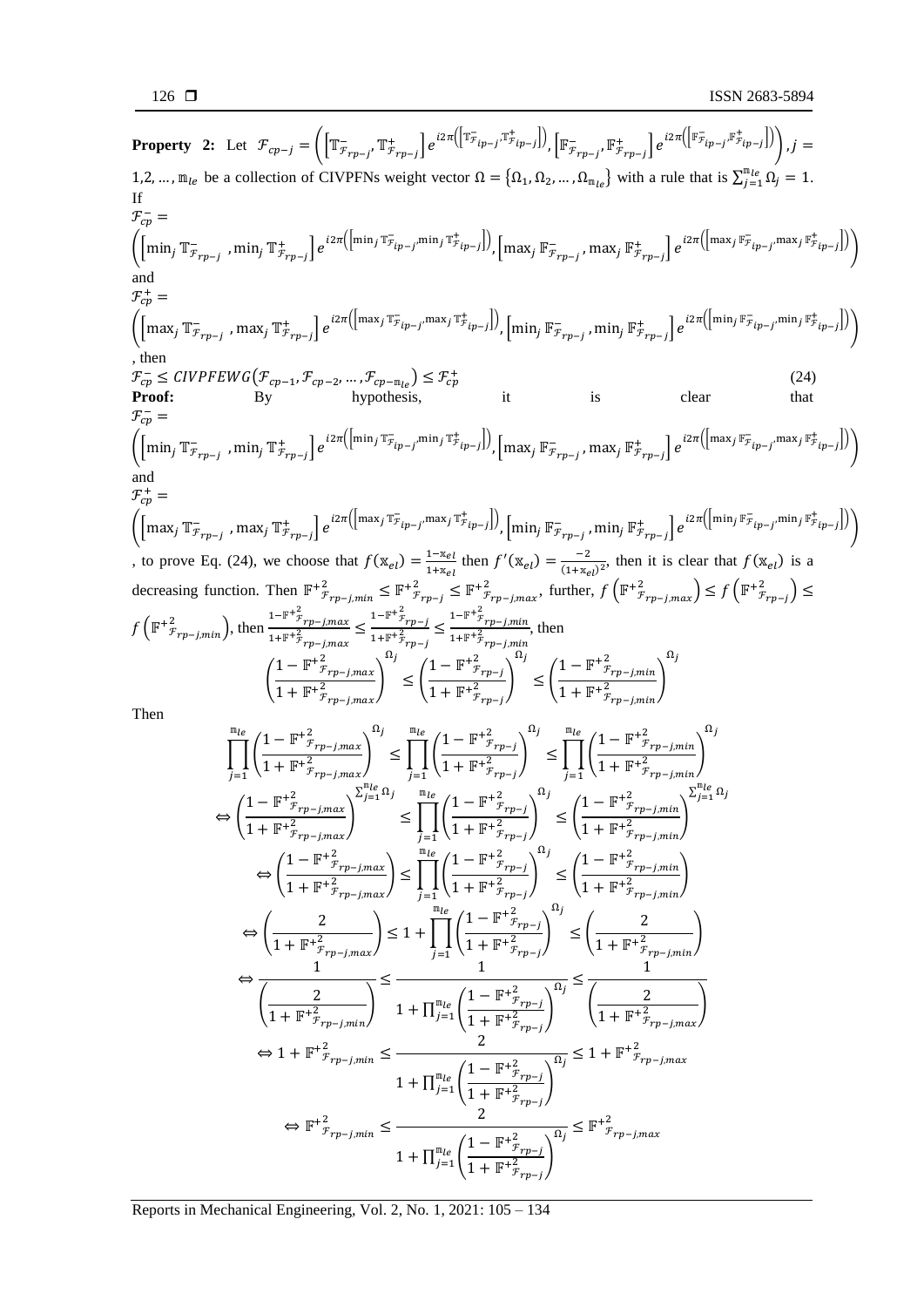**Property 2:** Let $\mathcal{F}_{cp-j} = \left(\left[\mathbb{T}^{-}_{\mathcal{F}_{rp-j}}, \mathbb{T}^{+}_{\mathcal{F}_{rp-j}}\right] e^{i2\pi\left(\left[\mathbb{T}^{-}_{\mathcal{F}_{ip-j}}, \mathbb{T}^{+}_{\mathcal{F}_{ip-j}}\right]\right)}, \left[\mathbb{F}^{-}_{\mathcal{F}_{rp-j}}, \mathbb{F}^{+}_{\mathcal{F}_{rp-j}}\right] e^{i2\pi\left(\left[\mathbb{F}^{-}_{\mathcal{F}_{ip-j}}, \mathbb{F}^{+}_{\mathcal{F}_{ip-j}}\right]\right)}\right), j = 1,2,\dots,\mathbb{m}_{le}$ be a collection of CIVPFNs weight vector $\Omega = \{\Omega_1, \Omega_2, \dots, \Omega_{\mathbb{m}_{le}}\}$ with a rule that is $\sum_{j=1}^{\mathbb{m}_{le}} \Omega_j = 1$. If

$$\mathcal{F}^{-}_{cp} = \left(\left[\min_j \mathbb{T}^{-}_{\mathcal{F}_{rp-j}}, \min_j \mathbb{T}^{+}_{\mathcal{F}_{rp-j}}\right] e^{i2\pi\left(\left[\min_j \mathbb{T}^{-}_{\mathcal{F}_{ip-j}}, \min_j \mathbb{T}^{+}_{\mathcal{F}_{ip-j}}\right]\right)}, \left[\max_j \mathbb{F}^{-}_{\mathcal{F}_{rp-j}}, \max_j \mathbb{F}^{+}_{\mathcal{F}_{rp-j}}\right] e^{i2\pi\left(\left[\max_j \mathbb{F}^{-}_{\mathcal{F}_{ip-j}}, \max_j \mathbb{F}^{+}_{\mathcal{F}_{ip-j}}\right]\right)}\right)$$

and

$$\mathcal{F}^{+}_{cp} = \left(\left[\max_j \mathbb{T}^{-}_{\mathcal{F}_{rp-j}}, \max_j \mathbb{T}^{+}_{\mathcal{F}_{rp-j}}\right] e^{i2\pi\left(\left[\max_j \mathbb{T}^{-}_{\mathcal{F}_{ip-j}}, \max_j \mathbb{T}^{+}_{\mathcal{F}_{ip-j}}\right]\right)}, \left[\min_j \mathbb{F}^{-}_{\mathcal{F}_{rp-j}}, \min_j \mathbb{F}^{+}_{\mathcal{F}_{rp-j}}\right] e^{i2\pi\left(\left[\min_j \mathbb{F}^{-}_{\mathcal{F}_{ip-j}}, \min_j \mathbb{F}^{+}_{\mathcal{F}_{ip-j}}\right]\right)}\right)$$

, then

$$\mathcal{F}^{-}_{cp} \leq CIVPFEWG\left(\mathcal{F}_{cp-1}, \mathcal{F}_{cp-2}, \dots, \mathcal{F}_{cp-\mathbb{m}_{le}}\right) \leq \mathcal{F}^{+}_{cp} \tag{24}$$

**Proof:** By hypothesis, it is clear that

$$\mathcal{F}^{-}_{cp} = \left(\left[\min_j \mathbb{T}^{-}_{\mathcal{F}_{rp-j}}, \min_j \mathbb{T}^{+}_{\mathcal{F}_{rp-j}}\right] e^{i2\pi\left(\left[\min_j \mathbb{T}^{-}_{\mathcal{F}_{ip-j}}, \min_j \mathbb{T}^{+}_{\mathcal{F}_{ip-j}}\right]\right)}, \left[\max_j \mathbb{F}^{-}_{\mathcal{F}_{rp-j}}, \max_j \mathbb{F}^{+}_{\mathcal{F}_{rp-j}}\right] e^{i2\pi\left(\left[\max_j \mathbb{F}^{-}_{\mathcal{F}_{ip-j}}, \max_j \mathbb{F}^{+}_{\mathcal{F}_{ip-j}}\right]\right)}\right)$$

and

$$\mathcal{F}^{+}_{cp} = \left(\left[\max_j \mathbb{T}^{-}_{\mathcal{F}_{rp-j}}, \max_j \mathbb{T}^{+}_{\mathcal{F}_{rp-j}}\right] e^{i2\pi\left(\left[\max_j \mathbb{T}^{-}_{\mathcal{F}_{ip-j}}, \max_j \mathbb{T}^{+}_{\mathcal{F}_{ip-j}}\right]\right)}, \left[\min_j \mathbb{F}^{-}_{\mathcal{F}_{rp-j}}, \min_j \mathbb{F}^{+}_{\mathcal{F}_{rp-j}}\right] e^{i2\pi\left(\left[\min_j \mathbb{F}^{-}_{\mathcal{F}_{ip-j}}, \min_j \mathbb{F}^{+}_{\mathcal{F}_{ip-j}}\right]\right)}\right)$$

, to prove Eq. (24), we choose that $f(\mathbb{x}_{el}) = \frac{1-\mathbb{x}_{el}}{1+\mathbb{x}_{el}}$ then $f'(\mathbb{x}_{el}) = \frac{-2}{(1+\mathbb{x}_{el})^2}$, then it is clear that $f(\mathbb{x}_{el})$ is a decreasing function. Then $\mathbb{F}^{+2}_{\mathcal{F}_{rp-j,min}} \leq \mathbb{F}^{+2}_{\mathcal{F}_{rp-j}} \leq \mathbb{F}^{+2}_{\mathcal{F}_{rp-j,max}}$, further, $f\left(\mathbb{F}^{+2}_{\mathcal{F}_{rp-j,max}}\right) \leq f\left(\mathbb{F}^{+2}_{\mathcal{F}_{rp-j}}\right) \leq f\left(\mathbb{F}^{+2}_{\mathcal{F}_{rp-j,min}}\right)$, then $\frac{1-\mathbb{F}^{+2}_{\mathcal{F}_{rp-j,max}}}{1+\mathbb{F}^{+2}_{\mathcal{F}_{rp-j,max}}} \leq \frac{1-\mathbb{F}^{+2}_{\mathcal{F}_{rp-j}}}{1+\mathbb{F}^{+2}_{\mathcal{F}_{rp-j}}} \leq \frac{1-\mathbb{F}^{+2}_{\mathcal{F}_{rp-j,min}}}{1+\mathbb{F}^{+2}_{\mathcal{F}_{rp-j,min}}}$, then

$$\left(\frac{1-\mathbb{F}^{+2}_{\mathcal{F}_{rp-j,max}}}{1+\mathbb{F}^{+2}_{\mathcal{F}_{rp-j,max}}}\right)^{\Omega_j} \leq \left(\frac{1-\mathbb{F}^{+2}_{\mathcal{F}_{rp-j}}}{1+\mathbb{F}^{+2}_{\mathcal{F}_{rp-j}}}\right)^{\Omega_j} \leq \left(\frac{1-\mathbb{F}^{+2}_{\mathcal{F}_{rp-j,min}}}{1+\mathbb{F}^{+2}_{\mathcal{F}_{rp-j,min}}}\right)^{\Omega_j}$$

Then

$$\prod_{j=1}^{\mathbb{m}_{le}} \left(\frac{1-\mathbb{F}^{+2}_{\mathcal{F}_{rp-j,max}}}{1+\mathbb{F}^{+2}_{\mathcal{F}_{rp-j,max}}}\right)^{\Omega_j} \leq \prod_{j=1}^{\mathbb{m}_{le}} \left(\frac{1-\mathbb{F}^{+2}_{\mathcal{F}_{rp-j}}}{1+\mathbb{F}^{+2}_{\mathcal{F}_{rp-j}}}\right)^{\Omega_j} \leq \prod_{j=1}^{\mathbb{m}_{le}} \left(\frac{1-\mathbb{F}^{+2}_{\mathcal{F}_{rp-j,min}}}{1+\mathbb{F}^{+2}_{\mathcal{F}_{rp-j,min}}}\right)^{\Omega_j}$$

$$\Leftrightarrow \left(\frac{1-\mathbb{F}^{+2}_{\mathcal{F}_{rp-j,max}}}{1+\mathbb{F}^{+2}_{\mathcal{F}_{rp-j,max}}}\right)^{\sum_{j=1}^{\mathbb{m}_{le}} \Omega_j} \leq \prod_{j=1}^{\mathbb{m}_{le}} \left(\frac{1-\mathbb{F}^{+2}_{\mathcal{F}_{rp-j}}}{1+\mathbb{F}^{+2}_{\mathcal{F}_{rp-j}}}\right)^{\Omega_j} \leq \left(\frac{1-\mathbb{F}^{+2}_{\mathcal{F}_{rp-j,min}}}{1+\mathbb{F}^{+2}_{\mathcal{F}_{rp-j,min}}}\right)^{\sum_{j=1}^{\mathbb{m}_{le}} \Omega_j}$$

$$\Leftrightarrow \left(\frac{1-\mathbb{F}^{+2}_{\mathcal{F}_{rp-j,max}}}{1+\mathbb{F}^{+2}_{\mathcal{F}_{rp-j,max}}}\right) \leq \prod_{j=1}^{\mathbb{m}_{le}} \left(\frac{1-\mathbb{F}^{+2}_{\mathcal{F}_{rp-j}}}{1+\mathbb{F}^{+2}_{\mathcal{F}_{rp-j}}}\right)^{\Omega_j} \leq \left(\frac{1-\mathbb{F}^{+2}_{\mathcal{F}_{rp-j,min}}}{1+\mathbb{F}^{+2}_{\mathcal{F}_{rp-j,min}}}\right)$$

$$\Leftrightarrow \left(\frac{2}{1+\mathbb{F}^{+2}_{\mathcal{F}_{rp-j,max}}}\right) \leq 1 + \prod_{j=1}^{\mathbb{m}_{le}} \left(\frac{1-\mathbb{F}^{+2}_{\mathcal{F}_{rp-j}}}{1+\mathbb{F}^{+2}_{\mathcal{F}_{rp-j}}}\right)^{\Omega_j} \leq \left(\frac{2}{1+\mathbb{F}^{+2}_{\mathcal{F}_{rp-j,min}}}\right)$$

$$\Leftrightarrow \frac{1}{\left(\frac{2}{1+\mathbb{F}^{+2}_{\mathcal{F}_{rp-j,min}}}\right)} \leq \frac{1}{1 + \prod_{j=1}^{\mathbb{m}_{le}} \left(\frac{1-\mathbb{F}^{+2}_{\mathcal{F}_{rp-j}}}{1+\mathbb{F}^{+2}_{\mathcal{F}_{rp-j}}}\right)^{\Omega_j}} \leq \frac{1}{\left(\frac{2}{1+\mathbb{F}^{+2}_{\mathcal{F}_{rp-j,max}}}\right)}$$

$$\Leftrightarrow 1 + \mathbb{F}^{+2}_{\mathcal{F}_{rp-j,min}} \leq \frac{2}{1 + \prod_{j=1}^{\mathbb{m}_{le}} \left(\frac{1-\mathbb{F}^{+2}_{\mathcal{F}_{rp-j}}}{1+\mathbb{F}^{+2}_{\mathcal{F}_{rp-j}}}\right)^{\Omega_j}} \leq 1 + \mathbb{F}^{+2}_{\mathcal{F}_{rp-j,max}}$$

$$\Leftrightarrow \mathbb{F}^{+2}_{\mathcal{F}_{rp-j,min}} \leq \frac{2}{1 + \prod_{j=1}^{\mathbb{m}_{le}} \left(\frac{1-\mathbb{F}^{+2}_{\mathcal{F}_{rp-j}}}{1+\mathbb{F}^{+2}_{\mathcal{F}_{rp-j}}}\right)^{\Omega_j}} \leq \mathbb{F}^{+2}_{\mathcal{F}_{rp-j,max}}$$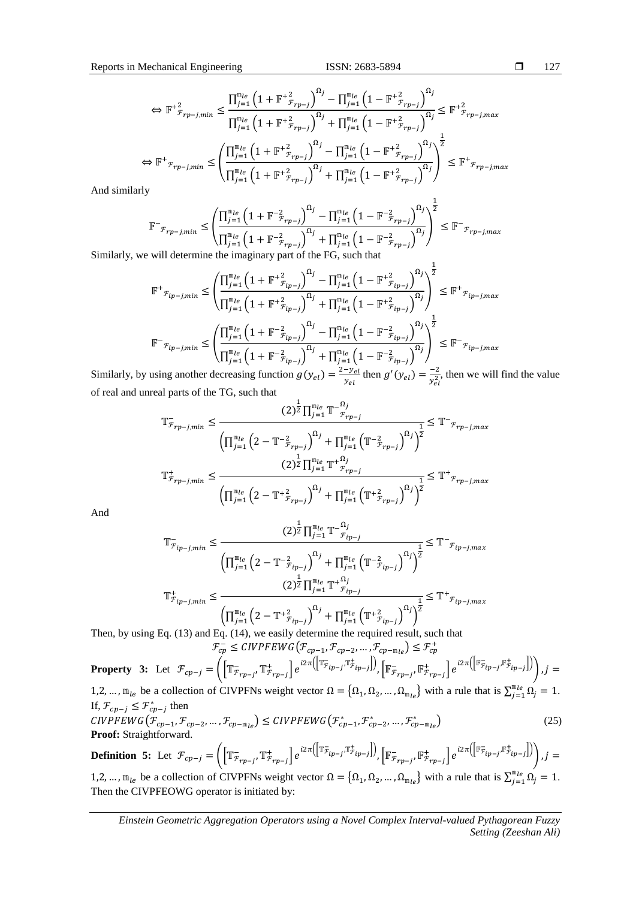$$\Leftrightarrow \mathbb{F}^{+2}_{\mathcal{F}_{rp-j,min}} \leq \frac{\prod_{j=1}^{\mathbb{m}_{le}}\left(1+\mathbb{F}^{+2}_{\mathcal{F}_{rp-j}}\right)^{\Omega_j}-\prod_{j=1}^{\mathbb{m}_{le}}\left(1-\mathbb{F}^{+2}_{\mathcal{F}_{rp-j}}\right)^{\Omega_j}}{\prod_{j=1}^{\mathbb{m}_{le}}\left(1+\mathbb{F}^{+2}_{\mathcal{F}_{rp-j}}\right)^{\Omega_j}+\prod_{j=1}^{\mathbb{m}_{le}}\left(1-\mathbb{F}^{+2}_{\mathcal{F}_{rp-j}}\right)^{\Omega_j}} \leq \mathbb{F}^{+2}_{\mathcal{F}_{rp-j,max}}$$

$$\Leftrightarrow \mathbb{F}^{+}_{\mathcal{F}_{rp-j,min}} \leq \left(\frac{\prod_{j=1}^{\mathbb{m}_{le}}\left(1+\mathbb{F}^{+2}_{\mathcal{F}_{rp-j}}\right)^{\Omega_j}-\prod_{j=1}^{\mathbb{m}_{le}}\left(1-\mathbb{F}^{+2}_{\mathcal{F}_{rp-j}}\right)^{\Omega_j}}{\prod_{j=1}^{\mathbb{m}_{le}}\left(1+\mathbb{F}^{+2}_{\mathcal{F}_{rp-j}}\right)^{\Omega_j}+\prod_{j=1}^{\mathbb{m}_{le}}\left(1-\mathbb{F}^{+2}_{\mathcal{F}_{rp-j}}\right)^{\Omega_j}}\right)^{\frac{1}{2}} \leq \mathbb{F}^{+}_{\mathcal{F}_{rp-j,max}}$$

And similarly

$$\mathbb{F}^{-}_{\mathcal{F}_{rp-j,min}} \leq \left(\frac{\prod_{j=1}^{\mathbb{m}_{le}}\left(1+\mathbb{F}^{-2}_{\mathcal{F}_{rp-j}}\right)^{\Omega_j}-\prod_{j=1}^{\mathbb{m}_{le}}\left(1-\mathbb{F}^{-2}_{\mathcal{F}_{rp-j}}\right)^{\Omega_j}}{\prod_{j=1}^{\mathbb{m}_{le}}\left(1+\mathbb{F}^{-2}_{\mathcal{F}_{rp-j}}\right)^{\Omega_j}+\prod_{j=1}^{\mathbb{m}_{le}}\left(1-\mathbb{F}^{-2}_{\mathcal{F}_{rp-j}}\right)^{\Omega_j}}\right)^{\frac{1}{2}} \leq \mathbb{F}^{-}_{\mathcal{F}_{rp-j,max}}$$

Similarly, we will determine the imaginary part of the FG, such that

$$\mathbb{F}^{+}_{\mathcal{F}_{ip-j,min}} \leq \left(\frac{\prod_{j=1}^{\mathbb{m}_{le}}\left(1+\mathbb{F}^{+2}_{\mathcal{F}_{ip-j}}\right)^{\Omega_j}-\prod_{j=1}^{\mathbb{m}_{le}}\left(1-\mathbb{F}^{+2}_{\mathcal{F}_{ip-j}}\right)^{\Omega_j}}{\prod_{j=1}^{\mathbb{m}_{le}}\left(1+\mathbb{F}^{+2}_{\mathcal{F}_{ip-j}}\right)^{\Omega_j}+\prod_{j=1}^{\mathbb{m}_{le}}\left(1-\mathbb{F}^{+2}_{\mathcal{F}_{ip-j}}\right)^{\Omega_j}}\right)^{\frac{1}{2}} \leq \mathbb{F}^{+}_{\mathcal{F}_{ip-j,max}}$$

$$\mathbb{F}^{-}_{\mathcal{F}_{ip-j,min}} \leq \left(\frac{\prod_{j=1}^{\mathbb{m}_{le}}\left(1+\mathbb{F}^{-2}_{\mathcal{F}_{ip-j}}\right)^{\Omega_j}-\prod_{j=1}^{\mathbb{m}_{le}}\left(1-\mathbb{F}^{-2}_{\mathcal{F}_{ip-j}}\right)^{\Omega_j}}{\prod_{j=1}^{\mathbb{m}_{le}}\left(1+\mathbb{F}^{-2}_{\mathcal{F}_{ip-j}}\right)^{\Omega_j}+\prod_{j=1}^{\mathbb{m}_{le}}\left(1-\mathbb{F}^{-2}_{\mathcal{F}_{ip-j}}\right)^{\Omega_j}}\right)^{\frac{1}{2}} \leq \mathbb{F}^{-}_{\mathcal{F}_{ip-j,max}}$$

Similarly, by using another decreasing function $g(y_{el}) = \frac{2-y_{el}}{y_{el}}$ then $g'(y_{el}) = \frac{-2}{y_{el}^2}$, then we will find the value of real and unreal parts of the TG, such that

$$\mathbb{T}^{-}_{\mathcal{F}_{rp-j,min}} \leq \frac{(2)^{\frac{1}{2}}\prod_{j=1}^{\mathbb{m}_{le}}\mathbb{T}^{-\Omega_j}_{\mathcal{F}_{rp-j}}}{\left(\prod_{j=1}^{\mathbb{m}_{le}}\left(2-\mathbb{T}^{-2}_{\mathcal{F}_{rp-j}}\right)^{\Omega_j}+\prod_{j=1}^{\mathbb{m}_{le}}\left(\mathbb{T}^{-2}_{\mathcal{F}_{rp-j}}\right)^{\Omega_j}\right)^{\frac{1}{2}}} \leq \mathbb{T}^{-}_{\mathcal{F}_{rp-j,max}}$$

$$\mathbb{T}^{+}_{\mathcal{F}_{rp-j,min}} \leq \frac{(2)^{\frac{1}{2}}\prod_{j=1}^{\mathbb{m}_{le}}\mathbb{T}^{+\Omega_j}_{\mathcal{F}_{rp-j}}}{\left(\prod_{j=1}^{\mathbb{m}_{le}}\left(2-\mathbb{T}^{+2}_{\mathcal{F}_{rp-j}}\right)^{\Omega_j}+\prod_{j=1}^{\mathbb{m}_{le}}\left(\mathbb{T}^{+2}_{\mathcal{F}_{rp-j}}\right)^{\Omega_j}\right)^{\frac{1}{2}}} \leq \mathbb{T}^{+}_{\mathcal{F}_{rp-j,max}}$$

And

$$\mathbb{T}^{-}_{\mathcal{F}_{ip-j,min}} \leq \frac{(2)^{\frac{1}{2}}\prod_{j=1}^{\mathbb{m}_{le}}\mathbb{T}^{-\Omega_j}_{\mathcal{F}_{ip-j}}}{\left(\prod_{j=1}^{\mathbb{m}_{le}}\left(2-\mathbb{T}^{-2}_{\mathcal{F}_{ip-j}}\right)^{\Omega_j}+\prod_{j=1}^{\mathbb{m}_{le}}\left(\mathbb{T}^{-2}_{\mathcal{F}_{ip-j}}\right)^{\Omega_j}\right)^{\frac{1}{2}}} \leq \mathbb{T}^{-}_{\mathcal{F}_{ip-j,max}}$$

$$\mathbb{T}^{+}_{\mathcal{F}_{ip-j,min}} \leq \frac{(2)^{\frac{1}{2}}\prod_{j=1}^{\mathbb{m}_{le}}\mathbb{T}^{+\Omega_j}_{\mathcal{F}_{ip-j}}}{\left(\prod_{j=1}^{\mathbb{m}_{le}}\left(2-\mathbb{T}^{+2}_{\mathcal{F}_{ip-j}}\right)^{\Omega_j}+\prod_{j=1}^{\mathbb{m}_{le}}\left(\mathbb{T}^{+2}_{\mathcal{F}_{ip-j}}\right)^{\Omega_j}\right)^{\frac{1}{2}}} \leq \mathbb{T}^{+}_{\mathcal{F}_{ip-j,max}}$$

Then, by using Eq. (13) and Eq. (14), we easily determine the required result, such that

$$\mathcal{F}^{-}_{cp} \leq CIVPFEWG\left(\mathcal{F}_{cp-1}, \mathcal{F}_{cp-2}, \ldots, \mathcal{F}_{cp-\mathbb{m}_{le}}\right) \leq \mathcal{F}^{+}_{cp}$$

**Property 3:** Let $\mathcal{F}_{cp-j} = \left(\left[\mathbb{T}^{-}_{\mathcal{F}_{rp-j}}, \mathbb{T}^{+}_{\mathcal{F}_{rp-j}}\right]e^{i2\pi\left(\left[\mathbb{T}^{-}_{\mathcal{F}_{ip-j}}, \mathbb{T}^{+}_{\mathcal{F}_{ip-j}}\right]\right)}, \left[\mathbb{F}^{-}_{\mathcal{F}_{rp-j}}, \mathbb{F}^{+}_{\mathcal{F}_{rp-j}}\right]e^{i2\pi\left(\left[\mathbb{F}^{-}_{\mathcal{F}_{ip-j}}, \mathbb{F}^{+}_{\mathcal{F}_{ip-j}}\right]\right)}\right), j = 1,2,\ldots,\mathbb{m}_{le}$ be a collection of CIVPFNs weight vector $\Omega = \{\Omega_1, \Omega_2, \ldots, \Omega_{\mathbb{m}_{le}}\}$ with a rule that is $\sum_{j=1}^{\mathbb{m}_{le}}\Omega_j = 1$. If, $\mathcal{F}_{cp-j} \leq \mathcal{F}^{*}_{cp-j}$ then

$$CIVPFEWG\left(\mathcal{F}_{cp-1}, \mathcal{F}_{cp-2}, \ldots, \mathcal{F}_{cp-\mathbb{m}_{le}}\right) \leq CIVPFEWG\left(\mathcal{F}^{*}_{cp-1}, \mathcal{F}^{*}_{cp-2}, \ldots, \mathcal{F}^{*}_{cp-\mathbb{m}_{le}}\right) \tag{25}$$

**Proof:** Straightforward.

**Definition 5:** Let $\mathcal{F}_{cp-j} = \left(\left[\mathbb{T}^{-}_{\mathcal{F}_{rp-j}}, \mathbb{T}^{+}_{\mathcal{F}_{rp-j}}\right]e^{i2\pi\left(\left[\mathbb{T}^{-}_{\mathcal{F}_{ip-j}}, \mathbb{T}^{+}_{\mathcal{F}_{ip-j}}\right]\right)}, \left[\mathbb{F}^{-}_{\mathcal{F}_{rp-j}}, \mathbb{F}^{+}_{\mathcal{F}_{rp-j}}\right]e^{i2\pi\left(\left[\mathbb{F}^{-}_{\mathcal{F}_{ip-j}}, \mathbb{F}^{+}_{\mathcal{F}_{ip-j}}\right]\right)}\right), j = 1,2,\ldots,\mathbb{m}_{le}$ be a collection of CIVPFNs weight vector $\Omega = \{\Omega_1, \Omega_2, \ldots, \Omega_{\mathbb{m}_{le}}\}$ with a rule that is $\sum_{j=1}^{\mathbb{m}_{le}}\Omega_j = 1$. Then the CIVPFEOWG operator is initiated by: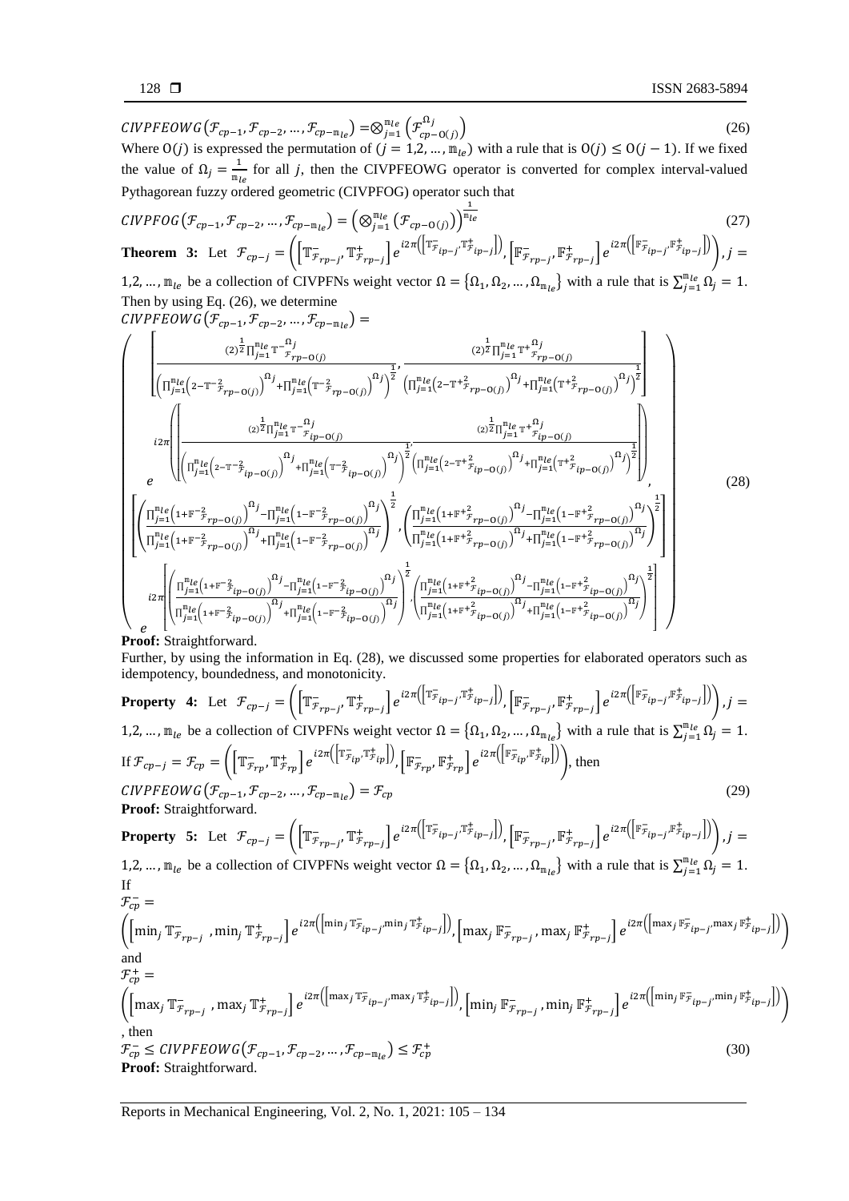$$CIVPFEOWG\left(\mathcal{F}_{cp-1}, \mathcal{F}_{cp-2}, \dots, \mathcal{F}_{cp-\mathbb{m}_{le}}\right) = \otimes_{j=1}^{\mathbb{m}_{le}} \left(\mathcal{F}_{cp-\mathrm{O}(j)}^{\Omega_j}\right) \tag{26}$$

Where $\mathrm{O}(j)$ is expressed the permutation of $(j = 1,2, \dots, \mathbb{m}_{le})$ with a rule that is $\mathrm{O}(j) \leq \mathrm{O}(j-1)$. If we fixed the value of $\Omega_j = \frac{1}{\mathbb{m}_{le}}$ for all $j$, then the CIVPFEOWG operator is converted for complex interval-valued Pythagorean fuzzy ordered geometric (CIVPFOG) operator such that

$$CIVPFOG\left(\mathcal{F}_{cp-1}, \mathcal{F}_{cp-2}, \dots, \mathcal{F}_{cp-\mathbb{m}_{le}}\right) = \left(\otimes_{j=1}^{\mathbb{m}_{le}} \left(\mathcal{F}_{cp-\mathrm{O}(j)}\right)\right)^{\frac{1}{\mathbb{m}_{le}}} \tag{27}$$

**Theorem 3:** Let $\mathcal{F}_{cp-j} = \left(\left[\mathbb{T}^{-}_{\mathcal{F}_{rp-j}}, \mathbb{T}^{+}_{\mathcal{F}_{rp-j}}\right] e^{i2\pi\left(\left[\mathbb{T}^{-}_{\mathcal{F}_{ip-j}}, \mathbb{T}^{+}_{\mathcal{F}_{ip-j}}\right]\right)}, \left[\mathbb{F}^{-}_{\mathcal{F}_{rp-j}}, \mathbb{F}^{+}_{\mathcal{F}_{rp-j}}\right] e^{i2\pi\left(\left[\mathbb{F}^{-}_{\mathcal{F}_{ip-j}}, \mathbb{F}^{+}_{\mathcal{F}_{ip-j}}\right]\right)}\right), j = 1,2, \dots, \mathbb{m}_{le}$ be a collection of CIVPFNs weight vector $\Omega = \{\Omega_1, \Omega_2, \dots, \Omega_{\mathbb{m}_{le}}\}$ with a rule that is $\sum_{j=1}^{\mathbb{m}_{le}} \Omega_j = 1$. Then by using Eq. (26), we determine

$CIVPFEOWG\left(\mathcal{F}_{cp-1}, \mathcal{F}_{cp-2}, \dots, \mathcal{F}_{cp-\mathbb{m}_{le}}\right) =$

$$\left(\begin{array}{c}
\left[\frac{(2)^{\frac{1}{2}}\prod_{j=1}^{\mathbb{m}_{le}}\mathbb{T}^{-\Omega_j}_{\mathcal{F}_{rp-\mathrm{O}(j)}}}{\left(\prod_{j=1}^{\mathbb{m}_{le}}\left(2-\mathbb{T}^{-2}_{\mathcal{F}_{rp-\mathrm{O}(j)}}\right)^{\Omega_j}+\prod_{j=1}^{\mathbb{m}_{le}}\left(\mathbb{T}^{-2}_{\mathcal{F}_{rp-\mathrm{O}(j)}}\right)^{\Omega_j}\right)^{\frac{1}{2}}}, \frac{(2)^{\frac{1}{2}}\prod_{j=1}^{\mathbb{m}_{le}}\mathbb{T}^{+\Omega_j}_{\mathcal{F}_{rp-\mathrm{O}(j)}}}{\left(\prod_{j=1}^{\mathbb{m}_{le}}\left(2-\mathbb{T}^{+2}_{\mathcal{F}_{rp-\mathrm{O}(j)}}\right)^{\Omega_j}+\prod_{j=1}^{\mathbb{m}_{le}}\left(\mathbb{T}^{+2}_{\mathcal{F}_{rp-\mathrm{O}(j)}}\right)^{\Omega_j}\right)^{\frac{1}{2}}}\right] \\
e^{i2\pi\left(\left[\frac{(2)^{\frac{1}{2}}\prod_{j=1}^{\mathbb{m}_{le}}\mathbb{T}^{-\Omega_j}_{\mathcal{F}_{ip-\mathrm{O}(j)}}}{\left(\prod_{j=1}^{\mathbb{m}_{le}}\left(2-\mathbb{T}^{-2}_{\mathcal{F}_{ip-\mathrm{O}(j)}}\right)^{\Omega_j}+\prod_{j=1}^{\mathbb{m}_{le}}\left(\mathbb{T}^{-2}_{\mathcal{F}_{ip-\mathrm{O}(j)}}\right)^{\Omega_j}\right)^{\frac{1}{2}}}, \frac{(2)^{\frac{1}{2}}\prod_{j=1}^{\mathbb{m}_{le}}\mathbb{T}^{+\Omega_j}_{\mathcal{F}_{ip-\mathrm{O}(j)}}}{\left(\prod_{j=1}^{\mathbb{m}_{le}}\left(2-\mathbb{T}^{+2}_{\mathcal{F}_{ip-\mathrm{O}(j)}}\right)^{\Omega_j}+\prod_{j=1}^{\mathbb{m}_{le}}\left(\mathbb{T}^{+2}_{\mathcal{F}_{ip-\mathrm{O}(j)}}\right)^{\Omega_j}\right)^{\frac{1}{2}}}\right]\right)}, \\
\left[\left(\frac{\prod_{j=1}^{\mathbb{m}_{le}}\left(1+\mathbb{F}^{-2}_{\mathcal{F}_{rp-\mathrm{O}(j)}}\right)^{\Omega_j}-\prod_{j=1}^{\mathbb{m}_{le}}\left(1-\mathbb{F}^{-2}_{\mathcal{F}_{rp-\mathrm{O}(j)}}\right)^{\Omega_j}}{\prod_{j=1}^{\mathbb{m}_{le}}\left(1+\mathbb{F}^{-2}_{\mathcal{F}_{rp-\mathrm{O}(j)}}\right)^{\Omega_j}+\prod_{j=1}^{\mathbb{m}_{le}}\left(1-\mathbb{F}^{-2}_{\mathcal{F}_{rp-\mathrm{O}(j)}}\right)^{\Omega_j}}\right)^{\frac{1}{2}}, \left(\frac{\prod_{j=1}^{\mathbb{m}_{le}}\left(1+\mathbb{F}^{+2}_{\mathcal{F}_{rp-\mathrm{O}(j)}}\right)^{\Omega_j}-\prod_{j=1}^{\mathbb{m}_{le}}\left(1-\mathbb{F}^{+2}_{\mathcal{F}_{rp-\mathrm{O}(j)}}\right)^{\Omega_j}}{\prod_{j=1}^{\mathbb{m}_{le}}\left(1+\mathbb{F}^{+2}_{\mathcal{F}_{rp-\mathrm{O}(j)}}\right)^{\Omega_j}+\prod_{j=1}^{\mathbb{m}_{le}}\left(1-\mathbb{F}^{+2}_{\mathcal{F}_{rp-\mathrm{O}(j)}}\right)^{\Omega_j}}\right)^{\frac{1}{2}}\right] \\
e^{i2\pi\left[\left(\frac{\prod_{j=1}^{\mathbb{m}_{le}}\left(1+\mathbb{F}^{-2}_{\mathcal{F}_{ip-\mathrm{O}(j)}}\right)^{\Omega_j}-\prod_{j=1}^{\mathbb{m}_{le}}\left(1-\mathbb{F}^{-2}_{\mathcal{F}_{ip-\mathrm{O}(j)}}\right)^{\Omega_j}}{\prod_{j=1}^{\mathbb{m}_{le}}\left(1+\mathbb{F}^{-2}_{\mathcal{F}_{ip-\mathrm{O}(j)}}\right)^{\Omega_j}+\prod_{j=1}^{\mathbb{m}_{le}}\left(1-\mathbb{F}^{-2}_{\mathcal{F}_{ip-\mathrm{O}(j)}}\right)^{\Omega_j}}\right)^{\frac{1}{2}}, \left(\frac{\prod_{j=1}^{\mathbb{m}_{le}}\left(1+\mathbb{F}^{+2}_{\mathcal{F}_{ip-\mathrm{O}(j)}}\right)^{\Omega_j}-\prod_{j=1}^{\mathbb{m}_{le}}\left(1-\mathbb{F}^{+2}_{\mathcal{F}_{ip-\mathrm{O}(j)}}\right)^{\Omega_j}}{\prod_{j=1}^{\mathbb{m}_{le}}\left(1+\mathbb{F}^{+2}_{\mathcal{F}_{ip-\mathrm{O}(j)}}\right)^{\Omega_j}+\prod_{j=1}^{\mathbb{m}_{le}}\left(1-\mathbb{F}^{+2}_{\mathcal{F}_{ip-\mathrm{O}(j)}}\right)^{\Omega_j}}\right)^{\frac{1}{2}}\right]}
\end{array}\right) \tag{28}$$

**Proof:** Straightforward.

Further, by using the information in Eq. (28), we discussed some properties for elaborated operators such as idempotency, boundedness, and monotonicity.

**Property 4:** Let $\mathcal{F}_{cp-j} = \left(\left[\mathbb{T}^{-}_{\mathcal{F}_{rp-j}}, \mathbb{T}^{+}_{\mathcal{F}_{rp-j}}\right] e^{i2\pi\left(\left[\mathbb{T}^{-}_{\mathcal{F}_{ip-j}}, \mathbb{T}^{+}_{\mathcal{F}_{ip-j}}\right]\right)}, \left[\mathbb{F}^{-}_{\mathcal{F}_{rp-j}}, \mathbb{F}^{+}_{\mathcal{F}_{rp-j}}\right] e^{i2\pi\left(\left[\mathbb{F}^{-}_{\mathcal{F}_{ip-j}}, \mathbb{F}^{+}_{\mathcal{F}_{ip-j}}\right]\right)}\right), j = 1,2, \dots, \mathbb{m}_{le}$ be a collection of CIVPFNs weight vector $\Omega = \{\Omega_1, \Omega_2, \dots, \Omega_{\mathbb{m}_{le}}\}$ with a rule that is $\sum_{j=1}^{\mathbb{m}_{le}} \Omega_j = 1$. If $\mathcal{F}_{cp-j} = \mathcal{F}_{cp} = \left(\left[\mathbb{T}^{-}_{\mathcal{F}_{rp}}, \mathbb{T}^{+}_{\mathcal{F}_{rp}}\right] e^{i2\pi\left(\left[\mathbb{T}^{-}_{\mathcal{F}_{ip}}, \mathbb{T}^{+}_{\mathcal{F}_{ip}}\right]\right)}, \left[\mathbb{F}^{-}_{\mathcal{F}_{rp}}, \mathbb{F}^{+}_{\mathcal{F}_{rp}}\right] e^{i2\pi\left(\left[\mathbb{F}^{-}_{\mathcal{F}_{ip}}, \mathbb{F}^{+}_{\mathcal{F}_{ip}}\right]\right)}\right)$, then

$$CIVPFEOWG\left(\mathcal{F}_{cp-1}, \mathcal{F}_{cp-2}, \dots, \mathcal{F}_{cp-\mathbb{m}_{le}}\right) = \mathcal{F}_{cp} \tag{29}$$

**Proof:** Straightforward.

**Property 5:** Let $\mathcal{F}_{cp-j} = \left(\left[\mathbb{T}^{-}_{\mathcal{F}_{rp-j}}, \mathbb{T}^{+}_{\mathcal{F}_{rp-j}}\right] e^{i2\pi\left(\left[\mathbb{T}^{-}_{\mathcal{F}_{ip-j}}, \mathbb{T}^{+}_{\mathcal{F}_{ip-j}}\right]\right)}, \left[\mathbb{F}^{-}_{\mathcal{F}_{rp-j}}, \mathbb{F}^{+}_{\mathcal{F}_{rp-j}}\right] e^{i2\pi\left(\left[\mathbb{F}^{-}_{\mathcal{F}_{ip-j}}, \mathbb{F}^{+}_{\mathcal{F}_{ip-j}}\right]\right)}\right), j = 1,2, \dots, \mathbb{m}_{le}$ be a collection of CIVPFNs weight vector $\Omega = \{\Omega_1, \Omega_2, \dots, \Omega_{\mathbb{m}_{le}}\}$ with a rule that is $\sum_{j=1}^{\mathbb{m}_{le}} \Omega_j = 1$. If

$$\mathcal{F}^{-}_{cp} = \left(\left[\min_j \mathbb{T}^{-}_{\mathcal{F}_{rp-j}}, \min_j \mathbb{T}^{+}_{\mathcal{F}_{rp-j}}\right] e^{i2\pi\left(\left[\min_j \mathbb{T}^{-}_{\mathcal{F}_{ip-j}}, \min_j \mathbb{T}^{+}_{\mathcal{F}_{ip-j}}\right]\right)}, \left[\max_j \mathbb{F}^{-}_{\mathcal{F}_{rp-j}}, \max_j \mathbb{F}^{+}_{\mathcal{F}_{rp-j}}\right] e^{i2\pi\left(\left[\max_j \mathbb{F}^{-}_{\mathcal{F}_{ip-j}}, \max_j \mathbb{F}^{+}_{\mathcal{F}_{ip-j}}\right]\right)}\right)$$

and

$$\mathcal{F}^{+}_{cp} = \left(\left[\max_j \mathbb{T}^{-}_{\mathcal{F}_{rp-j}}, \max_j \mathbb{T}^{+}_{\mathcal{F}_{rp-j}}\right] e^{i2\pi\left(\left[\max_j \mathbb{T}^{-}_{\mathcal{F}_{ip-j}}, \max_j \mathbb{T}^{+}_{\mathcal{F}_{ip-j}}\right]\right)}, \left[\min_j \mathbb{F}^{-}_{\mathcal{F}_{rp-j}}, \min_j \mathbb{F}^{+}_{\mathcal{F}_{rp-j}}\right] e^{i2\pi\left(\left[\min_j \mathbb{F}^{-}_{\mathcal{F}_{ip-j}}, \min_j \mathbb{F}^{+}_{\mathcal{F}_{ip-j}}\right]\right)}\right)$$

, then

$$\mathcal{F}^{-}_{cp} \leq CIVPFEOWG\left(\mathcal{F}_{cp-1}, \mathcal{F}_{cp-2}, \dots, \mathcal{F}_{cp-\mathbb{m}_{le}}\right) \leq \mathcal{F}^{+}_{cp} \tag{30}$$

**Proof:** Straightforward.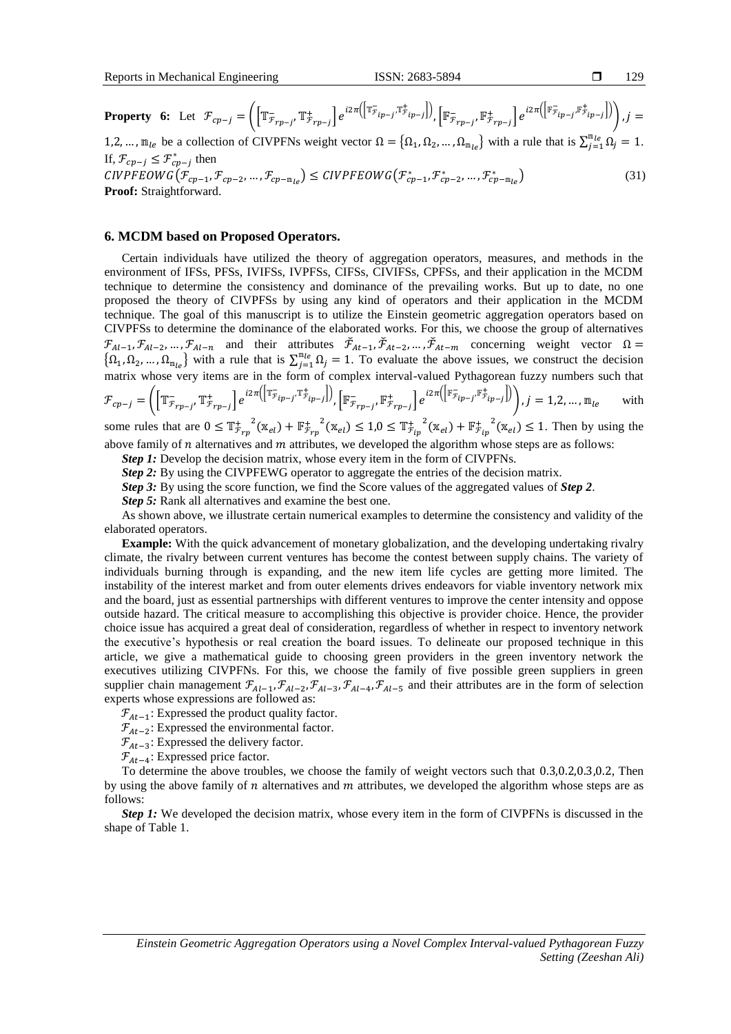**Property 6:** Let $\mathcal{F}_{cp-j} = \left( \left[ \mathbb{T}^{-}_{\mathcal{F}_{rp-j}}, \mathbb{T}^{+}_{\mathcal{F}_{rp-j}} \right] e^{i2\pi\left(\left[\mathbb{T}^{-}_{\mathcal{F}_{ip-j}}, \mathbb{T}^{+}_{\mathcal{F}_{ip-j}}\right]\right)}, \left[ \mathbb{F}^{-}_{\mathcal{F}_{rp-j}}, \mathbb{F}^{+}_{\mathcal{F}_{rp-j}} \right] e^{i2\pi\left(\left[\mathbb{F}^{-}_{\mathcal{F}_{ip-j}}, \mathbb{F}^{+}_{\mathcal{F}_{ip-j}}\right]\right)} \right), j = 1,2, \dots, \mathbb{m}_{le}$ be a collection of CIVPFNs weight vector $\Omega = \{\Omega_1, \Omega_2, \dots, \Omega_{\mathbb{m}_{le}}\}$ with a rule that is $\sum_{j=1}^{\mathbb{m}_{le}} \Omega_j = 1$. If, $\mathcal{F}_{cp-j} \leq \mathcal{F}^{*}_{cp-j}$ then

$$CIVPFEOWG\left(\mathcal{F}_{cp-1}, \mathcal{F}_{cp-2}, \dots, \mathcal{F}_{cp-\mathbb{m}_{le}}\right) \leq CIVPFEOWG\left(\mathcal{F}^{*}_{cp-1}, \mathcal{F}^{*}_{cp-2}, \dots, \mathcal{F}^{*}_{cp-\mathbb{m}_{le}}\right) \tag{31}$$

**Proof:** Straightforward.

## 6. MCDM based on Proposed Operators.

Certain individuals have utilized the theory of aggregation operators, measures, and methods in the environment of IFSs, PFSs, IVIFSs, IVPFSs, CIFSs, CIVIFSs, CPFSs, and their application in the MCDM technique to determine the consistency and dominance of the prevailing works. But up to date, no one proposed the theory of CIVPFSs by using any kind of operators and their application in the MCDM technique. The goal of this manuscript is to utilize the Einstein geometric aggregation operators based on CIVPFSs to determine the dominance of the elaborated works. For this, we choose the group of alternatives $\mathcal{F}_{Al-1}, \mathcal{F}_{Al-2}, \dots, \mathcal{F}_{Al-n}$ and their attributes $\breve{\mathcal{F}}_{At-1}, \breve{\mathcal{F}}_{At-2}, \dots, \breve{\mathcal{F}}_{At-m}$ concerning weight vector $\Omega = \{\Omega_1, \Omega_2, \dots, \Omega_{\mathbb{m}_{le}}\}$ with a rule that is $\sum_{j=1}^{\mathbb{m}_{le}} \Omega_j = 1$. To evaluate the above issues, we construct the decision matrix whose very items are in the form of complex interval-valued Pythagorean fuzzy numbers such that $\mathcal{F}_{cp-j} = \left( \left[ \mathbb{T}^{-}_{\mathcal{F}_{rp-j}}, \mathbb{T}^{+}_{\mathcal{F}_{rp-j}} \right] e^{i2\pi\left(\left[\mathbb{T}^{-}_{\mathcal{F}_{ip-j}}, \mathbb{T}^{+}_{\mathcal{F}_{ip-j}}\right]\right)}, \left[ \mathbb{F}^{-}_{\mathcal{F}_{rp-j}}, \mathbb{F}^{+}_{\mathcal{F}_{rp-j}} \right] e^{i2\pi\left(\left[\mathbb{F}^{-}_{\mathcal{F}_{ip-j}}, \mathbb{F}^{+}_{\mathcal{F}_{ip-j}}\right]\right)} \right), j = 1,2, \dots, \mathbb{m}_{le}$ with some rules that are $0 \leq {\mathbb{T}^{+}_{\mathcal{F}_{rp}}}^{2}(\mathbb{x}_{el}) + {\mathbb{F}^{+}_{\mathcal{F}_{rp}}}^{2}(\mathbb{x}_{el}) \leq 1, 0 \leq {\mathbb{T}^{+}_{\mathcal{F}_{ip}}}^{2}(\mathbb{x}_{el}) + {\mathbb{F}^{+}_{\mathcal{F}_{ip}}}^{2}(\mathbb{x}_{el}) \leq 1$. Then by using the above family of $n$ alternatives and $m$ attributes, we developed the algorithm whose steps are as follows:

***Step 1:*** Develop the decision matrix, whose every item in the form of CIVPFNs.

***Step 2:*** By using the CIVPFEWG operator to aggregate the entries of the decision matrix.

***Step 3:*** By using the score function, we find the Score values of the aggregated values of ***Step 2***.

***Step 5:*** Rank all alternatives and examine the best one.

As shown above, we illustrate certain numerical examples to determine the consistency and validity of the elaborated operators.

**Example:** With the quick advancement of monetary globalization, and the developing undertaking rivalry climate, the rivalry between current ventures has become the contest between supply chains. The variety of individuals burning through is expanding, and the new item life cycles are getting more limited. The instability of the interest market and from outer elements drives endeavors for viable inventory network mix and the board, just as essential partnerships with different ventures to improve the center intensity and oppose outside hazard. The critical measure to accomplishing this objective is provider choice. Hence, the provider choice issue has acquired a great deal of consideration, regardless of whether in respect to inventory network the executive's hypothesis or real creation the board issues. To delineate our proposed technique in this article, we give a mathematical guide to choosing green providers in the green inventory network the executives utilizing CIVPFNs. For this, we choose the family of five possible green suppliers in green supplier chain management $\mathcal{F}_{Al-1}, \mathcal{F}_{Al-2}, \mathcal{F}_{Al-3}, \mathcal{F}_{Al-4}, \mathcal{F}_{Al-5}$ and their attributes are in the form of selection experts whose expressions are followed as:

$\mathcal{F}_{At-1}$: Expressed the product quality factor.

$\mathcal{F}_{At-2}$: Expressed the environmental factor.

$\mathcal{F}_{At-3}$: Expressed the delivery factor.

$\mathcal{F}_{At-4}$: Expressed price factor.

To determine the above troubles, we choose the family of weight vectors such that 0.3,0.2,0.3,0.2, Then by using the above family of $n$ alternatives and $m$ attributes, we developed the algorithm whose steps are as follows:

***Step 1:*** We developed the decision matrix, whose every item in the form of CIVPFNs is discussed in the shape of Table 1.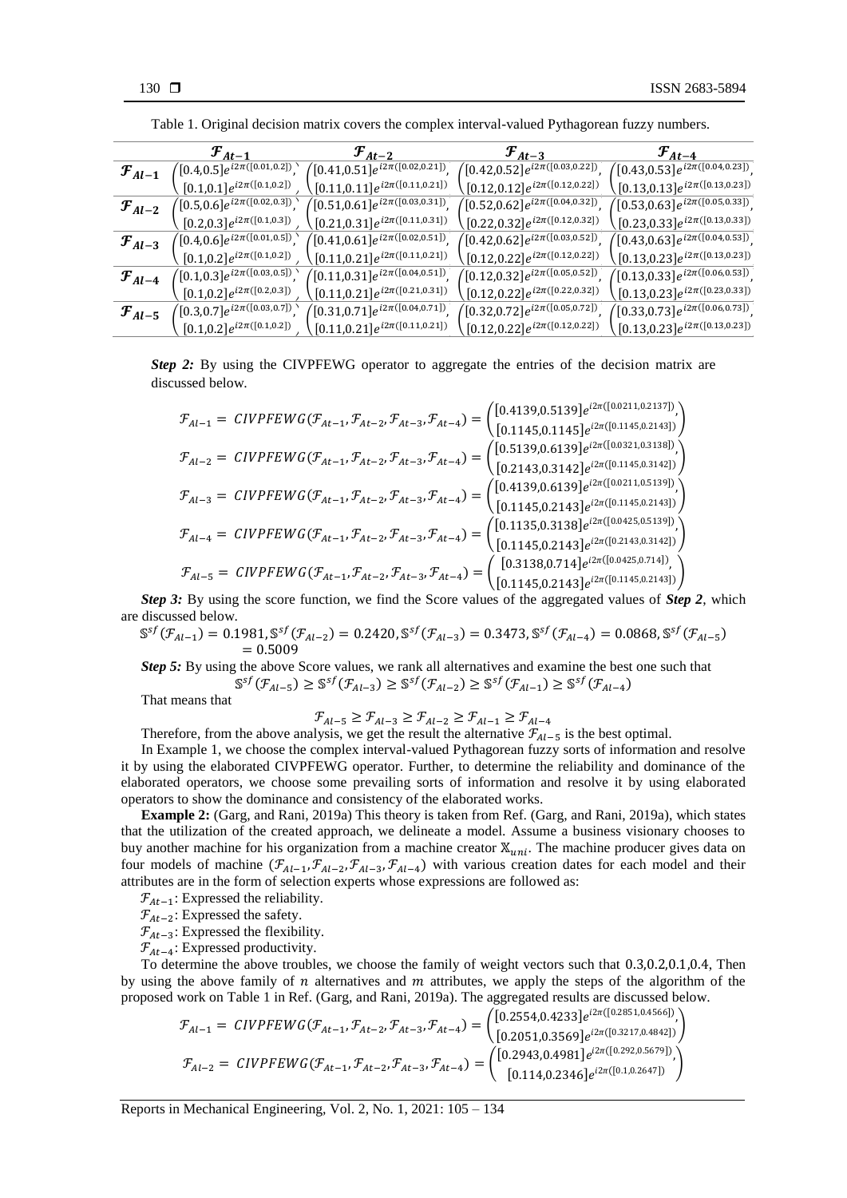Table 1. Original decision matrix covers the complex interval-valued Pythagorean fuzzy numbers.

| | $\mathcal{F}_{At-1}$ | $\mathcal{F}_{At-2}$ | $\mathcal{F}_{At-3}$ | $\mathcal{F}_{At-4}$ |
|---|---|---|---|---|
| $\mathcal{F}_{Al-1}$ | $\begin{pmatrix}[0.4,0.5]e^{i2\pi([0.01,0.2])}, \\ [0.1,0.1]e^{i2\pi([0.1,0.2])}\end{pmatrix}$ | $\begin{pmatrix}[0.41,0.51]e^{i2\pi([0.02,0.21])}, \\ [0.11,0.11]e^{i2\pi([0.11,0.21])}\end{pmatrix}$ | $\begin{pmatrix}[0.42,0.52]e^{i2\pi([0.03,0.22])}, \\ [0.12,0.12]e^{i2\pi([0.12,0.22])}\end{pmatrix}$ | $\begin{pmatrix}[0.43,0.53]e^{i2\pi([0.04,0.23])}, \\ [0.13,0.13]e^{i2\pi([0.13,0.23])}\end{pmatrix}$ |
| $\mathcal{F}_{Al-2}$ | $\begin{pmatrix}[0.5,0.6]e^{i2\pi([0.02,0.3])}, \\ [0.2,0.3]e^{i2\pi([0.1,0.3])}\end{pmatrix}$ | $\begin{pmatrix}[0.51,0.61]e^{i2\pi([0.03,0.31])}, \\ [0.21,0.31]e^{i2\pi([0.11,0.31])}\end{pmatrix}$ | $\begin{pmatrix}[0.52,0.62]e^{i2\pi([0.04,0.32])}, \\ [0.22,0.32]e^{i2\pi([0.12,0.32])}\end{pmatrix}$ | $\begin{pmatrix}[0.53,0.63]e^{i2\pi([0.05,0.33])}, \\ [0.23,0.33]e^{i2\pi([0.13,0.33])}\end{pmatrix}$ |
| $\mathcal{F}_{Al-3}$ | $\begin{pmatrix}[0.4,0.6]e^{i2\pi([0.01,0.5])}, \\ [0.1,0.2]e^{i2\pi([0.1,0.2])}\end{pmatrix}$ | $\begin{pmatrix}[0.41,0.61]e^{i2\pi([0.02,0.51])}, \\ [0.11,0.21]e^{i2\pi([0.11,0.21])}\end{pmatrix}$ | $\begin{pmatrix}[0.42,0.62]e^{i2\pi([0.03,0.52])}, \\ [0.12,0.22]e^{i2\pi([0.12,0.22])}\end{pmatrix}$ | $\begin{pmatrix}[0.43,0.63]e^{i2\pi([0.04,0.53])}, \\ [0.13,0.23]e^{i2\pi([0.13,0.23])}\end{pmatrix}$ |
| $\mathcal{F}_{Al-4}$ | $\begin{pmatrix}[0.1,0.3]e^{i2\pi([0.03,0.5])}, \\ [0.1,0.2]e^{i2\pi([0.2,0.3])}\end{pmatrix}$ | $\begin{pmatrix}[0.11,0.31]e^{i2\pi([0.04,0.51])}, \\ [0.11,0.21]e^{i2\pi([0.21,0.31])}\end{pmatrix}$ | $\begin{pmatrix}[0.12,0.32]e^{i2\pi([0.05,0.52])}, \\ [0.12,0.22]e^{i2\pi([0.22,0.32])}\end{pmatrix}$ | $\begin{pmatrix}[0.13,0.33]e^{i2\pi([0.06,0.53])}, \\ [0.13,0.23]e^{i2\pi([0.23,0.33])}\end{pmatrix}$ |
| $\mathcal{F}_{Al-5}$ | $\begin{pmatrix}[0.3,0.7]e^{i2\pi([0.03,0.7])}, \\ [0.1,0.2]e^{i2\pi([0.1,0.2])}\end{pmatrix}$ | $\begin{pmatrix}[0.31,0.71]e^{i2\pi([0.04,0.71])}, \\ [0.11,0.21]e^{i2\pi([0.11,0.21])}\end{pmatrix}$ | $\begin{pmatrix}[0.32,0.72]e^{i2\pi([0.05,0.72])}, \\ [0.12,0.22]e^{i2\pi([0.12,0.22])}\end{pmatrix}$ | $\begin{pmatrix}[0.33,0.73]e^{i2\pi([0.06,0.73])}, \\ [0.13,0.23]e^{i2\pi([0.13,0.23])}\end{pmatrix}$ |

***Step 2:*** By using the CIVPFEWG operator to aggregate the entries of the decision matrix are discussed below.

$$\mathcal{F}_{Al-1} = CIVPFEWG(\mathcal{F}_{At-1}, \mathcal{F}_{At-2}, \mathcal{F}_{At-3}, \mathcal{F}_{At-4}) = \begin{pmatrix}[0.4139,0.5139]e^{i2\pi([0.0211,0.2137])}, \\ [0.1145,0.1145]e^{i2\pi([0.1145,0.2143])}\end{pmatrix}$$

$$\mathcal{F}_{Al-2} = CIVPFEWG(\mathcal{F}_{At-1}, \mathcal{F}_{At-2}, \mathcal{F}_{At-3}, \mathcal{F}_{At-4}) = \begin{pmatrix}[0.5139,0.6139]e^{i2\pi([0.0321,0.3138])}, \\ [0.2143,0.3142]e^{i2\pi([0.1145,0.3142])}\end{pmatrix}$$

$$\mathcal{F}_{Al-3} = CIVPFEWG(\mathcal{F}_{At-1}, \mathcal{F}_{At-2}, \mathcal{F}_{At-3}, \mathcal{F}_{At-4}) = \begin{pmatrix}[0.4139,0.6139]e^{i2\pi([0.0211,0.5139])}, \\ [0.1145,0.2143]e^{i2\pi([0.1145,0.2143])}\end{pmatrix}$$

$$\mathcal{F}_{Al-4} = CIVPFEWG(\mathcal{F}_{At-1}, \mathcal{F}_{At-2}, \mathcal{F}_{At-3}, \mathcal{F}_{At-4}) = \begin{pmatrix}[0.1135,0.3138]e^{i2\pi([0.0425,0.5139])}, \\ [0.1145,0.2143]e^{i2\pi([0.2143,0.3142])}\end{pmatrix}$$

$$\mathcal{F}_{Al-5} = CIVPFEWG(\mathcal{F}_{At-1}, \mathcal{F}_{At-2}, \mathcal{F}_{At-3}, \mathcal{F}_{At-4}) = \begin{pmatrix}[0.3138,0.714]e^{i2\pi([0.0425,0.714])}, \\ [0.1145,0.2143]e^{i2\pi([0.1145,0.2143])}\end{pmatrix}$$

***Step 3:*** By using the score function, we find the Score values of the aggregated values of ***Step 2***, which are discussed below.

$$\mathbb{S}^{sf}(\mathcal{F}_{Al-1}) = 0.1981, \mathbb{S}^{sf}(\mathcal{F}_{Al-2}) = 0.2420, \mathbb{S}^{sf}(\mathcal{F}_{Al-3}) = 0.3473, \mathbb{S}^{sf}(\mathcal{F}_{Al-4}) = 0.0868, \mathbb{S}^{sf}(\mathcal{F}_{Al-5}) = 0.5009$$

***Step 5:*** By using the above Score values, we rank all alternatives and examine the best one such that

$$\mathbb{S}^{sf}(\mathcal{F}_{Al-5}) \geq \mathbb{S}^{sf}(\mathcal{F}_{Al-3}) \geq \mathbb{S}^{sf}(\mathcal{F}_{Al-2}) \geq \mathbb{S}^{sf}(\mathcal{F}_{Al-1}) \geq \mathbb{S}^{sf}(\mathcal{F}_{Al-4})$$

That means that

$$\mathcal{F}_{Al-5} \geq \mathcal{F}_{Al-3} \geq \mathcal{F}_{Al-2} \geq \mathcal{F}_{Al-1} \geq \mathcal{F}_{Al-4}$$

Therefore, from the above analysis, we get the result the alternative $\mathcal{F}_{Al-5}$ is the best optimal.

In Example 1, we choose the complex interval-valued Pythagorean fuzzy sorts of information and resolve it by using the elaborated CIVPFEWG operator. Further, to determine the reliability and dominance of the elaborated operators, we choose some prevailing sorts of information and resolve it by using elaborated operators to show the dominance and consistency of the elaborated works.

**Example 2:** (Garg, and Rani, 2019a) This theory is taken from Ref. (Garg, and Rani, 2019a), which states that the utilization of the created approach, we delineate a model. Assume a business visionary chooses to buy another machine for his organization from a machine creator $\mathbb{X}_{uni}$. The machine producer gives data on four models of machine $(\mathcal{F}_{Al-1}, \mathcal{F}_{Al-2}, \mathcal{F}_{Al-3}, \mathcal{F}_{Al-4})$ with various creation dates for each model and their attributes are in the form of selection experts whose expressions are followed as:

$\mathcal{F}_{At-1}$: Expressed the reliability.

$\mathcal{F}_{At-2}$: Expressed the safety.

$\mathcal{F}_{At-3}$: Expressed the flexibility.

$\mathcal{F}_{At-4}$: Expressed productivity.

To determine the above troubles, we choose the family of weight vectors such that 0.3,0.2,0.1,0.4, Then by using the above family of $n$ alternatives and $m$ attributes, we apply the steps of the algorithm of the proposed work on Table 1 in Ref. (Garg, and Rani, 2019a). The aggregated results are discussed below.

$$\mathcal{F}_{Al-1} = CIVPFEWG(\mathcal{F}_{At-1}, \mathcal{F}_{At-2}, \mathcal{F}_{At-3}, \mathcal{F}_{At-4}) = \begin{pmatrix}[0.2554,0.4233]e^{i2\pi([0.2851,0.4566])}, \\ [0.2051,0.3569]e^{i2\pi([0.3217,0.4842])}\end{pmatrix}$$

$$\mathcal{F}_{Al-2} = CIVPFEWG(\mathcal{F}_{At-1}, \mathcal{F}_{At-2}, \mathcal{F}_{At-3}, \mathcal{F}_{At-4}) = \begin{pmatrix}[0.2943,0.4981]e^{i2\pi([0.292,0.5679])}, \\ [0.114,0.2346]e^{i2\pi([0.1,0.2647])}\end{pmatrix}$$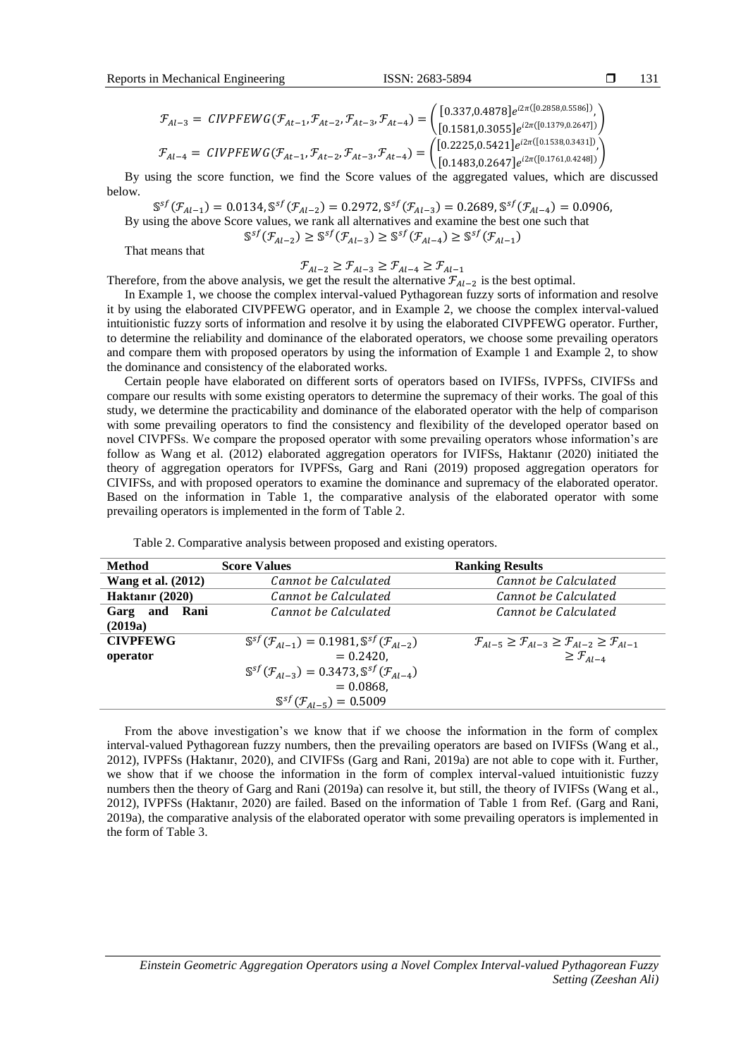$$\mathcal{F}_{Al-3} = CIVPFEWG(\mathcal{F}_{At-1}, \mathcal{F}_{At-2}, \mathcal{F}_{At-3}, \mathcal{F}_{At-4}) = \begin{pmatrix} [0.337, 0.4878]e^{i2\pi([0.2858, 0.5586])}, \\ [0.1581, 0.3055]e^{i2\pi([0.1379, 0.2647])} \end{pmatrix}$$

$$\mathcal{F}_{Al-4} = CIVPFEWG(\mathcal{F}_{At-1}, \mathcal{F}_{At-2}, \mathcal{F}_{At-3}, \mathcal{F}_{At-4}) = \begin{pmatrix} [0.2225, 0.5421]e^{i2\pi([0.1538, 0.3431])}, \\ [0.1483, 0.2647]e^{i2\pi([0.1761, 0.4248])} \end{pmatrix}$$

By using the score function, we find the Score values of the aggregated values, which are discussed below.

$$\mathbb{S}^{sf}(\mathcal{F}_{Al-1}) = 0.0134, \mathbb{S}^{sf}(\mathcal{F}_{Al-2}) = 0.2972, \mathbb{S}^{sf}(\mathcal{F}_{Al-3}) = 0.2689, \mathbb{S}^{sf}(\mathcal{F}_{Al-4}) = 0.0906,$$

By using the above Score values, we rank all alternatives and examine the best one such that

$$\mathbb{S}^{sf}(\mathcal{F}_{Al-2}) \geq \mathbb{S}^{sf}(\mathcal{F}_{Al-3}) \geq \mathbb{S}^{sf}(\mathcal{F}_{Al-4}) \geq \mathbb{S}^{sf}(\mathcal{F}_{Al-1})$$

That means that

$$\mathcal{F}_{Al-2} \geq \mathcal{F}_{Al-3} \geq \mathcal{F}_{Al-4} \geq \mathcal{F}_{Al-1}$$

Therefore, from the above analysis, we get the result the alternative $\mathcal{F}_{Al-2}$ is the best optimal.

In Example 1, we choose the complex interval-valued Pythagorean fuzzy sorts of information and resolve it by using the elaborated CIVPFEWG operator, and in Example 2, we choose the complex interval-valued intuitionistic fuzzy sorts of information and resolve it by using the elaborated CIVPFEWG operator. Further, to determine the reliability and dominance of the elaborated operators, we choose some prevailing operators and compare them with proposed operators by using the information of Example 1 and Example 2, to show the dominance and consistency of the elaborated works.

Certain people have elaborated on different sorts of operators based on IVIFSs, IVPFSs, CIVIFSs and compare our results with some existing operators to determine the supremacy of their works. The goal of this study, we determine the practicability and dominance of the elaborated operator with the help of comparison with some prevailing operators to find the consistency and flexibility of the developed operator based on novel CIVPFSs. We compare the proposed operator with some prevailing operators whose information's are follow as Wang et al. (2012) elaborated aggregation operators for IVIFSs, Haktanır (2020) initiated the theory of aggregation operators for IVPFSs, Garg and Rani (2019) proposed aggregation operators for CIVIFSs, and with proposed operators to examine the dominance and supremacy of the elaborated operator. Based on the information in Table 1, the comparative analysis of the elaborated operator with some prevailing operators is implemented in the form of Table 2.

Table 2. Comparative analysis between proposed and existing operators.

| Method | Score Values | Ranking Results |
|---|---|---|
| **Wang et al. (2012)** | *Cannot be Calculated* | *Cannot be Calculated* |
| **Haktanır (2020)** | *Cannot be Calculated* | *Cannot be Calculated* |
| **Garg and Rani (2019a)** | *Cannot be Calculated* | *Cannot be Calculated* |
| **CIVPFEWG operator** | $\mathbb{S}^{sf}(\mathcal{F}_{Al-1}) = 0.1981, \mathbb{S}^{sf}(\mathcal{F}_{Al-2}) = 0.2420,$ $\mathbb{S}^{sf}(\mathcal{F}_{Al-3}) = 0.3473, \mathbb{S}^{sf}(\mathcal{F}_{Al-4}) = 0.0868,$ $\mathbb{S}^{sf}(\mathcal{F}_{Al-5}) = 0.5009$ | $\mathcal{F}_{Al-5} \geq \mathcal{F}_{Al-3} \geq \mathcal{F}_{Al-2} \geq \mathcal{F}_{Al-1} \geq \mathcal{F}_{Al-4}$ |

From the above investigation's we know that if we choose the information in the form of complex interval-valued Pythagorean fuzzy numbers, then the prevailing operators are based on IVIFSs (Wang et al., 2012), IVPFSs (Haktanır, 2020), and CIVIFSs (Garg and Rani, 2019a) are not able to cope with it. Further, we show that if we choose the information in the form of complex interval-valued intuitionistic fuzzy numbers then the theory of Garg and Rani (2019a) can resolve it, but still, the theory of IVIFSs (Wang et al., 2012), IVPFSs (Haktanır, 2020) are failed. Based on the information of Table 1 from Ref. (Garg and Rani, 2019a), the comparative analysis of the elaborated operator with some prevailing operators is implemented in the form of Table 3.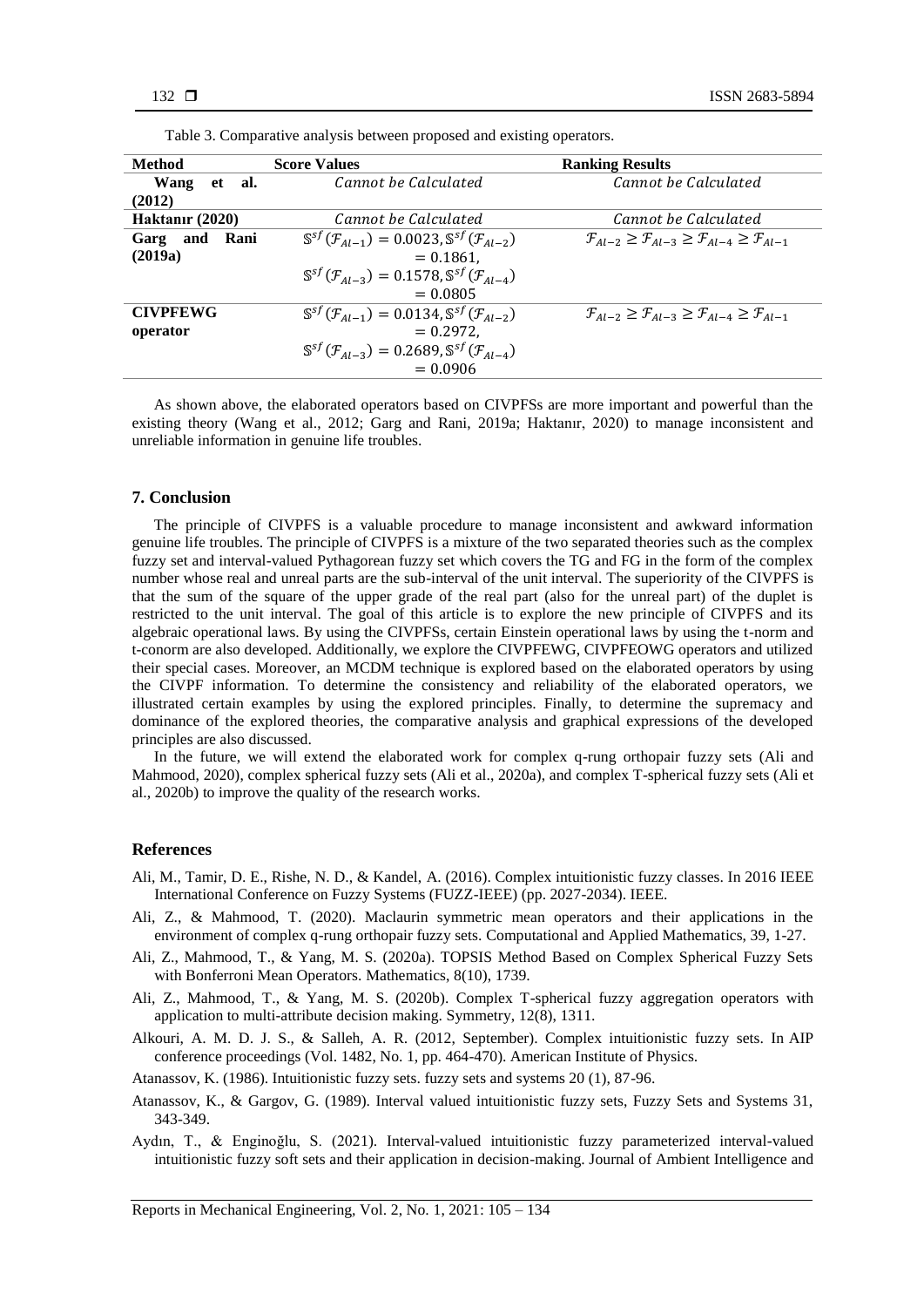Table 3. Comparative analysis between proposed and existing operators.

| Method | Score Values | Ranking Results |
|---|---|---|
| **Wang et al. (2012)** | *Cannot be Calculated* | *Cannot be Calculated* |
| **Haktanır (2020)** | *Cannot be Calculated* | *Cannot be Calculated* |
| **Garg and Rani (2019a)** | $\mathbb{S}^{sf}(\mathcal{F}_{Al-1}) = 0.0023, \mathbb{S}^{sf}(\mathcal{F}_{Al-2}) = 0.1861,$ $\mathbb{S}^{sf}(\mathcal{F}_{Al-3}) = 0.1578, \mathbb{S}^{sf}(\mathcal{F}_{Al-4}) = 0.0805$ | $\mathcal{F}_{Al-2} \geq \mathcal{F}_{Al-3} \geq \mathcal{F}_{Al-4} \geq \mathcal{F}_{Al-1}$ |
| **CIVPFEWG operator** | $\mathbb{S}^{sf}(\mathcal{F}_{Al-1}) = 0.0134, \mathbb{S}^{sf}(\mathcal{F}_{Al-2}) = 0.2972,$ $\mathbb{S}^{sf}(\mathcal{F}_{Al-3}) = 0.2689, \mathbb{S}^{sf}(\mathcal{F}_{Al-4}) = 0.0906$ | $\mathcal{F}_{Al-2} \geq \mathcal{F}_{Al-3} \geq \mathcal{F}_{Al-4} \geq \mathcal{F}_{Al-1}$ |

As shown above, the elaborated operators based on CIVPFSs are more important and powerful than the existing theory (Wang et al., 2012; Garg and Rani, 2019a; Haktanır, 2020) to manage inconsistent and unreliable information in genuine life troubles.

## 7. Conclusion

The principle of CIVPFS is a valuable procedure to manage inconsistent and awkward information genuine life troubles. The principle of CIVPFS is a mixture of the two separated theories such as the complex fuzzy set and interval-valued Pythagorean fuzzy set which covers the TG and FG in the form of the complex number whose real and unreal parts are the sub-interval of the unit interval. The superiority of the CIVPFS is that the sum of the square of the upper grade of the real part (also for the unreal part) of the duplet is restricted to the unit interval. The goal of this article is to explore the new principle of CIVPFS and its algebraic operational laws. By using the CIVPFSs, certain Einstein operational laws by using the t-norm and t-conorm are also developed. Additionally, we explore the CIVPFEWG, CIVPFEOWG operators and utilized their special cases. Moreover, an MCDM technique is explored based on the elaborated operators by using the CIVPF information. To determine the consistency and reliability of the elaborated operators, we illustrated certain examples by using the explored principles. Finally, to determine the supremacy and dominance of the explored theories, the comparative analysis and graphical expressions of the developed principles are also discussed.

In the future, we will extend the elaborated work for complex q-rung orthopair fuzzy sets (Ali and Mahmood, 2020), complex spherical fuzzy sets (Ali et al., 2020a), and complex T-spherical fuzzy sets (Ali et al., 2020b) to improve the quality of the research works.

## References

Ali, M., Tamir, D. E., Rishe, N. D., & Kandel, A. (2016). Complex intuitionistic fuzzy classes. In 2016 IEEE International Conference on Fuzzy Systems (FUZZ-IEEE) (pp. 2027-2034). IEEE.

Ali, Z., & Mahmood, T. (2020). Maclaurin symmetric mean operators and their applications in the environment of complex q-rung orthopair fuzzy sets. Computational and Applied Mathematics, 39, 1-27.

Ali, Z., Mahmood, T., & Yang, M. S. (2020a). TOPSIS Method Based on Complex Spherical Fuzzy Sets with Bonferroni Mean Operators. Mathematics, 8(10), 1739.

Ali, Z., Mahmood, T., & Yang, M. S. (2020b). Complex T-spherical fuzzy aggregation operators with application to multi-attribute decision making. Symmetry, 12(8), 1311.

Alkouri, A. M. D. J. S., & Salleh, A. R. (2012, September). Complex intuitionistic fuzzy sets. In AIP conference proceedings (Vol. 1482, No. 1, pp. 464-470). American Institute of Physics.

Atanassov, K. (1986). Intuitionistic fuzzy sets. fuzzy sets and systems 20 (1), 87-96.

Atanassov, K., & Gargov, G. (1989). Interval valued intuitionistic fuzzy sets, Fuzzy Sets and Systems 31, 343-349.

Aydın, T., & Enginoğlu, S. (2021). Interval-valued intuitionistic fuzzy parameterized interval-valued intuitionistic fuzzy soft sets and their application in decision-making. Journal of Ambient Intelligence and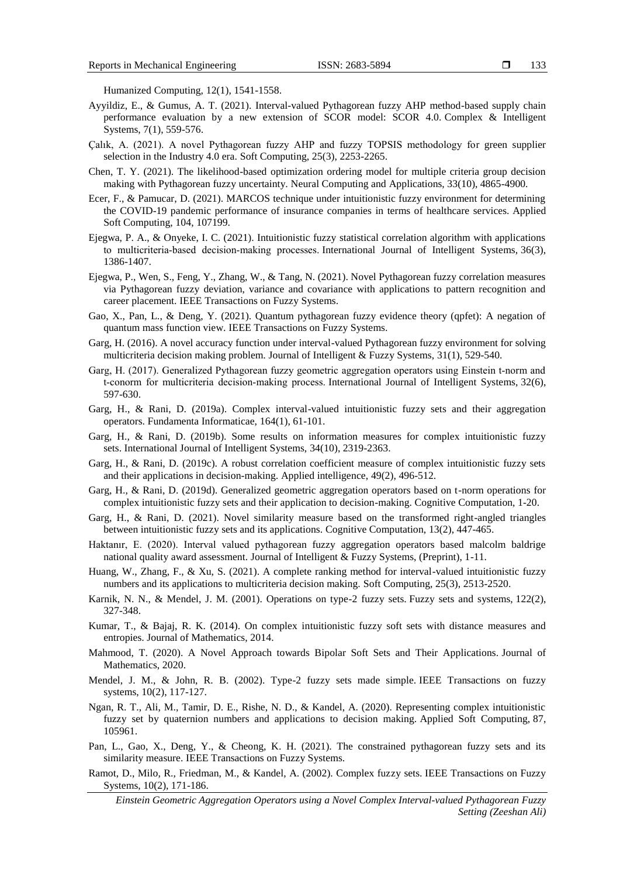Humanized Computing, 12(1), 1541-1558.

Ayyildiz, E., & Gumus, A. T. (2021). Interval-valued Pythagorean fuzzy AHP method-based supply chain performance evaluation by a new extension of SCOR model: SCOR 4.0. Complex & Intelligent Systems, 7(1), 559-576.

Çalık, A. (2021). A novel Pythagorean fuzzy AHP and fuzzy TOPSIS methodology for green supplier selection in the Industry 4.0 era. Soft Computing, 25(3), 2253-2265.

Chen, T. Y. (2021). The likelihood-based optimization ordering model for multiple criteria group decision making with Pythagorean fuzzy uncertainty. Neural Computing and Applications, 33(10), 4865-4900.

Ecer, F., & Pamucar, D. (2021). MARCOS technique under intuitionistic fuzzy environment for determining the COVID-19 pandemic performance of insurance companies in terms of healthcare services. Applied Soft Computing, 104, 107199.

Ejegwa, P. A., & Onyeke, I. C. (2021). Intuitionistic fuzzy statistical correlation algorithm with applications to multicriteria-based decision-making processes. International Journal of Intelligent Systems, 36(3), 1386-1407.

Ejegwa, P., Wen, S., Feng, Y., Zhang, W., & Tang, N. (2021). Novel Pythagorean fuzzy correlation measures via Pythagorean fuzzy deviation, variance and covariance with applications to pattern recognition and career placement. IEEE Transactions on Fuzzy Systems.

Gao, X., Pan, L., & Deng, Y. (2021). Quantum pythagorean fuzzy evidence theory (qpfet): A negation of quantum mass function view. IEEE Transactions on Fuzzy Systems.

Garg, H. (2016). A novel accuracy function under interval-valued Pythagorean fuzzy environment for solving multicriteria decision making problem. Journal of Intelligent & Fuzzy Systems, 31(1), 529-540.

Garg, H. (2017). Generalized Pythagorean fuzzy geometric aggregation operators using Einstein t-norm and t-conorm for multicriteria decision-making process. International Journal of Intelligent Systems, 32(6), 597-630.

Garg, H., & Rani, D. (2019a). Complex interval-valued intuitionistic fuzzy sets and their aggregation operators. Fundamenta Informaticae, 164(1), 61-101.

Garg, H., & Rani, D. (2019b). Some results on information measures for complex intuitionistic fuzzy sets. International Journal of Intelligent Systems, 34(10), 2319-2363.

Garg, H., & Rani, D. (2019c). A robust correlation coefficient measure of complex intuitionistic fuzzy sets and their applications in decision-making. Applied intelligence, 49(2), 496-512.

Garg, H., & Rani, D. (2019d). Generalized geometric aggregation operators based on t-norm operations for complex intuitionistic fuzzy sets and their application to decision-making. Cognitive Computation, 1-20.

Garg, H., & Rani, D. (2021). Novel similarity measure based on the transformed right-angled triangles between intuitionistic fuzzy sets and its applications. Cognitive Computation, 13(2), 447-465.

Haktanır, E. (2020). Interval valued pythagorean fuzzy aggregation operators based malcolm baldrige national quality award assessment. Journal of Intelligent & Fuzzy Systems, (Preprint), 1-11.

Huang, W., Zhang, F., & Xu, S. (2021). A complete ranking method for interval-valued intuitionistic fuzzy numbers and its applications to multicriteria decision making. Soft Computing, 25(3), 2513-2520.

Karnik, N. N., & Mendel, J. M. (2001). Operations on type-2 fuzzy sets. Fuzzy sets and systems, 122(2), 327-348.

Kumar, T., & Bajaj, R. K. (2014). On complex intuitionistic fuzzy soft sets with distance measures and entropies. Journal of Mathematics, 2014.

Mahmood, T. (2020). A Novel Approach towards Bipolar Soft Sets and Their Applications. Journal of Mathematics, 2020.

Mendel, J. M., & John, R. B. (2002). Type-2 fuzzy sets made simple. IEEE Transactions on fuzzy systems, 10(2), 117-127.

Ngan, R. T., Ali, M., Tamir, D. E., Rishe, N. D., & Kandel, A. (2020). Representing complex intuitionistic fuzzy set by quaternion numbers and applications to decision making. Applied Soft Computing, 87, 105961.

Pan, L., Gao, X., Deng, Y., & Cheong, K. H. (2021). The constrained pythagorean fuzzy sets and its similarity measure. IEEE Transactions on Fuzzy Systems.

Ramot, D., Milo, R., Friedman, M., & Kandel, A. (2002). Complex fuzzy sets. IEEE Transactions on Fuzzy Systems, 10(2), 171-186.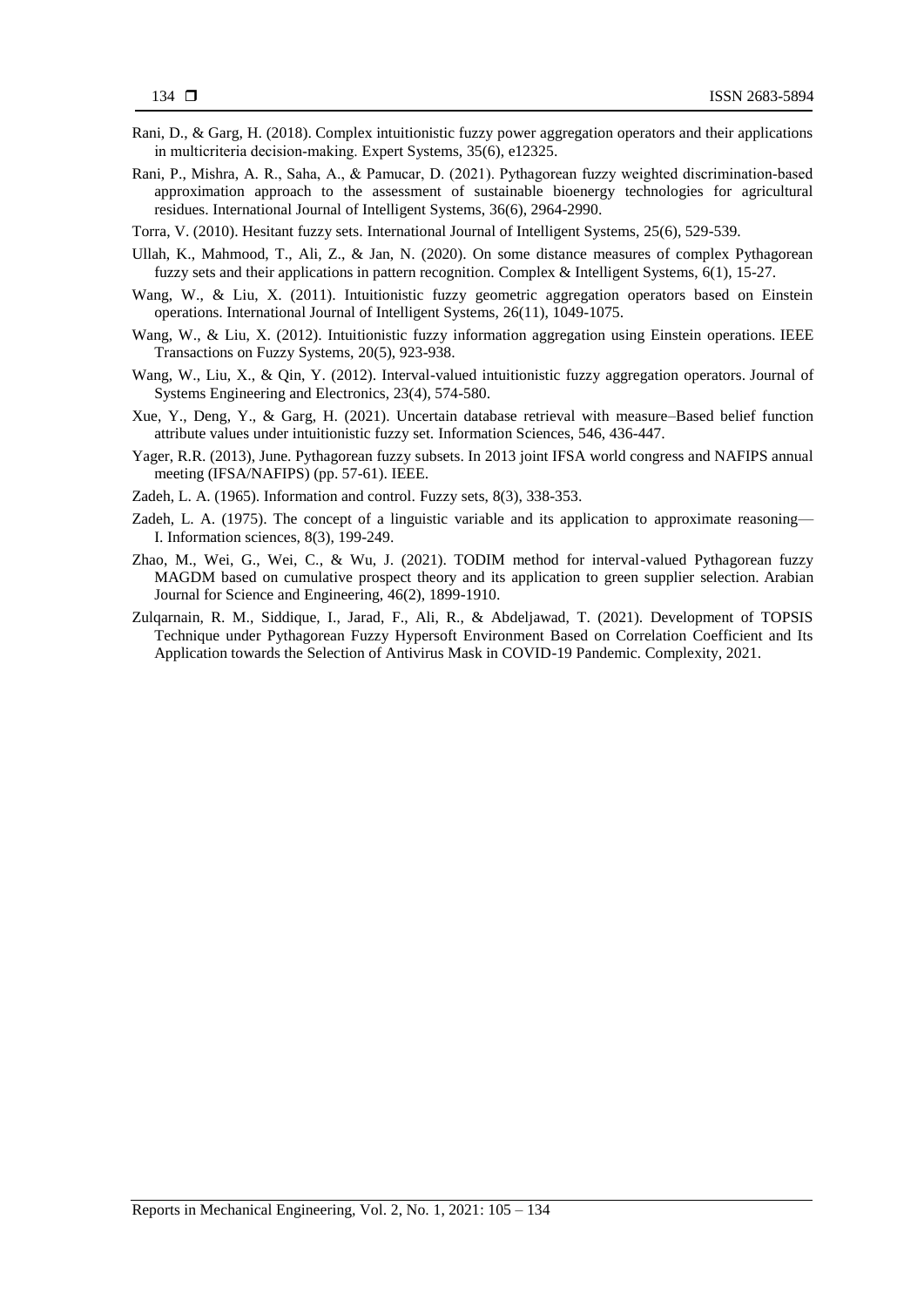Rani, D., & Garg, H. (2018). Complex intuitionistic fuzzy power aggregation operators and their applications in multicriteria decision-making. Expert Systems, 35(6), e12325.

Rani, P., Mishra, A. R., Saha, A., & Pamucar, D. (2021). Pythagorean fuzzy weighted discrimination-based approximation approach to the assessment of sustainable bioenergy technologies for agricultural residues. International Journal of Intelligent Systems, 36(6), 2964-2990.

Torra, V. (2010). Hesitant fuzzy sets. International Journal of Intelligent Systems, 25(6), 529-539.

Ullah, K., Mahmood, T., Ali, Z., & Jan, N. (2020). On some distance measures of complex Pythagorean fuzzy sets and their applications in pattern recognition. Complex & Intelligent Systems, 6(1), 15-27.

Wang, W., & Liu, X. (2011). Intuitionistic fuzzy geometric aggregation operators based on Einstein operations. International Journal of Intelligent Systems, 26(11), 1049-1075.

Wang, W., & Liu, X. (2012). Intuitionistic fuzzy information aggregation using Einstein operations. IEEE Transactions on Fuzzy Systems, 20(5), 923-938.

Wang, W., Liu, X., & Qin, Y. (2012). Interval-valued intuitionistic fuzzy aggregation operators. Journal of Systems Engineering and Electronics, 23(4), 574-580.

Xue, Y., Deng, Y., & Garg, H. (2021). Uncertain database retrieval with measure–Based belief function attribute values under intuitionistic fuzzy set. Information Sciences, 546, 436-447.

Yager, R.R. (2013), June. Pythagorean fuzzy subsets. In 2013 joint IFSA world congress and NAFIPS annual meeting (IFSA/NAFIPS) (pp. 57-61). IEEE.

Zadeh, L. A. (1965). Information and control. Fuzzy sets, 8(3), 338-353.

Zadeh, L. A. (1975). The concept of a linguistic variable and its application to approximate reasoning—I. Information sciences, 8(3), 199-249.

Zhao, M., Wei, G., Wei, C., & Wu, J. (2021). TODIM method for interval-valued Pythagorean fuzzy MAGDM based on cumulative prospect theory and its application to green supplier selection. Arabian Journal for Science and Engineering, 46(2), 1899-1910.

Zulqarnain, R. M., Siddique, I., Jarad, F., Ali, R., & Abdeljawad, T. (2021). Development of TOPSIS Technique under Pythagorean Fuzzy Hypersoft Environment Based on Correlation Coefficient and Its Application towards the Selection of Antivirus Mask in COVID-19 Pandemic. Complexity, 2021.